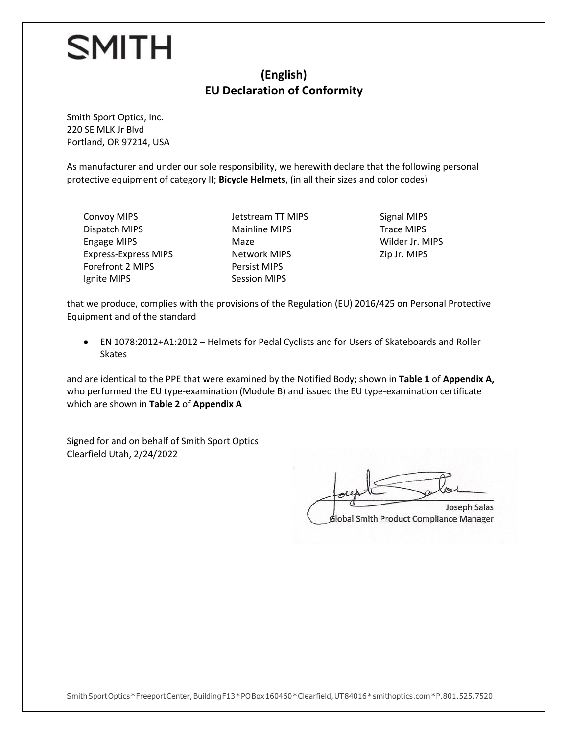# SMITH

## (English)
## EU Declaration of Conformity

Smith Sport Optics, Inc.
220 SE MLK Jr Blvd
Portland, OR 97214, USA

As manufacturer and under our sole responsibility, we herewith declare that the following personal protective equipment of category II; **Bicycle Helmets**, (in all their sizes and color codes)

- Convoy MIPS
- Dispatch MIPS
- Engage MIPS
- Express-Express MIPS
- Forefront 2 MIPS
- Ignite MIPS
- Jetstream TT MIPS
- Mainline MIPS
- Maze
- Network MIPS
- Persist MIPS
- Session MIPS
- Signal MIPS
- Trace MIPS
- Wilder Jr. MIPS
- Zip Jr. MIPS

that we produce, complies with the provisions of the Regulation (EU) 2016/425 on Personal Protective Equipment and of the standard

- EN 1078:2012+A1:2012 – Helmets for Pedal Cyclists and for Users of Skateboards and Roller Skates

and are identical to the PPE that were examined by the Notified Body; shown in **Table 1** of **Appendix A,** who performed the EU type-examination (Module B) and issued the EU type-examination certificate which are shown in **Table 2** of **Appendix A**

Signed for and on behalf of Smith Sport Optics
Clearfield Utah, 2/24/2022

Joseph Salas
Global Smith Product Compliance Manager

Smith Sport Optics * Freeport Center, Building F13 * PO Box 160460 * Clearfield, UT 84016 * smithoptics.com * P. 801.525.7520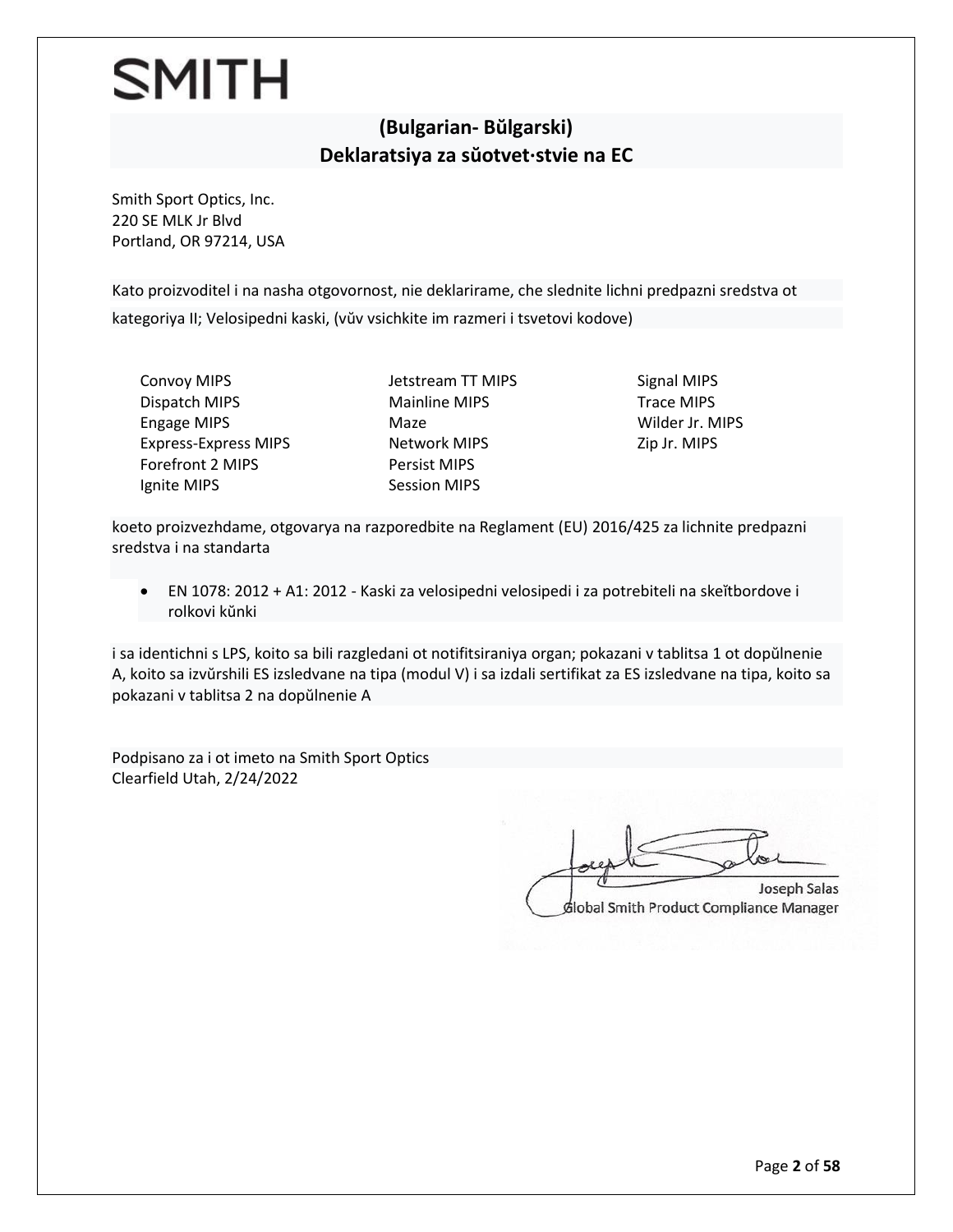SMITH

## (Bulgarian- Bŭlgarski)
## Deklaratsiya za sŭotvet·stvie na EC

Smith Sport Optics, Inc.
220 SE MLK Jr Blvd
Portland, OR 97214, USA

Kato proizvoditel i na nasha otgovornost, nie deklarirame, che slednite lichni predpazni sredstva ot kategoriya II; Velosipedni kaski, (vŭv vsichkite im razmeri i tsvetovi kodove)

- Convoy MIPS
- Dispatch MIPS
- Engage MIPS
- Express-Express MIPS
- Forefront 2 MIPS
- Ignite MIPS
- Jetstream TT MIPS
- Mainline MIPS
- Maze
- Network MIPS
- Persist MIPS
- Session MIPS
- Signal MIPS
- Trace MIPS
- Wilder Jr. MIPS
- Zip Jr. MIPS

koeto proizvezhdame, otgovarya na razporedbite na Reglament (EU) 2016/425 za lichnite predpazni sredstva i na standarta

- EN 1078: 2012 + A1: 2012 - Kaski za velosipedni velosipedi i za potrebiteli na skeĭtbordove i rolkovi kŭnki

i sa identichni s LPS, koito sa bili razgledani ot notifitsiraniya organ; pokazani v tablitsa 1 ot dopŭlnenie A, koito sa izvŭrshili ES izsledvane na tipa (modul V) i sa izdali sertifikat za ES izsledvane na tipa, koito sa pokazani v tablitsa 2 na dopŭlnenie A

Podpisano za i ot imeto na Smith Sport Optics
Clearfield Utah, 2/24/2022

Joseph Salas
Global Smith Product Compliance Manager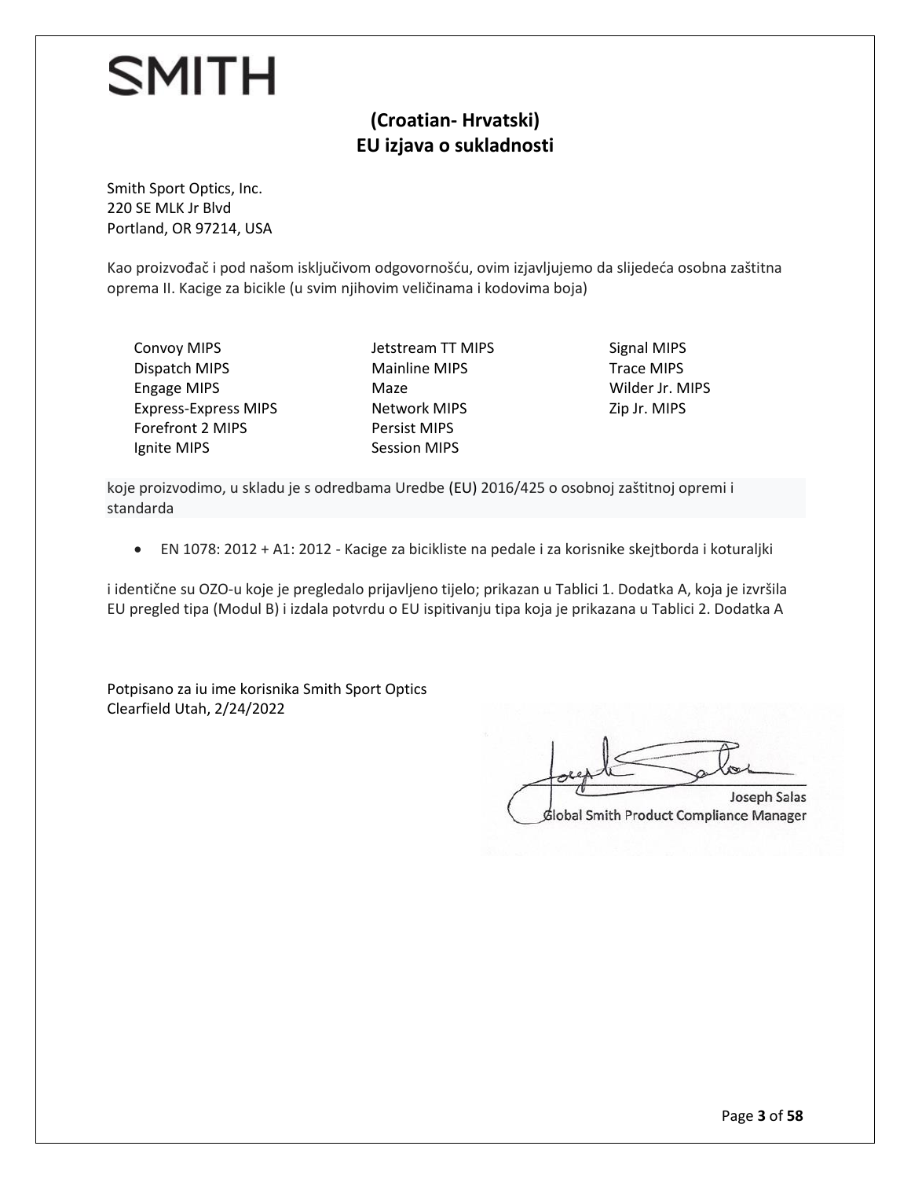# SMITH

## (Croatian- Hrvatski)
## EU izjava o sukladnosti

Smith Sport Optics, Inc.
220 SE MLK Jr Blvd
Portland, OR 97214, USA

Kao proizvođač i pod našom isključivom odgovornošću, ovim izjavljujemo da slijedeća osobna zaštitna oprema II. Kacige za bicikle (u svim njihovim veličinama i kodovima boja)

- Convoy MIPS
- Dispatch MIPS
- Engage MIPS
- Express-Express MIPS
- Forefront 2 MIPS
- Ignite MIPS
- Jetstream TT MIPS
- Mainline MIPS
- Maze
- Network MIPS
- Persist MIPS
- Session MIPS
- Signal MIPS
- Trace MIPS
- Wilder Jr. MIPS
- Zip Jr. MIPS

koje proizvodimo, u skladu je s odredbama Uredbe (EU) 2016/425 o osobnoj zaštitnoj opremi i standarda

- EN 1078: 2012 + A1: 2012 - Kacige za bicikliste na pedale i za korisnike skejtborda i koturaljki

i identične su OZO-u koje je pregledalo prijavljeno tijelo; prikazan u Tablici 1. Dodatka A, koja je izvršila EU pregled tipa (Modul B) i izdala potvrdu o EU ispitivanju tipa koja je prikazana u Tablici 2. Dodatka A

Potpisano za iu ime korisnika Smith Sport Optics
Clearfield Utah, 2/24/2022

Joseph Salas
Global Smith Product Compliance Manager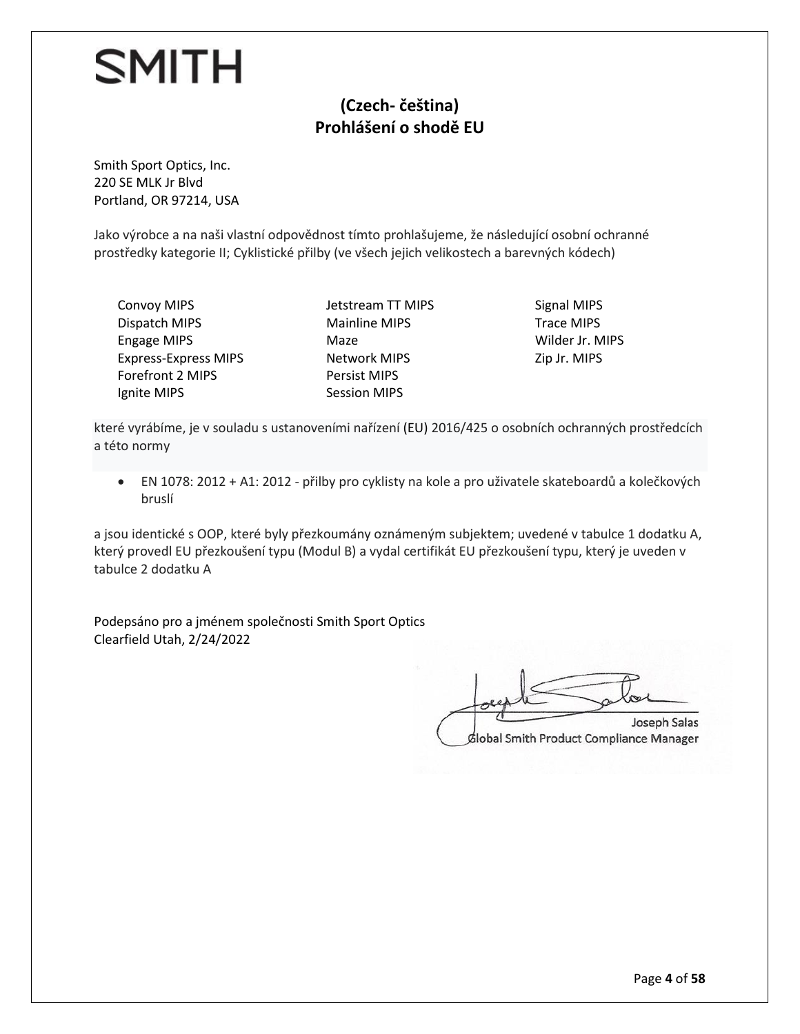SMITH

## (Czech- čeština)
## Prohlášení o shodě EU

Smith Sport Optics, Inc.
220 SE MLK Jr Blvd
Portland, OR 97214, USA

Jako výrobce a na naši vlastní odpovědnost tímto prohlašujeme, že následující osobní ochranné prostředky kategorie II; Cyklistické přilby (ve všech jejich velikostech a barevných kódech)

Convoy MIPS
Dispatch MIPS
Engage MIPS
Express-Express MIPS
Forefront 2 MIPS
Ignite MIPS
Jetstream TT MIPS
Mainline MIPS
Maze
Network MIPS
Persist MIPS
Session MIPS
Signal MIPS
Trace MIPS
Wilder Jr. MIPS
Zip Jr. MIPS

které vyrábíme, je v souladu s ustanoveními nařízení (EU) 2016/425 o osobních ochranných prostředcích a této normy

- EN 1078: 2012 + A1: 2012 - přilby pro cyklisty na kole a pro uživatele skateboardů a kolečkových bruslí

a jsou identické s OOP, které byly přezkoumány oznámeným subjektem; uvedené v tabulce 1 dodatku A, který provedl EU přezkoušení typu (Modul B) a vydal certifikát EU přezkoušení typu, který je uveden v tabulce 2 dodatku A

Podepsáno pro a jménem společnosti Smith Sport Optics
Clearfield Utah, 2/24/2022

Joseph Salas
Global Smith Product Compliance Manager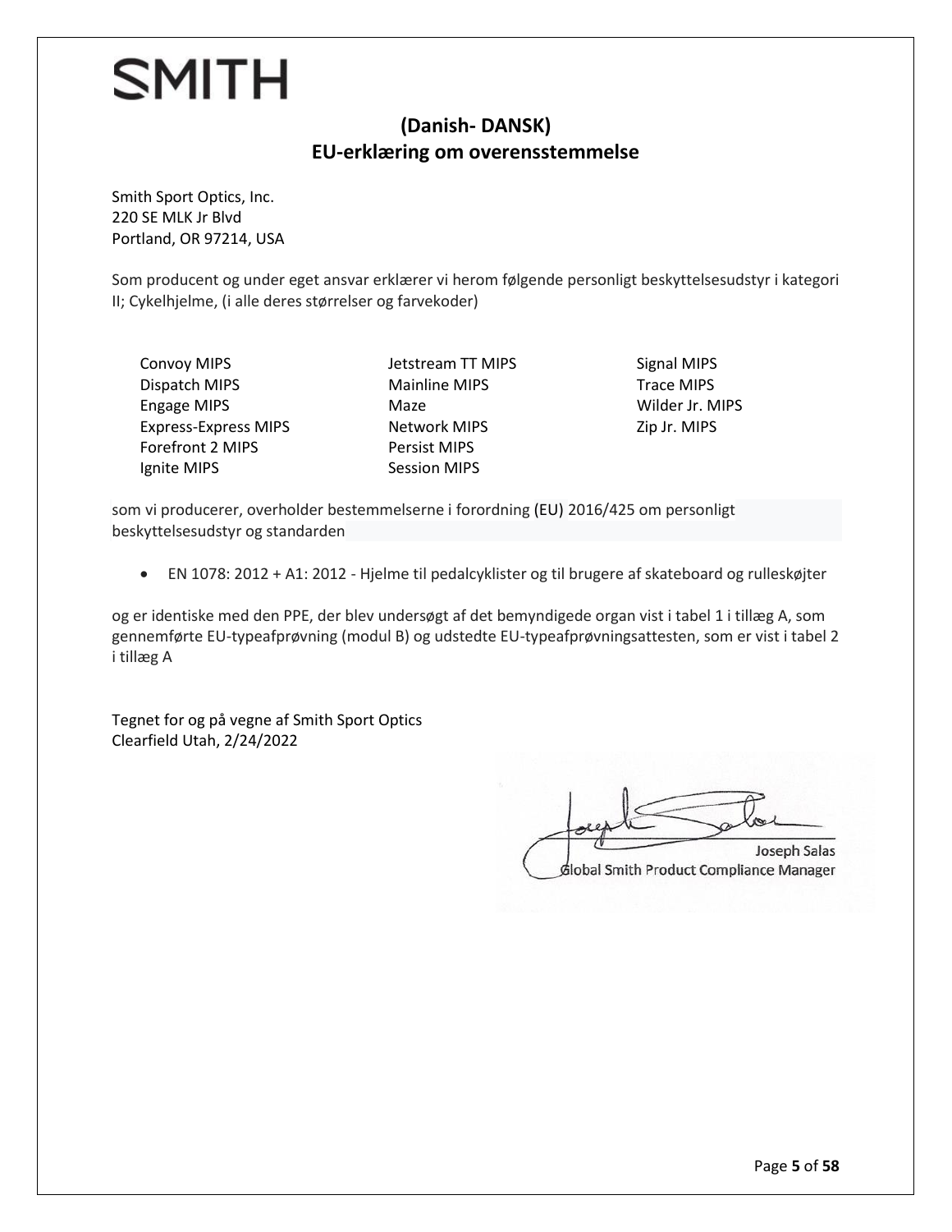SMITH

## (Danish- DANSK)
## EU-erklæring om overensstemmelse

Smith Sport Optics, Inc.
220 SE MLK Jr Blvd
Portland, OR 97214, USA

Som producent og under eget ansvar erklærer vi herom følgende personligt beskyttelsesudstyr i kategori II; Cykelhjelme, (i alle deres størrelser og farvekoder)

- Convoy MIPS
- Dispatch MIPS
- Engage MIPS
- Express-Express MIPS
- Forefront 2 MIPS
- Ignite MIPS
- Jetstream TT MIPS
- Mainline MIPS
- Maze
- Network MIPS
- Persist MIPS
- Session MIPS
- Signal MIPS
- Trace MIPS
- Wilder Jr. MIPS
- Zip Jr. MIPS

som vi producerer, overholder bestemmelserne i forordning (EU) 2016/425 om personligt beskyttelsesudstyr og standarden

- EN 1078: 2012 + A1: 2012 - Hjelme til pedalcyklister og til brugere af skateboard og rulleskøjter

og er identiske med den PPE, der blev undersøgt af det bemyndigede organ vist i tabel 1 i tillæg A, som gennemførte EU-typeafprøvning (modul B) og udstedte EU-typeafprøvningsattesten, som er vist i tabel 2 i tillæg A

Tegnet for og på vegne af Smith Sport Optics
Clearfield Utah, 2/24/2022

Joseph Salas
Global Smith Product Compliance Manager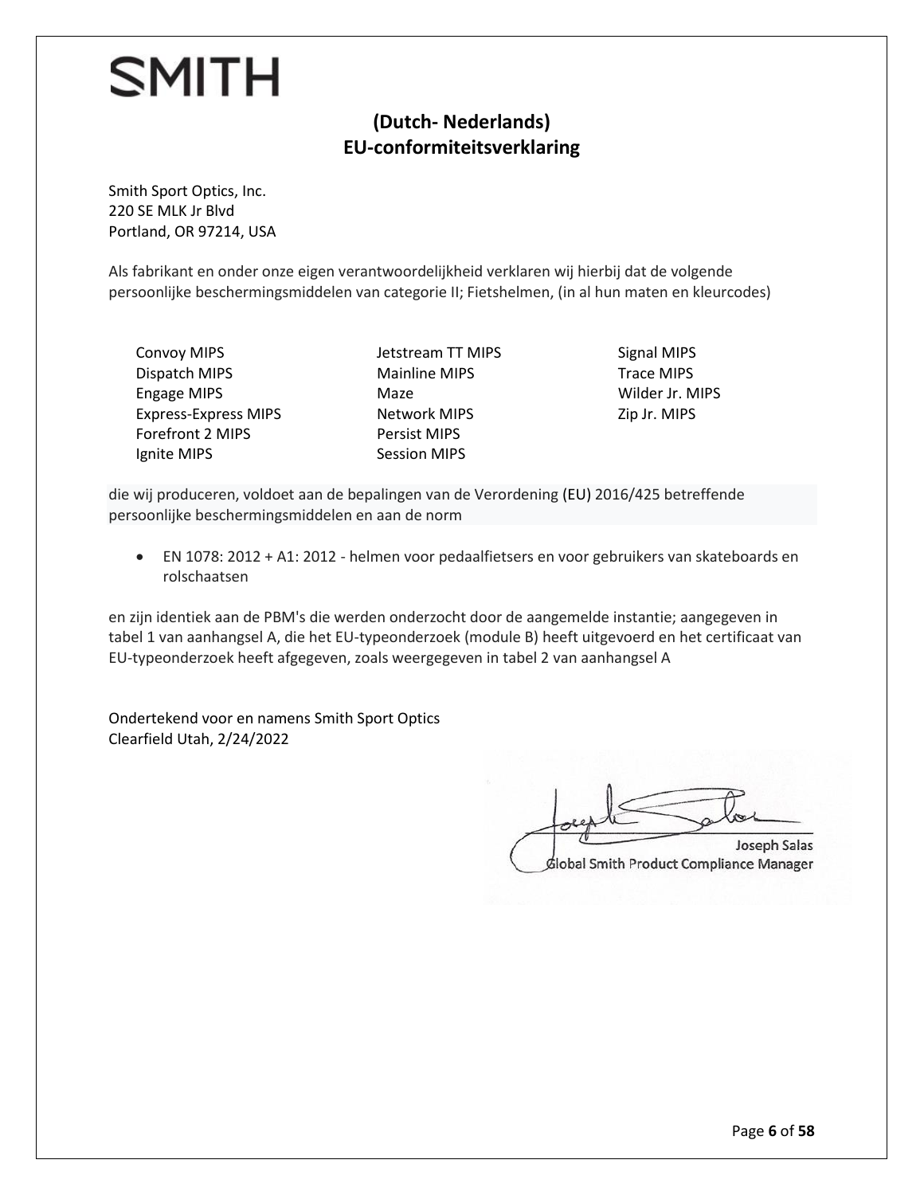SMITH

## (Dutch- Nederlands)
## EU-conformiteitsverklaring

Smith Sport Optics, Inc.
220 SE MLK Jr Blvd
Portland, OR 97214, USA

Als fabrikant en onder onze eigen verantwoordelijkheid verklaren wij hierbij dat de volgende persoonlijke beschermingsmiddelen van categorie II; Fietshelmen, (in al hun maten en kleurcodes)

Convoy MIPS
Dispatch MIPS
Engage MIPS
Express-Express MIPS
Forefront 2 MIPS
Ignite MIPS
Jetstream TT MIPS
Mainline MIPS
Maze
Network MIPS
Persist MIPS
Session MIPS
Signal MIPS
Trace MIPS
Wilder Jr. MIPS
Zip Jr. MIPS

die wij produceren, voldoet aan de bepalingen van de Verordening (EU) 2016/425 betreffende persoonlijke beschermingsmiddelen en aan de norm

- EN 1078: 2012 + A1: 2012 - helmen voor pedaalfietsers en voor gebruikers van skateboards en rolschaatsen

en zijn identiek aan de PBM's die werden onderzocht door de aangemelde instantie; aangegeven in tabel 1 van aanhangsel A, die het EU-typeonderzoek (module B) heeft uitgevoerd en het certificaat van EU-typeonderzoek heeft afgegeven, zoals weergegeven in tabel 2 van aanhangsel A

Ondertekend voor en namens Smith Sport Optics
Clearfield Utah, 2/24/2022

Joseph Salas
Global Smith Product Compliance Manager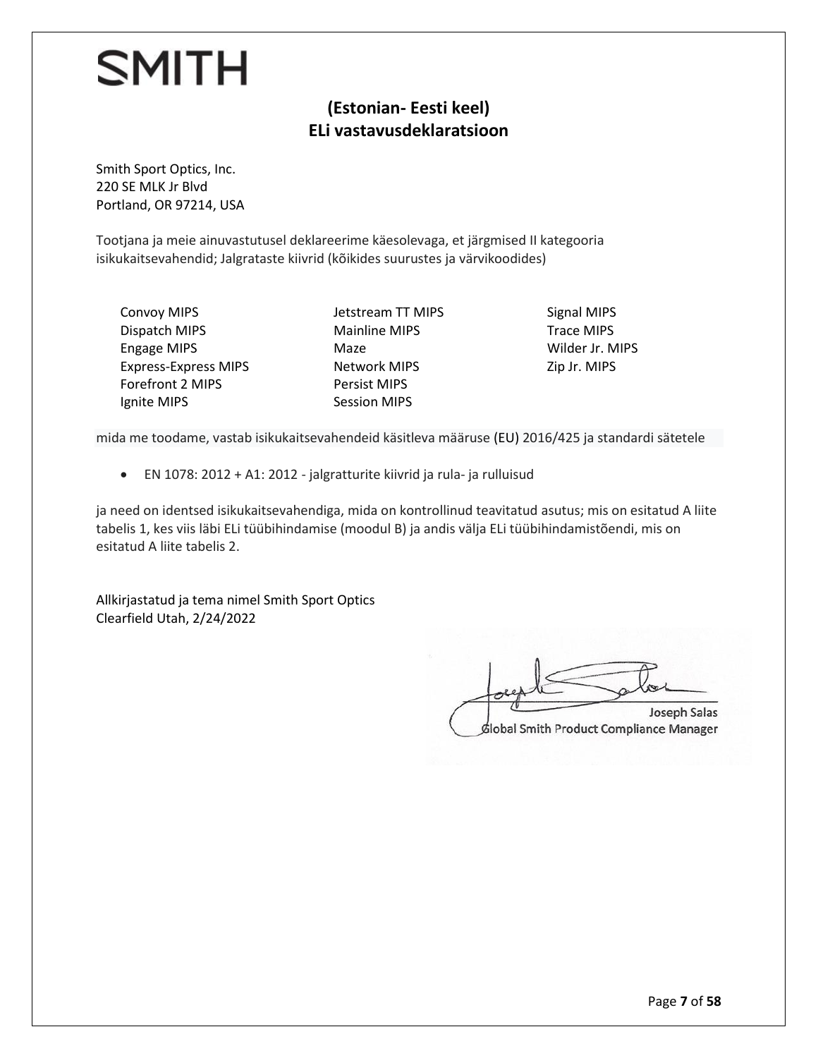SMITH

## (Estonian- Eesti keel)
## ELi vastavusdeklaratsioon

Smith Sport Optics, Inc.
220 SE MLK Jr Blvd
Portland, OR 97214, USA

Tootjana ja meie ainuvastutusel deklareerime käesolevaga, et järgmised II kategooria isikukaitsevahendid; Jalgrataste kiivrid (kõikides suurustes ja värvikoodides)

| | | |
|---|---|---|
| Convoy MIPS | Jetstream TT MIPS | Signal MIPS |
| Dispatch MIPS | Mainline MIPS | Trace MIPS |
| Engage MIPS | Maze | Wilder Jr. MIPS |
| Express-Express MIPS | Network MIPS | Zip Jr. MIPS |
| Forefront 2 MIPS | Persist MIPS | |
| Ignite MIPS | Session MIPS | |

mida me toodame, vastab isikukaitsevahendeid käsitleva määruse (EU) 2016/425 ja standardi sätetele

- EN 1078: 2012 + A1: 2012 - jalgratturite kiivrid ja rula- ja rulluisud

ja need on identsed isikukaitsevahendiga, mida on kontrollinud teavitatud asutus; mis on esitatud A liite tabelis 1, kes viis läbi ELi tüübihindamise (moodul B) ja andis välja ELi tüübihindamistõendi, mis on esitatud A liite tabelis 2.

Allkirjastatud ja tema nimel Smith Sport Optics
Clearfield Utah, 2/24/2022

Joseph Salas
Global Smith Product Compliance Manager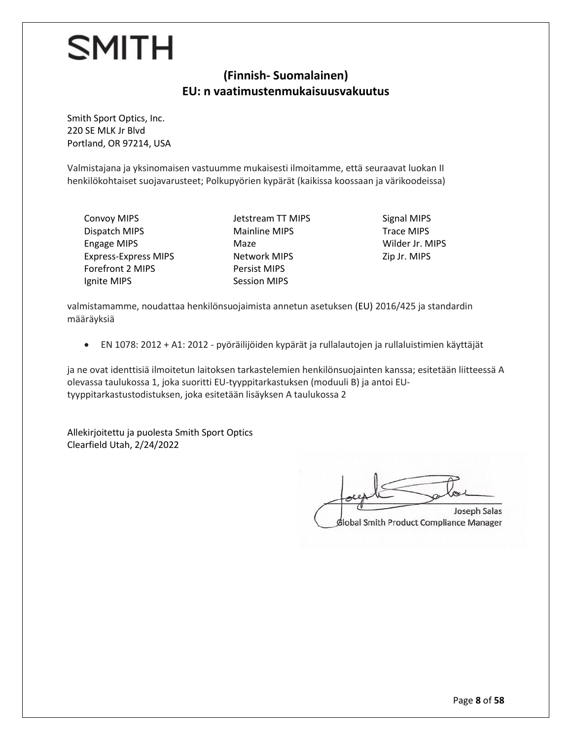SMITH

## (Finnish- Suomalainen)
## EU: n vaatimustenmukaisuusvakuutus

Smith Sport Optics, Inc.
220 SE MLK Jr Blvd
Portland, OR 97214, USA

Valmistajana ja yksinomaisen vastuumme mukaisesti ilmoitamme, että seuraavat luokan II henkilökohtaiset suojavarusteet; Polkupyörien kypärät (kaikissa koossaan ja värikoodeissa)

Convoy MIPS
Dispatch MIPS
Engage MIPS
Express-Express MIPS
Forefront 2 MIPS
Ignite MIPS
Jetstream TT MIPS
Mainline MIPS
Maze
Network MIPS
Persist MIPS
Session MIPS
Signal MIPS
Trace MIPS
Wilder Jr. MIPS
Zip Jr. MIPS

valmistamamme, noudattaa henkilönsuojaimista annetun asetuksen (EU) 2016/425 ja standardin määräyksiä

- EN 1078: 2012 + A1: 2012 - pyöräilijöiden kypärät ja rullalautojen ja rullaluistimien käyttäjät

ja ne ovat identtisiä ilmoitetun laitoksen tarkastelemien henkilönsuojainten kanssa; esitetään liitteessä A olevassa taulukossa 1, joka suoritti EU-tyyppitarkastuksen (moduuli B) ja antoi EU-tyyppitarkastustodistuksen, joka esitetään lisäyksen A taulukossa 2

Allekirjoitettu ja puolesta Smith Sport Optics
Clearfield Utah, 2/24/2022

Joseph Salas
Global Smith Product Compliance Manager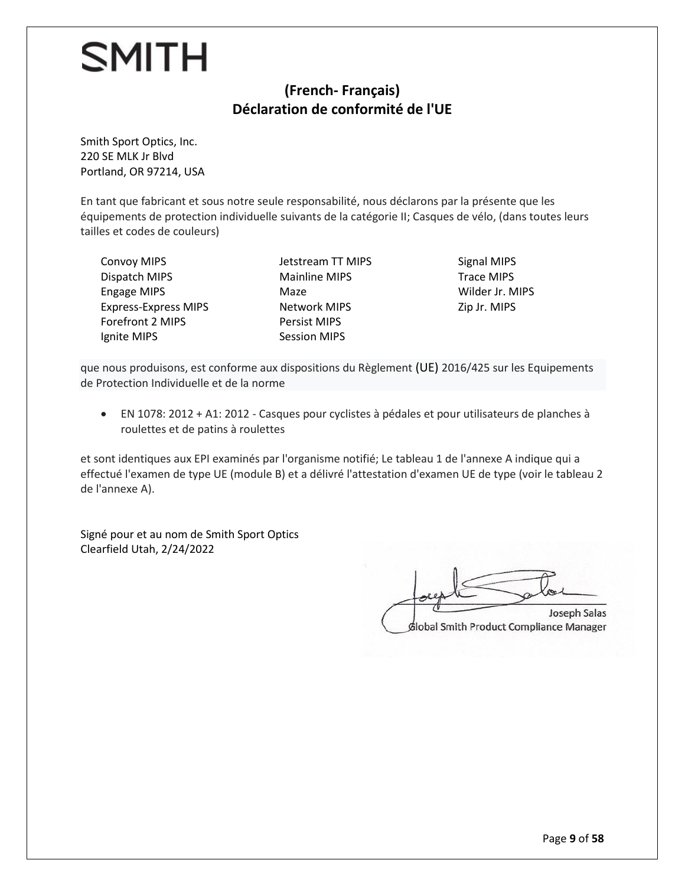SMITH

## (French- Français)
## Déclaration de conformité de l'UE

Smith Sport Optics, Inc.
220 SE MLK Jr Blvd
Portland, OR 97214, USA

En tant que fabricant et sous notre seule responsabilité, nous déclarons par la présente que les équipements de protection individuelle suivants de la catégorie II; Casques de vélo, (dans toutes leurs tailles et codes de couleurs)

- Convoy MIPS
- Dispatch MIPS
- Engage MIPS
- Express-Express MIPS
- Forefront 2 MIPS
- Ignite MIPS
- Jetstream TT MIPS
- Mainline MIPS
- Maze
- Network MIPS
- Persist MIPS
- Session MIPS
- Signal MIPS
- Trace MIPS
- Wilder Jr. MIPS
- Zip Jr. MIPS

que nous produisons, est conforme aux dispositions du Règlement (UE) 2016/425 sur les Equipements de Protection Individuelle et de la norme

- EN 1078: 2012 + A1: 2012 - Casques pour cyclistes à pédales et pour utilisateurs de planches à roulettes et de patins à roulettes

et sont identiques aux EPI examinés par l'organisme notifié; Le tableau 1 de l'annexe A indique qui a effectué l'examen de type UE (module B) et a délivré l'attestation d'examen UE de type (voir le tableau 2 de l'annexe A).

Signé pour et au nom de Smith Sport Optics
Clearfield Utah, 2/24/2022

Joseph Salas
Global Smith Product Compliance Manager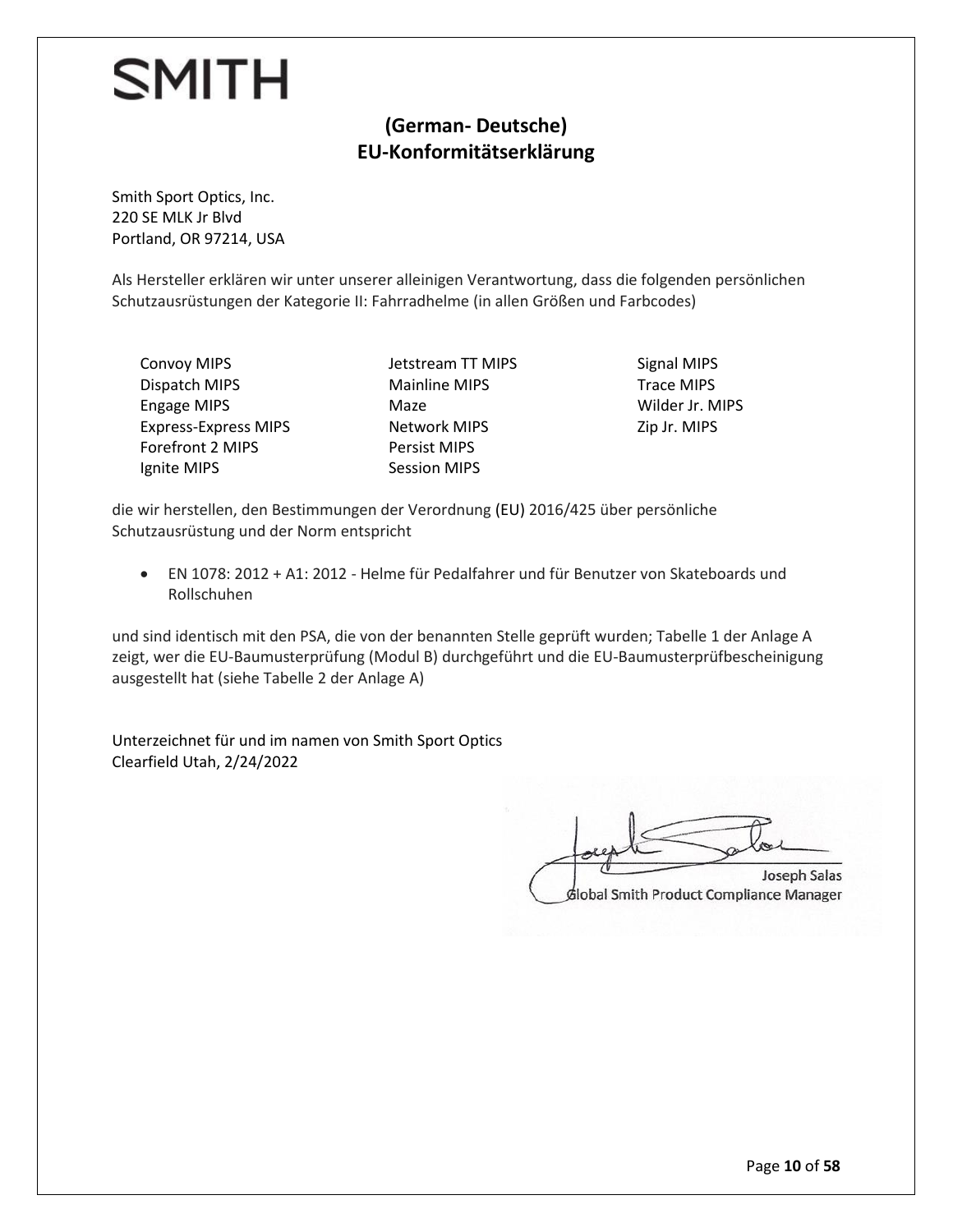SMITH

## (German- Deutsche)
## EU-Konformitätserklärung

Smith Sport Optics, Inc.
220 SE MLK Jr Blvd
Portland, OR 97214, USA

Als Hersteller erklären wir unter unserer alleinigen Verantwortung, dass die folgenden persönlichen Schutzausrüstungen der Kategorie II: Fahrradhelme (in allen Größen und Farbcodes)

Convoy MIPS
Dispatch MIPS
Engage MIPS
Express-Express MIPS
Forefront 2 MIPS
Ignite MIPS
Jetstream TT MIPS
Mainline MIPS
Maze
Network MIPS
Persist MIPS
Session MIPS
Signal MIPS
Trace MIPS
Wilder Jr. MIPS
Zip Jr. MIPS

die wir herstellen, den Bestimmungen der Verordnung (EU) 2016/425 über persönliche Schutzausrüstung und der Norm entspricht

- EN 1078: 2012 + A1: 2012 - Helme für Pedalfahrer und für Benutzer von Skateboards und Rollschuhen

und sind identisch mit den PSA, die von der benannten Stelle geprüft wurden; Tabelle 1 der Anlage A zeigt, wer die EU-Baumusterprüfung (Modul B) durchgeführt und die EU-Baumusterprüfbescheinigung ausgestellt hat (siehe Tabelle 2 der Anlage A)

Unterzeichnet für und im namen von Smith Sport Optics
Clearfield Utah, 2/24/2022

Joseph Salas
Global Smith Product Compliance Manager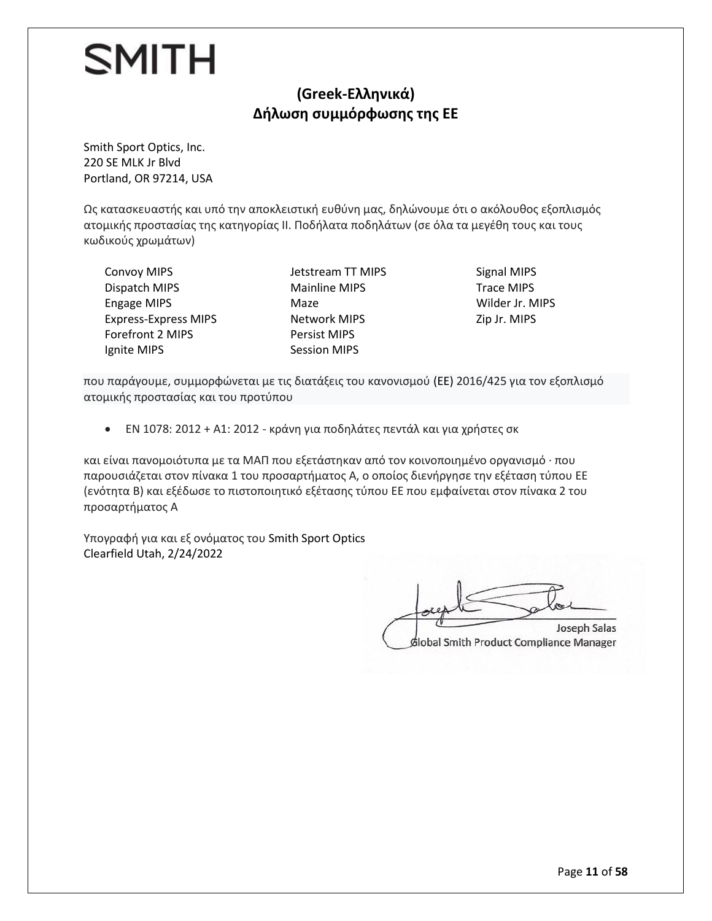SMITH

## (Greek-Ελληνικά)
## Δήλωση συμμόρφωσης της ΕΕ

Smith Sport Optics, Inc.
220 SE MLK Jr Blvd
Portland, OR 97214, USA

Ως κατασκευαστής και υπό την αποκλειστική ευθύνη μας, δηλώνουμε ότι ο ακόλουθος εξοπλισμός ατομικής προστασίας της κατηγορίας II. Ποδήλατα ποδηλάτων (σε όλα τα μεγέθη τους και τους κωδικούς χρωμάτων)

Convoy MIPS
Dispatch MIPS
Engage MIPS
Express-Express MIPS
Forefront 2 MIPS
Ignite MIPS
Jetstream TT MIPS
Mainline MIPS
Maze
Network MIPS
Persist MIPS
Session MIPS
Signal MIPS
Trace MIPS
Wilder Jr. MIPS
Zip Jr. MIPS

που παράγουμε, συμμορφώνεται με τις διατάξεις του κανονισμού (ΕΕ) 2016/425 για τον εξοπλισμό ατομικής προστασίας και του προτύπου

- EN 1078: 2012 + A1: 2012 - κράνη για ποδηλάτες πεντάλ και για χρήστες σκ

και είναι πανομοιότυπα με τα ΜΑΠ που εξετάστηκαν από τον κοινοποιημένο οργανισμό · που παρουσιάζεται στον πίνακα 1 του προσαρτήματος Α, ο οποίος διενήργησε την εξέταση τύπου ΕΕ (ενότητα B) και εξέδωσε το πιστοποιητικό εξέτασης τύπου ΕΕ που εμφαίνεται στον πίνακα 2 του προσαρτήματος Α

Υπογραφή για και εξ ονόματος του Smith Sport Optics
Clearfield Utah, 2/24/2022

Joseph Salas
Global Smith Product Compliance Manager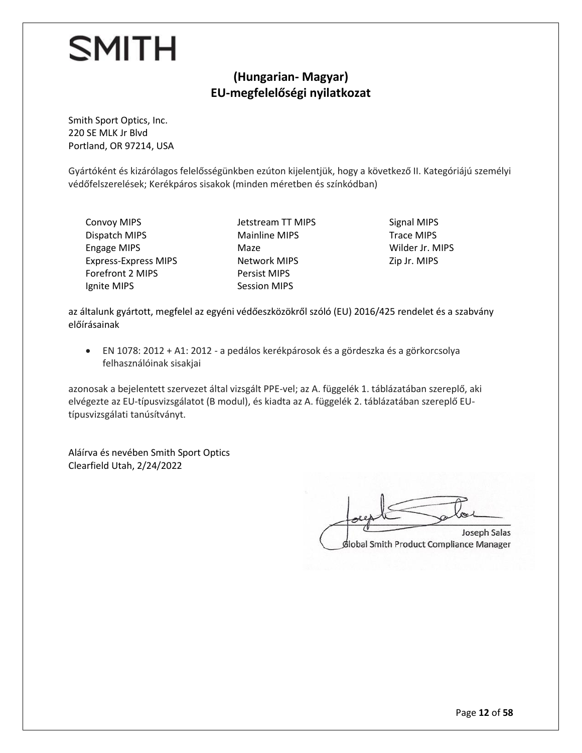SMITH

## (Hungarian- Magyar)
## EU-megfelelőségi nyilatkozat

Smith Sport Optics, Inc.
220 SE MLK Jr Blvd
Portland, OR 97214, USA

Gyártóként és kizárólagos felelősségünkben ezúton kijelentjük, hogy a következő II. Kategóriájú személyi védőfelszerelések; Kerékpáros sisakok (minden méretben és színkódban)

- Convoy MIPS
- Dispatch MIPS
- Engage MIPS
- Express-Express MIPS
- Forefront 2 MIPS
- Ignite MIPS
- Jetstream TT MIPS
- Mainline MIPS
- Maze
- Network MIPS
- Persist MIPS
- Session MIPS
- Signal MIPS
- Trace MIPS
- Wilder Jr. MIPS
- Zip Jr. MIPS

az általunk gyártott, megfelel az egyéni védőeszközökről szóló (EU) 2016/425 rendelet és a szabvány előírásainak

- EN 1078: 2012 + A1: 2012 - a pedálos kerékpárosok és a gördeszka és a görkorcsolya felhasználóinak sisakjai

azonosak a bejelentett szervezet által vizsgált PPE-vel; az A. függelék 1. táblázatában szereplő, aki elvégezte az EU-típusvizsgálatot (B modul), és kiadta az A. függelék 2. táblázatában szereplő EU-típusvizsgálati tanúsítványt.

Aláírva és nevében Smith Sport Optics
Clearfield Utah, 2/24/2022

Joseph Salas
Global Smith Product Compliance Manager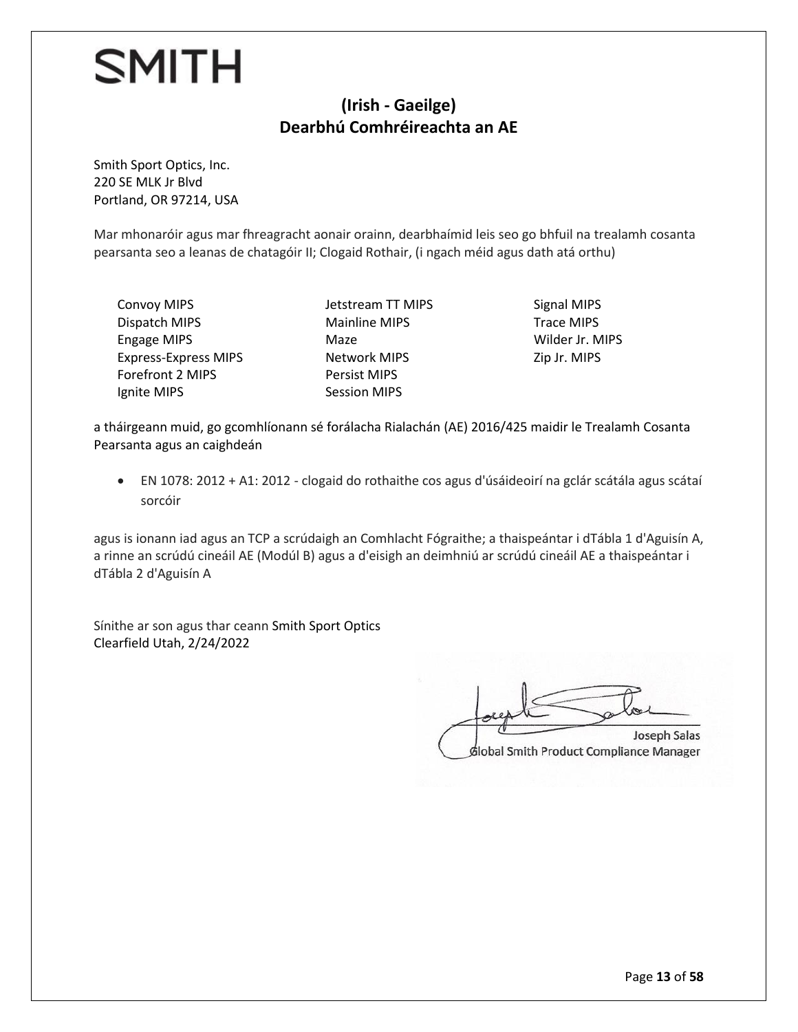SMITH

## (Irish - Gaeilge)
## Dearbhú Comhréireachta an AE

Smith Sport Optics, Inc.
220 SE MLK Jr Blvd
Portland, OR 97214, USA

Mar mhonaróir agus mar fhreagracht aonair orainn, dearbhaímid leis seo go bhfuil na trealamh cosanta pearsanta seo a leanas de chatagóir II; Clogaid Rothair, (i ngach méid agus dath atá orthu)

Convoy MIPS
Dispatch MIPS
Engage MIPS
Express-Express MIPS
Forefront 2 MIPS
Ignite MIPS
Jetstream TT MIPS
Mainline MIPS
Maze
Network MIPS
Persist MIPS
Session MIPS
Signal MIPS
Trace MIPS
Wilder Jr. MIPS
Zip Jr. MIPS

a tháirgeann muid, go gcomhlíonann sé forálacha Rialachán (AE) 2016/425 maidir le Trealamh Cosanta Pearsanta agus an caighdeán

- EN 1078: 2012 + A1: 2012 - clogaid do rothaithe cos agus d'úsáideoirí na gclár scátála agus scátaí sorcóir

agus is ionann iad agus an TCP a scrúdaigh an Comhlacht Fógraithe; a thaispeántar i dTábla 1 d'Aguisín A, a rinne an scrúdú cineáil AE (Modúl B) agus a d'eisigh an deimhniú ar scrúdú cineáil AE a thaispeántar i dTábla 2 d'Aguisín A

Sínithe ar son agus thar ceann Smith Sport Optics
Clearfield Utah, 2/24/2022

Joseph Salas
Global Smith Product Compliance Manager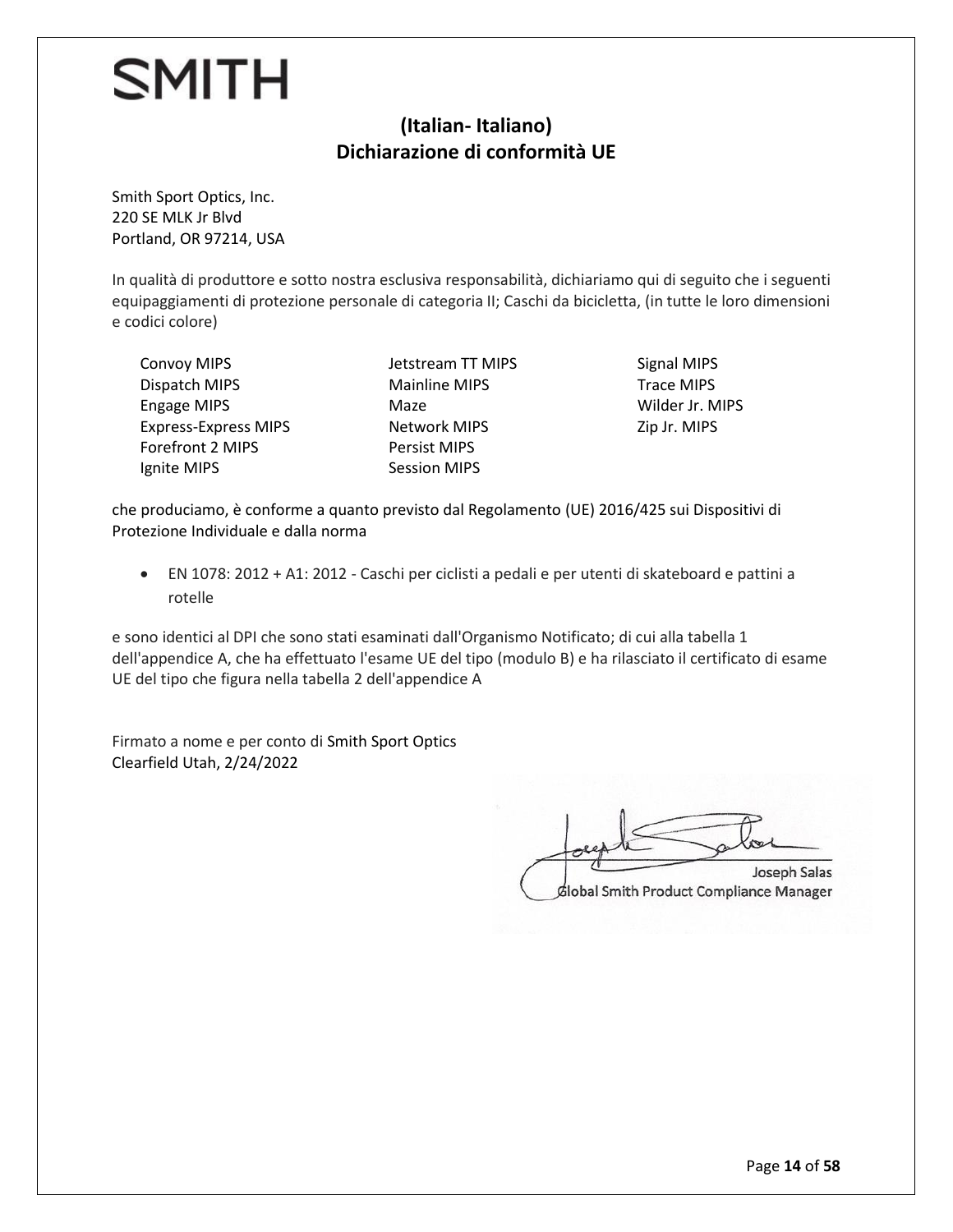SMITH

## (Italian- Italiano)
## Dichiarazione di conformità UE

Smith Sport Optics, Inc.
220 SE MLK Jr Blvd
Portland, OR 97214, USA

In qualità di produttore e sotto nostra esclusiva responsabilità, dichiariamo qui di seguito che i seguenti equipaggiamenti di protezione personale di categoria II; Caschi da bicicletta, (in tutte le loro dimensioni e codici colore)

- Convoy MIPS
- Dispatch MIPS
- Engage MIPS
- Express-Express MIPS
- Forefront 2 MIPS
- Ignite MIPS
- Jetstream TT MIPS
- Mainline MIPS
- Maze
- Network MIPS
- Persist MIPS
- Session MIPS
- Signal MIPS
- Trace MIPS
- Wilder Jr. MIPS
- Zip Jr. MIPS

che produciamo, è conforme a quanto previsto dal Regolamento (UE) 2016/425 sui Dispositivi di Protezione Individuale e dalla norma

- EN 1078: 2012 + A1: 2012 - Caschi per ciclisti a pedali e per utenti di skateboard e pattini a rotelle

e sono identici al DPI che sono stati esaminati dall'Organismo Notificato; di cui alla tabella 1 dell'appendice A, che ha effettuato l'esame UE del tipo (modulo B) e ha rilasciato il certificato di esame UE del tipo che figura nella tabella 2 dell'appendice A

Firmato a nome e per conto di Smith Sport Optics
Clearfield Utah, 2/24/2022

Joseph Salas
Global Smith Product Compliance Manager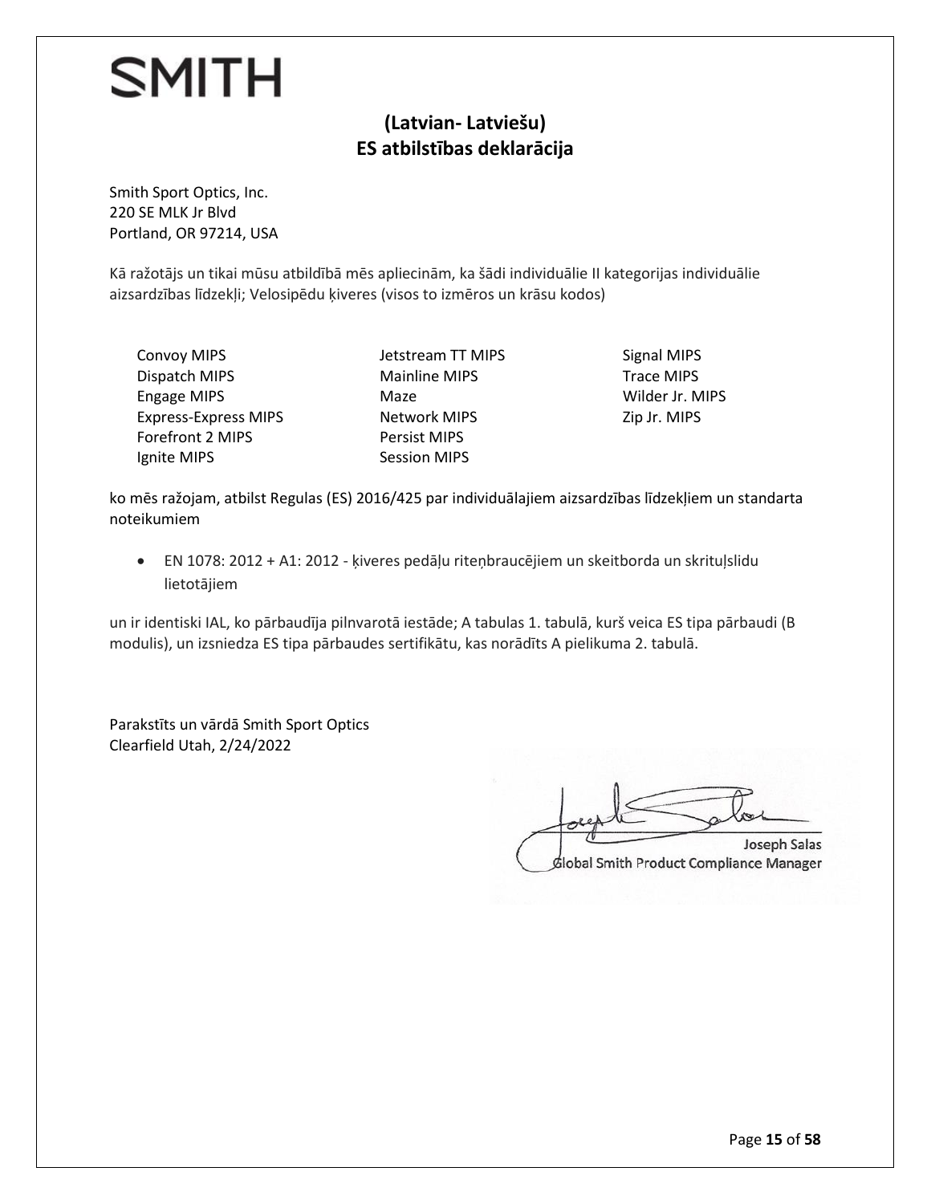SMITH

## (Latvian- Latviešu)
## ES atbilstības deklarācija

Smith Sport Optics, Inc.
220 SE MLK Jr Blvd
Portland, OR 97214, USA

Kā ražotājs un tikai mūsu atbildībā mēs apliecinām, ka šādi individuālie II kategorijas individuālie aizsardzības līdzekļi; Velosipēdu ķiveres (visos to izmēros un krāsu kodos)

| | | |
|---|---|---|
| Convoy MIPS | Jetstream TT MIPS | Signal MIPS |
| Dispatch MIPS | Mainline MIPS | Trace MIPS |
| Engage MIPS | Maze | Wilder Jr. MIPS |
| Express-Express MIPS | Network MIPS | Zip Jr. MIPS |
| Forefront 2 MIPS | Persist MIPS | |
| Ignite MIPS | Session MIPS | |

ko mēs ražojam, atbilst Regulas (ES) 2016/425 par individuālajiem aizsardzības līdzekļiem un standarta noteikumiem

- EN 1078: 2012 + A1: 2012 - ķiveres pedāļu riteņbraucējiem un skeitborda un skrituļslidu lietotājiem

un ir identiski IAL, ko pārbaudīja pilnvarotā iestāde; A tabulas 1. tabulā, kurš veica ES tipa pārbaudi (B modulis), un izsniedza ES tipa pārbaudes sertifikātu, kas norādīts A pielikuma 2. tabulā.

Parakstīts un vārdā Smith Sport Optics
Clearfield Utah, 2/24/2022

Joseph Salas
Global Smith Product Compliance Manager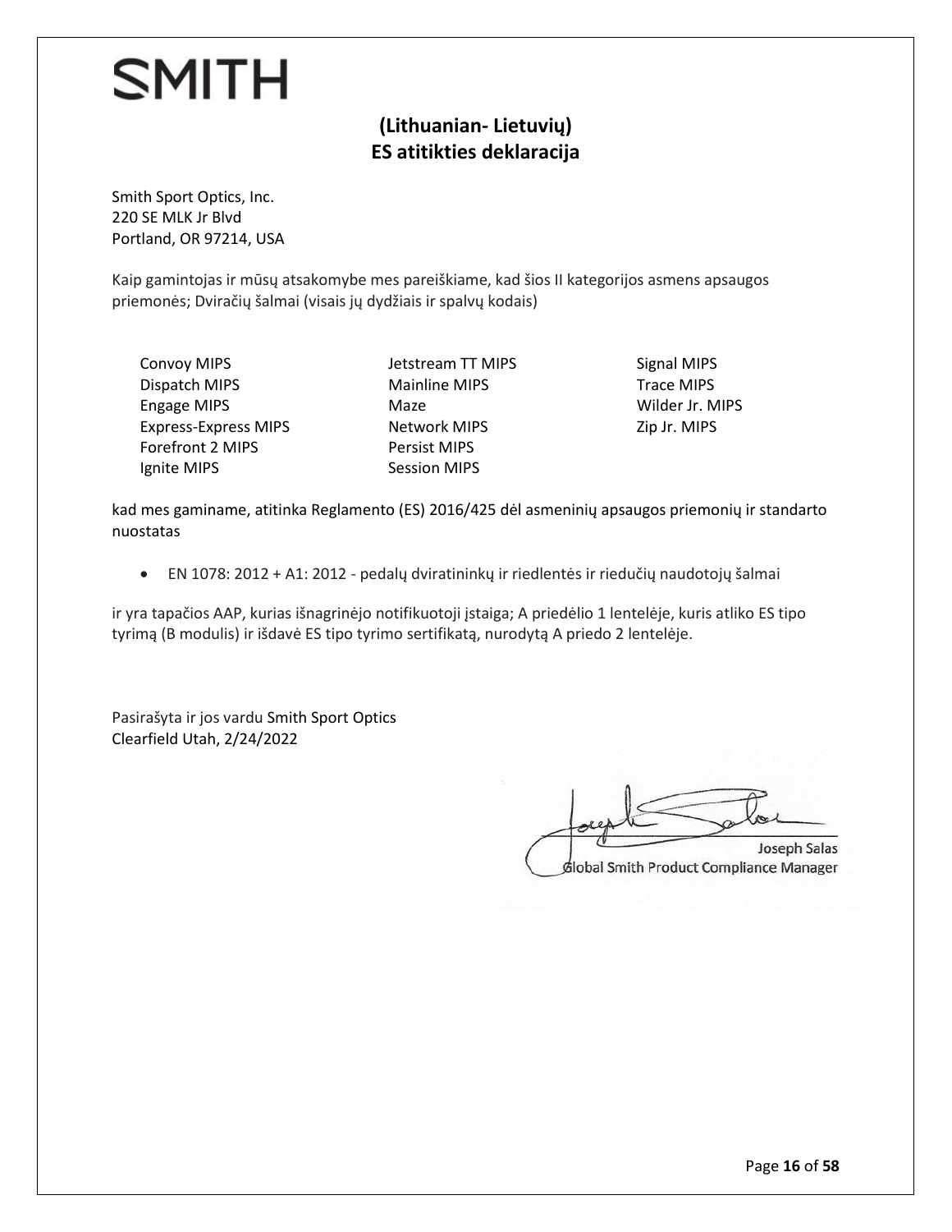SMITH

## (Lithuanian- Lietuvių)
## ES atitikties deklaracija

Smith Sport Optics, Inc.
220 SE MLK Jr Blvd
Portland, OR 97214, USA

Kaip gamintojas ir mūsų atsakomybe mes pareiškiame, kad šios II kategorijos asmens apsaugos priemonės; Dviračių šalmai (visais jų dydžiais ir spalvų kodais)

- Convoy MIPS
- Dispatch MIPS
- Engage MIPS
- Express-Express MIPS
- Forefront 2 MIPS
- Ignite MIPS
- Jetstream TT MIPS
- Mainline MIPS
- Maze
- Network MIPS
- Persist MIPS
- Session MIPS
- Signal MIPS
- Trace MIPS
- Wilder Jr. MIPS
- Zip Jr. MIPS

kad mes gaminame, atitinka Reglamento (ES) 2016/425 dėl asmeninių apsaugos priemonių ir standarto nuostatas

- EN 1078: 2012 + A1: 2012 - pedalų dviratininkų ir riedlentės ir riedučių naudotojų šalmai

ir yra tapačios AAP, kurias išnagrinėjo notifikuotoji įstaiga; A priedėlio 1 lentelėje, kuris atliko ES tipo tyrimą (B modulis) ir išdavė ES tipo tyrimo sertifikatą, nurodytą A priedo 2 lentelėje.

Pasirašyta ir jos vardu Smith Sport Optics
Clearfield Utah, 2/24/2022

Joseph Salas
Global Smith Product Compliance Manager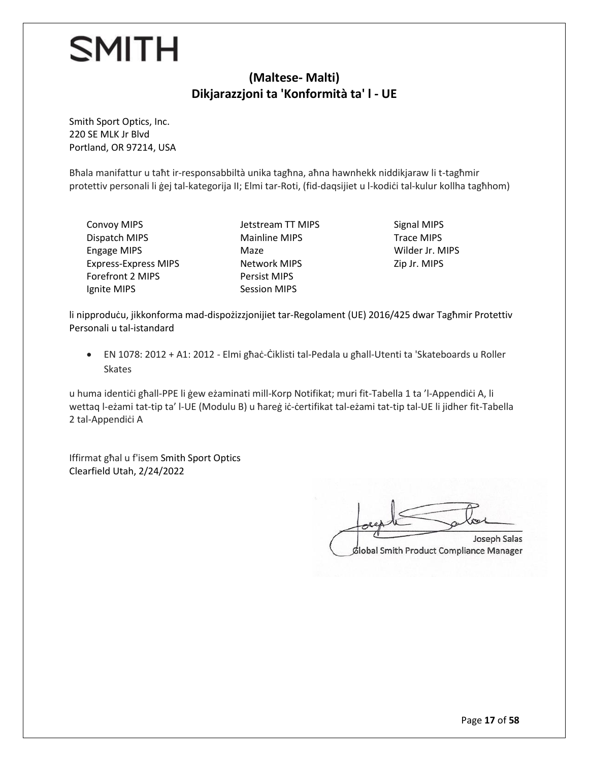# SMITH

## (Maltese- Malti)
## Dikjarazzjoni ta 'Konformità ta' l - UE

Smith Sport Optics, Inc.
220 SE MLK Jr Blvd
Portland, OR 97214, USA

Bħala manifattur u taħt ir-responsabbiltà unika tagħna, aħna hawnhekk niddikjaraw li t-tagħmir protettiv personali li ġej tal-kategorija II; Elmi tar-Roti, (fid-daqsijiet u l-kodiċi tal-kulur kollha tagħhom)

Convoy MIPS
Dispatch MIPS
Engage MIPS
Express-Express MIPS
Forefront 2 MIPS
Ignite MIPS
Jetstream TT MIPS
Mainline MIPS
Maze
Network MIPS
Persist MIPS
Session MIPS
Signal MIPS
Trace MIPS
Wilder Jr. MIPS
Zip Jr. MIPS

li nipproduċu, jikkonforma mad-dispożizzjonijiet tar-Regolament (UE) 2016/425 dwar Tagħmir Protettiv Personali u tal-istandard

- EN 1078: 2012 + A1: 2012 - Elmi għaċ-Ċiklisti tal-Pedala u għall-Utenti ta 'Skateboards u Roller Skates

u huma identiċi għall-PPE li ġew eżaminati mill-Korp Notifikat; muri fit-Tabella 1 ta 'l-Appendiċi A, li wettaq l-eżami tat-tip ta' l-UE (Modulu B) u ħareġ iċ-ċertifikat tal-eżami tat-tip tal-UE li jidher fit-Tabella 2 tal-Appendiċi A

Iffirmat għal u f'isem Smith Sport Optics
Clearfield Utah, 2/24/2022

Joseph Salas
Global Smith Product Compliance Manager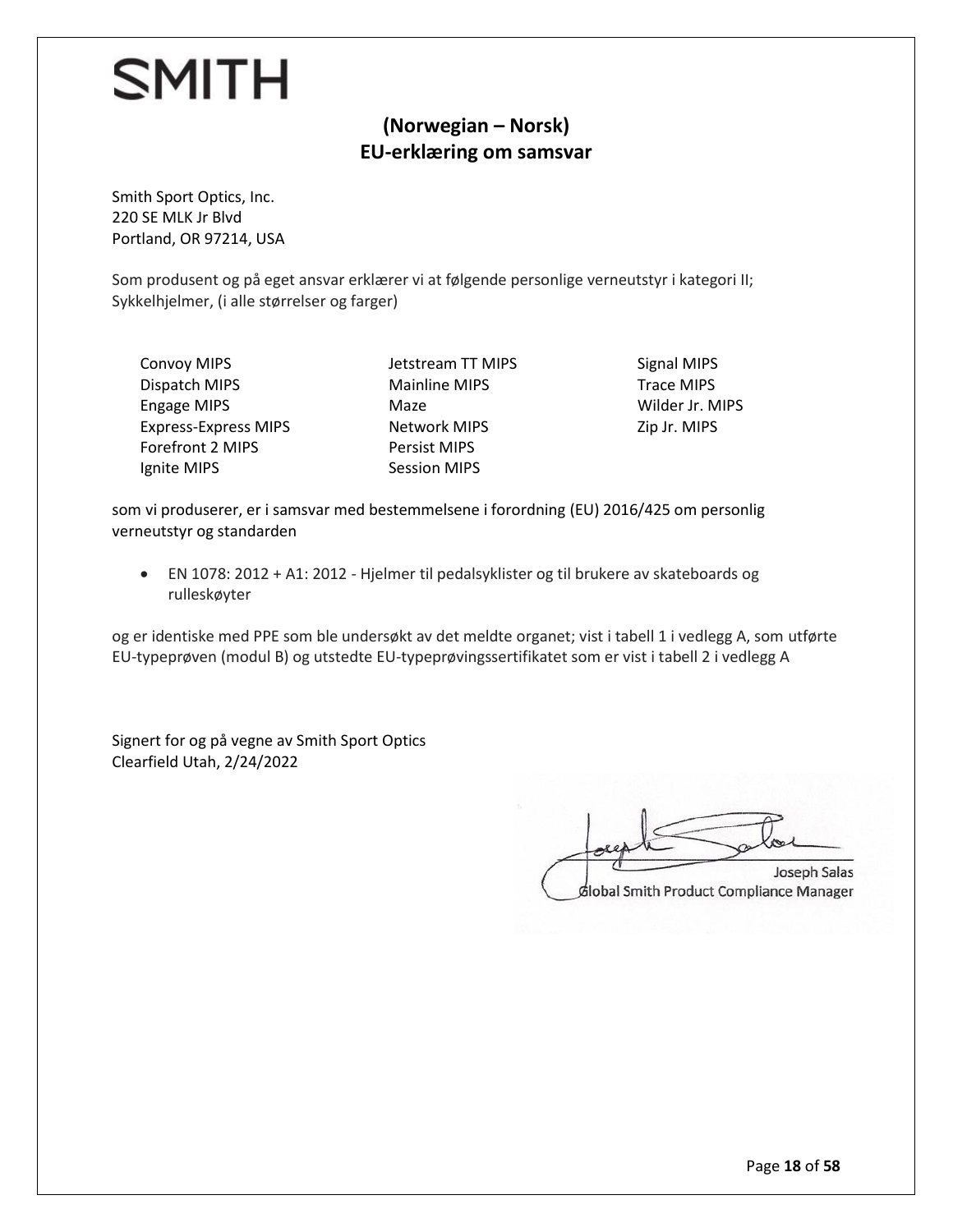SMITH

## (Norwegian – Norsk)
## EU-erklæring om samsvar

Smith Sport Optics, Inc.
220 SE MLK Jr Blvd
Portland, OR 97214, USA

Som produsent og på eget ansvar erklærer vi at følgende personlige verneutstyr i kategori II; Sykkelhjelmer, (i alle størrelser og farger)

- Convoy MIPS
- Dispatch MIPS
- Engage MIPS
- Express-Express MIPS
- Forefront 2 MIPS
- Ignite MIPS
- Jetstream TT MIPS
- Mainline MIPS
- Maze
- Network MIPS
- Persist MIPS
- Session MIPS
- Signal MIPS
- Trace MIPS
- Wilder Jr. MIPS
- Zip Jr. MIPS

som vi produserer, er i samsvar med bestemmelsene i forordning (EU) 2016/425 om personlig verneutstyr og standarden

- EN 1078: 2012 + A1: 2012 - Hjelmer til pedalsyklister og til brukere av skateboards og rulleskøyter

og er identiske med PPE som ble undersøkt av det meldte organet; vist i tabell 1 i vedlegg A, som utførte EU-typeprøven (modul B) og utstedte EU-typeprøvingssertifikatet som er vist i tabell 2 i vedlegg A

Signert for og på vegne av Smith Sport Optics
Clearfield Utah, 2/24/2022

Joseph Salas
Global Smith Product Compliance Manager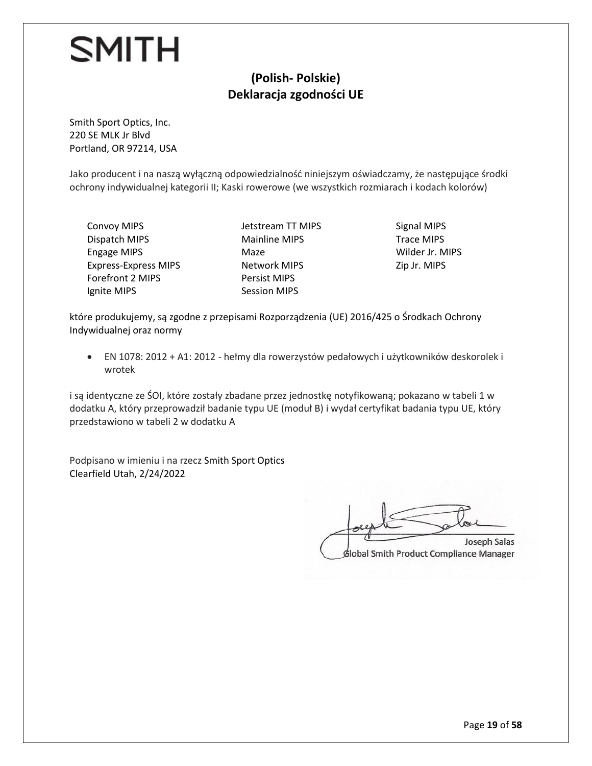SMITH

## (Polish- Polskie)
## Deklaracja zgodności UE

Smith Sport Optics, Inc.
220 SE MLK Jr Blvd
Portland, OR 97214, USA

Jako producent i na naszą wyłączną odpowiedzialność niniejszym oświadczamy, że następujące środki ochrony indywidualnej kategorii II; Kaski rowerowe (we wszystkich rozmiarach i kodach kolorów)

Convoy MIPS
Dispatch MIPS
Engage MIPS
Express-Express MIPS
Forefront 2 MIPS
Ignite MIPS
Jetstream TT MIPS
Mainline MIPS
Maze
Network MIPS
Persist MIPS
Session MIPS
Signal MIPS
Trace MIPS
Wilder Jr. MIPS
Zip Jr. MIPS

które produkujemy, są zgodne z przepisami Rozporządzenia (UE) 2016/425 o Środkach Ochrony Indywidualnej oraz normy

- EN 1078: 2012 + A1: 2012 - hełmy dla rowerzystów pedałowych i użytkowników deskorolek i wrotek

i są identyczne ze ŚOI, które zostały zbadane przez jednostkę notyfikowaną; pokazano w tabeli 1 w dodatku A, który przeprowadził badanie typu UE (moduł B) i wydał certyfikat badania typu UE, który przedstawiono w tabeli 2 w dodatku A

Podpisano w imieniu i na rzecz Smith Sport Optics
Clearfield Utah, 2/24/2022

Joseph Salas
Global Smith Product Compliance Manager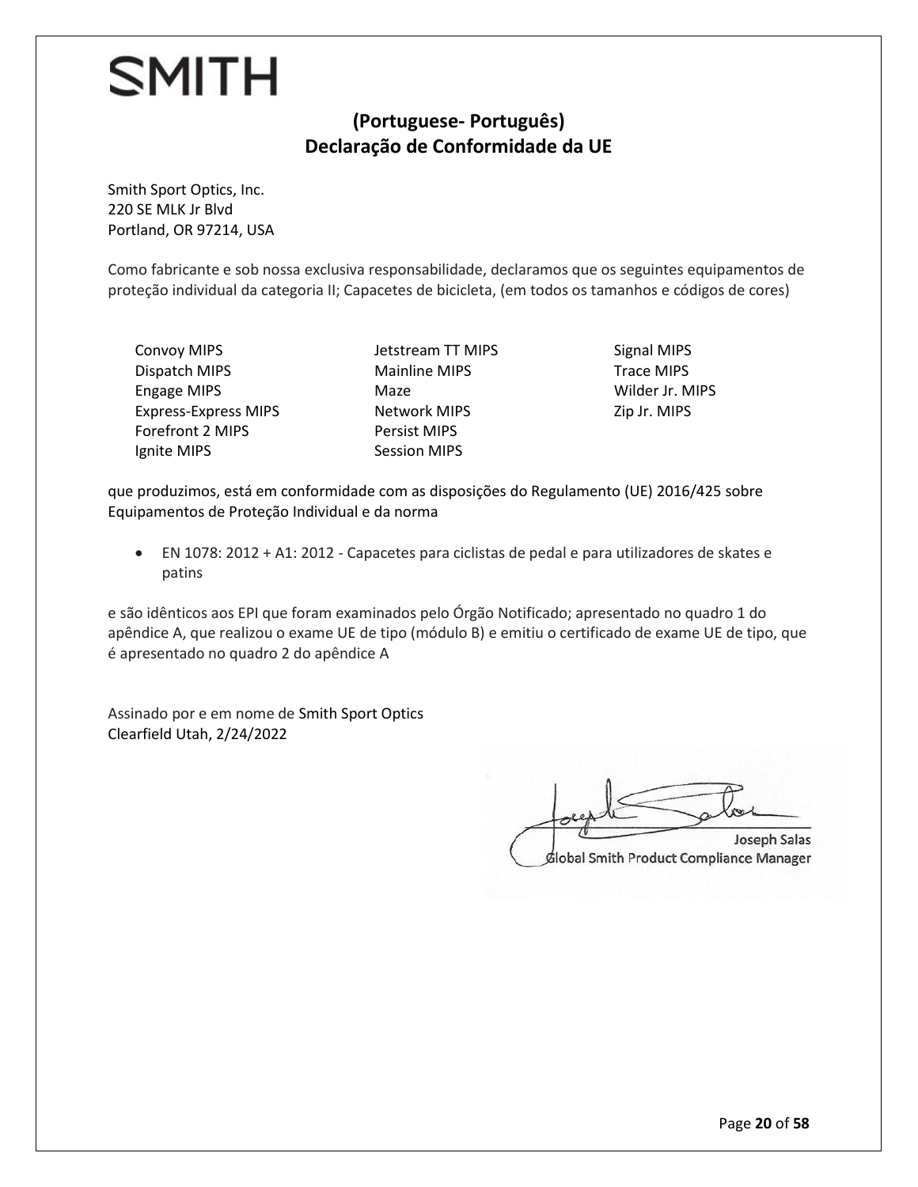SMITH

## (Portuguese- Português)
## Declaração de Conformidade da UE

Smith Sport Optics, Inc.
220 SE MLK Jr Blvd
Portland, OR 97214, USA

Como fabricante e sob nossa exclusiva responsabilidade, declaramos que os seguintes equipamentos de proteção individual da categoria II; Capacetes de bicicleta, (em todos os tamanhos e códigos de cores)

Convoy MIPS
Dispatch MIPS
Engage MIPS
Express-Express MIPS
Forefront 2 MIPS
Ignite MIPS
Jetstream TT MIPS
Mainline MIPS
Maze
Network MIPS
Persist MIPS
Session MIPS
Signal MIPS
Trace MIPS
Wilder Jr. MIPS
Zip Jr. MIPS

que produzimos, está em conformidade com as disposições do Regulamento (UE) 2016/425 sobre Equipamentos de Proteção Individual e da norma

- EN 1078: 2012 + A1: 2012 - Capacetes para ciclistas de pedal e para utilizadores de skates e patins

e são idênticos aos EPI que foram examinados pelo Órgão Notificado; apresentado no quadro 1 do apêndice A, que realizou o exame UE de tipo (módulo B) e emitiu o certificado de exame UE de tipo, que é apresentado no quadro 2 do apêndice A

Assinado por e em nome de Smith Sport Optics
Clearfield Utah, 2/24/2022

Joseph Salas
Global Smith Product Compliance Manager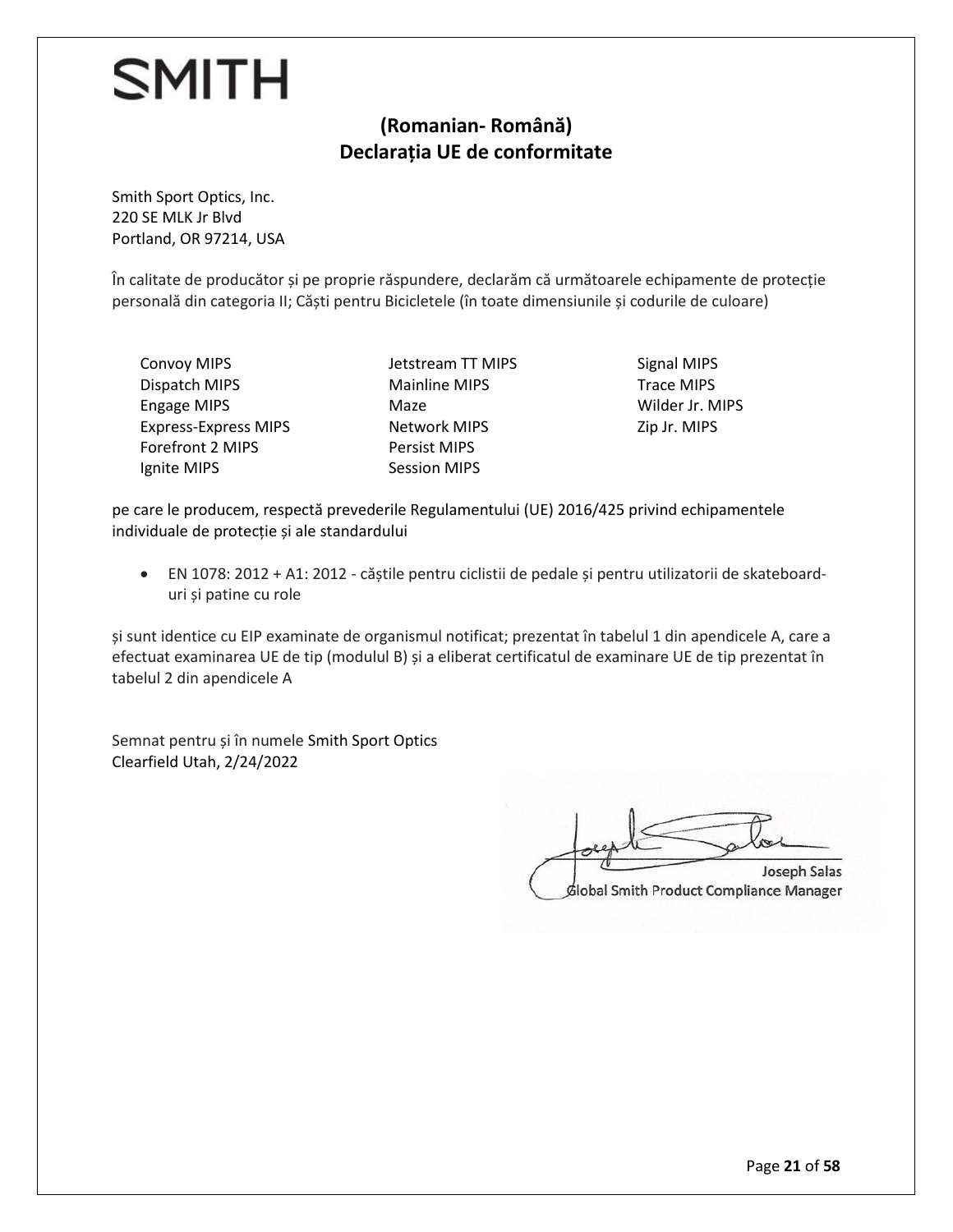SMITH

## (Romanian- Română)
## Declarația UE de conformitate

Smith Sport Optics, Inc.
220 SE MLK Jr Blvd
Portland, OR 97214, USA

În calitate de producător și pe proprie răspundere, declarăm că următoarele echipamente de protecție personală din categoria II; Căști pentru Bicicletele (în toate dimensiunile și codurile de culoare)

Convoy MIPS
Dispatch MIPS
Engage MIPS
Express-Express MIPS
Forefront 2 MIPS
Ignite MIPS
Jetstream TT MIPS
Mainline MIPS
Maze
Network MIPS
Persist MIPS
Session MIPS
Signal MIPS
Trace MIPS
Wilder Jr. MIPS
Zip Jr. MIPS

pe care le producem, respectă prevederile Regulamentului (UE) 2016/425 privind echipamentele individuale de protecție și ale standardului

- EN 1078: 2012 + A1: 2012 - căștile pentru ciclistii de pedale și pentru utilizatorii de skateboard-uri și patine cu role

și sunt identice cu EIP examinate de organismul notificat; prezentat în tabelul 1 din apendicele A, care a efectuat examinarea UE de tip (modulul B) și a eliberat certificatul de examinare UE de tip prezentat în tabelul 2 din apendicele A

Semnat pentru și în numele Smith Sport Optics
Clearfield Utah, 2/24/2022

Joseph Salas
Global Smith Product Compliance Manager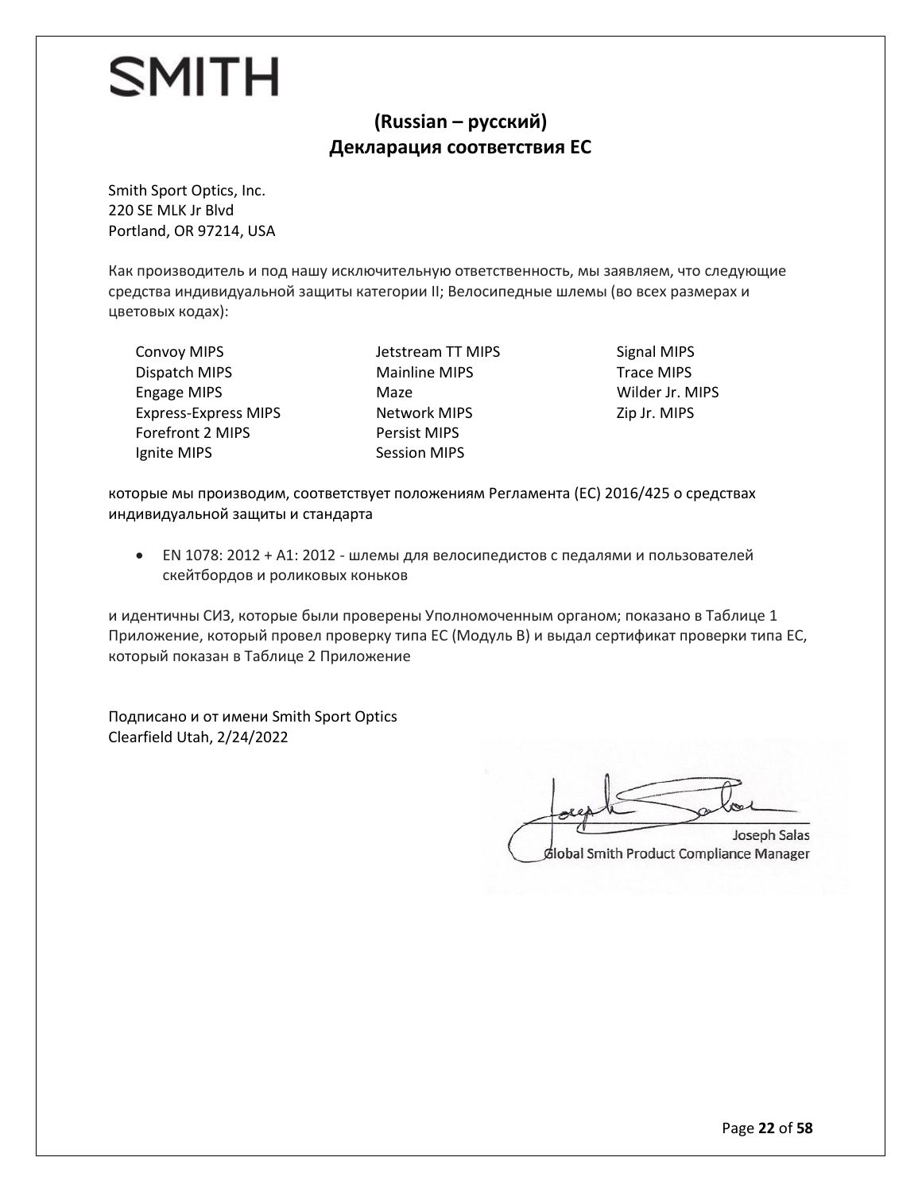SMITH

## (Russian – русский)
## Декларация соответствия ЕС

Smith Sport Optics, Inc.
220 SE MLK Jr Blvd
Portland, OR 97214, USA

Как производитель и под нашу исключительную ответственность, мы заявляем, что следующие средства индивидуальной защиты категории II; Велосипедные шлемы (во всех размерах и цветовых кодах):

Convoy MIPS
Dispatch MIPS
Engage MIPS
Express-Express MIPS
Forefront 2 MIPS
Ignite MIPS
Jetstream TT MIPS
Mainline MIPS
Maze
Network MIPS
Persist MIPS
Session MIPS
Signal MIPS
Trace MIPS
Wilder Jr. MIPS
Zip Jr. MIPS

которые мы производим, соответствует положениям Регламента (ЕС) 2016/425 о средствах индивидуальной защиты и стандарта

- EN 1078: 2012 + A1: 2012 - шлемы для велосипедистов с педалями и пользователей скейтбордов и роликовых коньков

и идентичны СИЗ, которые были проверены Уполномоченным органом; показано в Таблице 1 Приложение, который провел проверку типа ЕС (Модуль B) и выдал сертификат проверки типа ЕС, который показан в Таблице 2 Приложение

Подписано и от имени Smith Sport Optics
Clearfield Utah, 2/24/2022

Joseph Salas
Global Smith Product Compliance Manager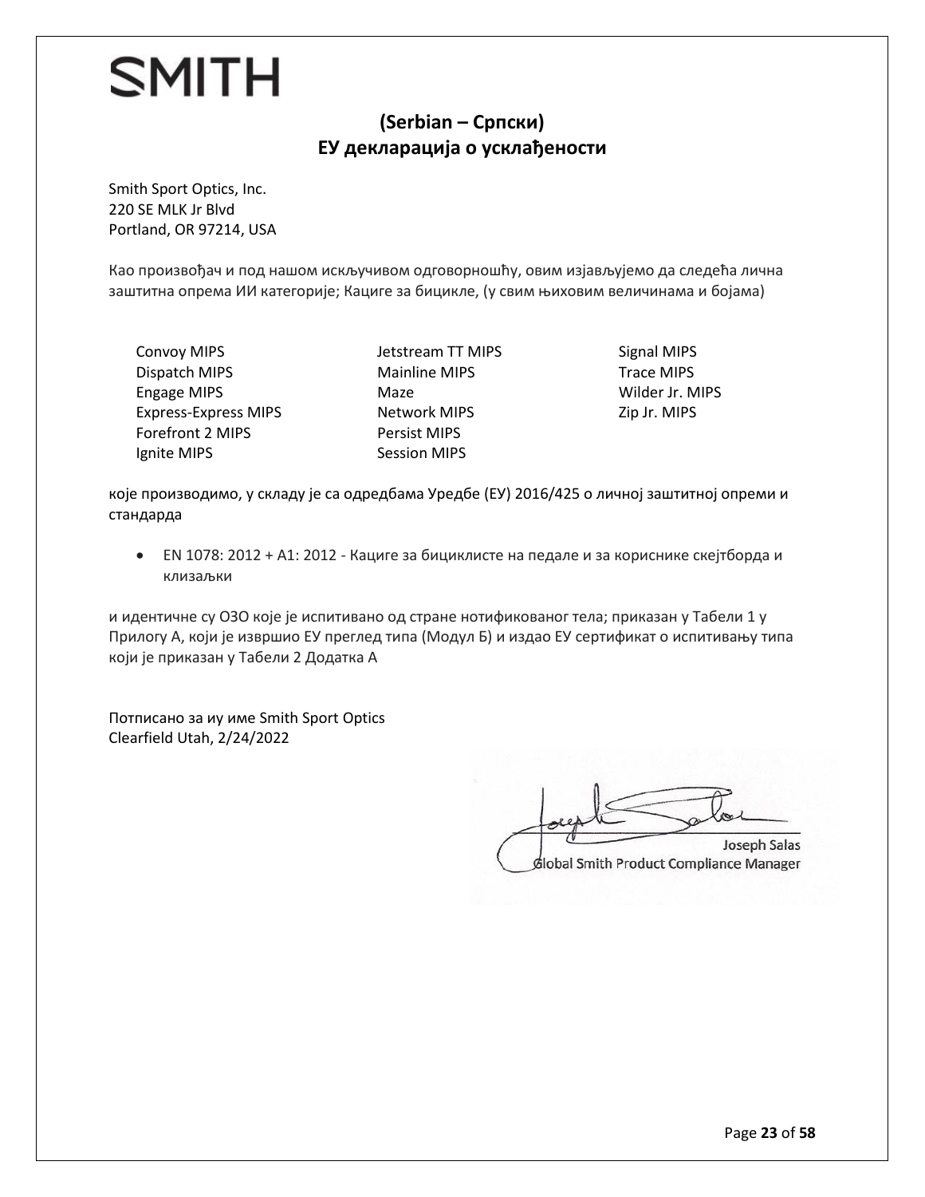SMITH

## (Serbian – Српски)
## ЕУ декларација о усклађености

Smith Sport Optics, Inc.
220 SE MLK Jr Blvd
Portland, OR 97214, USA

Као произвођач и под нашом искључивом одговорношћу, овим изјављујемо да следећа лична заштитна опрема ИИ категорије; Кациге за бицикле, (у свим њиховим величинама и бојама)

- Convoy MIPS
- Dispatch MIPS
- Engage MIPS
- Express-Express MIPS
- Forefront 2 MIPS
- Ignite MIPS
- Jetstream TT MIPS
- Mainline MIPS
- Maze
- Network MIPS
- Persist MIPS
- Session MIPS
- Signal MIPS
- Trace MIPS
- Wilder Jr. MIPS
- Zip Jr. MIPS

које производимо, у складу је са одредбама Уредбе (ЕУ) 2016/425 о личној заштитној опреми и стандарда

- EN 1078: 2012 + A1: 2012 - Кациге за бициклисте на педале и за кориснике скејтборда и клизаљки

и идентичне су ОЗО које је испитивано од стране нотификованог тела; приказан у Табели 1 у Прилогу А, који је извршио ЕУ преглед типа (Модул Б) и издао ЕУ сертификат о испитивању типа који је приказан у Табели 2 Додатка А

Потписано за иу име Smith Sport Optics
Clearfield Utah, 2/24/2022

Joseph Salas
Global Smith Product Compliance Manager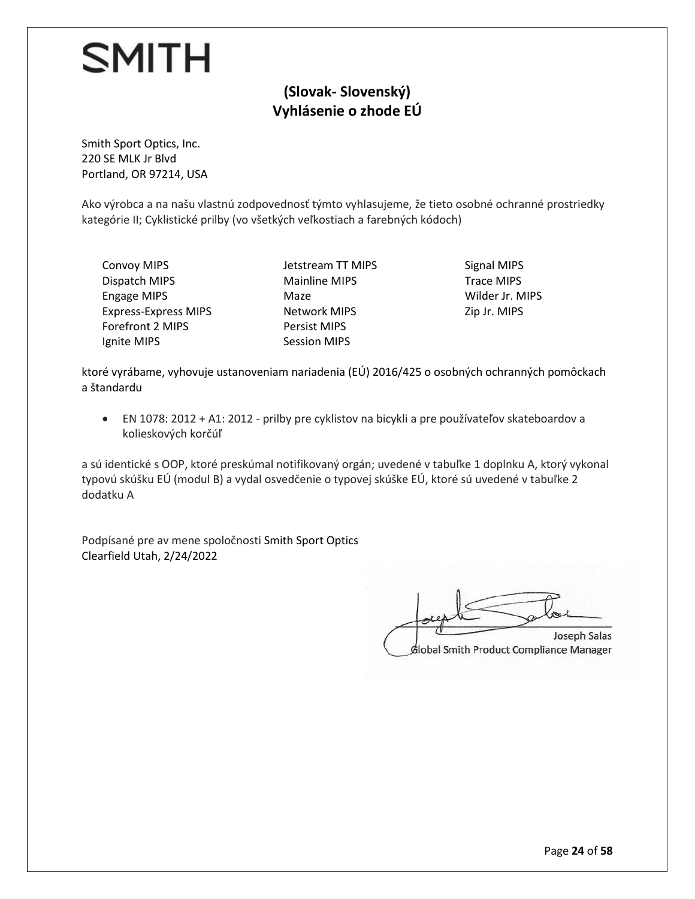# SMITH

## (Slovak- Slovenský)
## Vyhlásenie o zhode EÚ

Smith Sport Optics, Inc.
220 SE MLK Jr Blvd
Portland, OR 97214, USA

Ako výrobca a na našu vlastnú zodpovednosť týmto vyhlasujeme, že tieto osobné ochranné prostriedky kategórie II; Cyklistické prilby (vo všetkých veľkostiach a farebných kódoch)

- Convoy MIPS
- Dispatch MIPS
- Engage MIPS
- Express-Express MIPS
- Forefront 2 MIPS
- Ignite MIPS
- Jetstream TT MIPS
- Mainline MIPS
- Maze
- Network MIPS
- Persist MIPS
- Session MIPS
- Signal MIPS
- Trace MIPS
- Wilder Jr. MIPS
- Zip Jr. MIPS

ktoré vyrábame, vyhovuje ustanoveniam nariadenia (EÚ) 2016/425 o osobných ochranných pomôckach a štandardu

- EN 1078: 2012 + A1: 2012 - prilby pre cyklistov na bicykli a pre používateľov skateboardov a kolieskových korčúľ

a sú identické s OOP, ktoré preskúmal notifikovaný orgán; uvedené v tabuľke 1 doplnku A, ktorý vykonal typovú skúšku EÚ (modul B) a vydal osvedčenie o typovej skúške EÚ, ktoré sú uvedené v tabuľke 2 dodatku A

Podpísané pre av mene spoločnosti Smith Sport Optics
Clearfield Utah, 2/24/2022

Joseph Salas
Global Smith Product Compliance Manager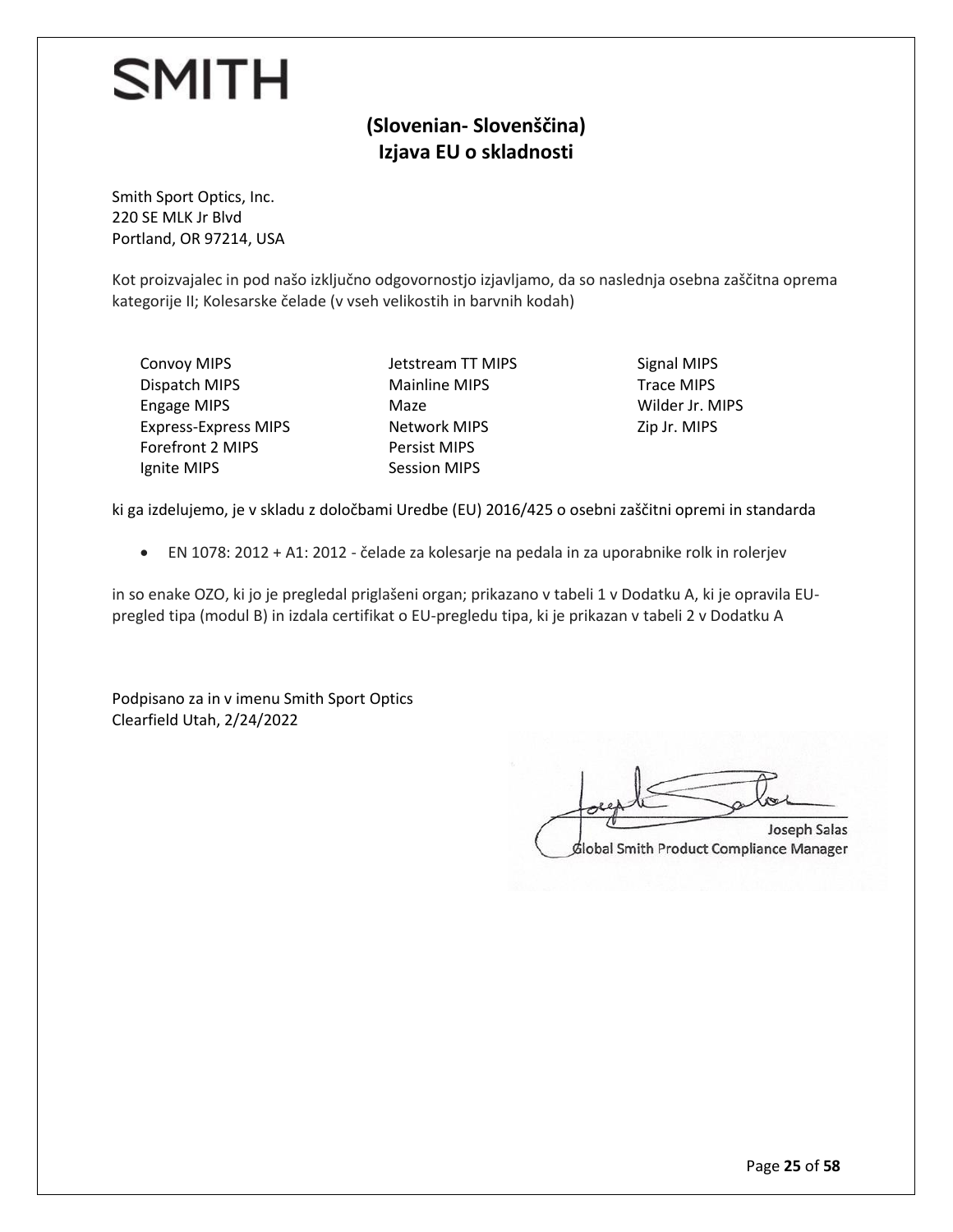SMITH

## (Slovenian- Slovenščina)
## Izjava EU o skladnosti

Smith Sport Optics, Inc.
220 SE MLK Jr Blvd
Portland, OR 97214, USA

Kot proizvajalec in pod našo izključno odgovornostjo izjavljamo, da so naslednja osebna zaščitna oprema kategorije II; Kolesarske čelade (v vseh velikostih in barvnih kodah)

Convoy MIPS
Dispatch MIPS
Engage MIPS
Express-Express MIPS
Forefront 2 MIPS
Ignite MIPS
Jetstream TT MIPS
Mainline MIPS
Maze
Network MIPS
Persist MIPS
Session MIPS
Signal MIPS
Trace MIPS
Wilder Jr. MIPS
Zip Jr. MIPS

ki ga izdelujemo, je v skladu z določbami Uredbe (EU) 2016/425 o osebni zaščitni opremi in standarda

- EN 1078: 2012 + A1: 2012 - čelade za kolesarje na pedala in za uporabnike rolk in rolerjev

in so enake OZO, ki jo je pregledal priglašeni organ; prikazano v tabeli 1 v Dodatku A, ki je opravila EU-pregled tipa (modul B) in izdala certifikat o EU-pregledu tipa, ki je prikazan v tabeli 2 v Dodatku A

Podpisano za in v imenu Smith Sport Optics
Clearfield Utah, 2/24/2022

Joseph Salas
Global Smith Product Compliance Manager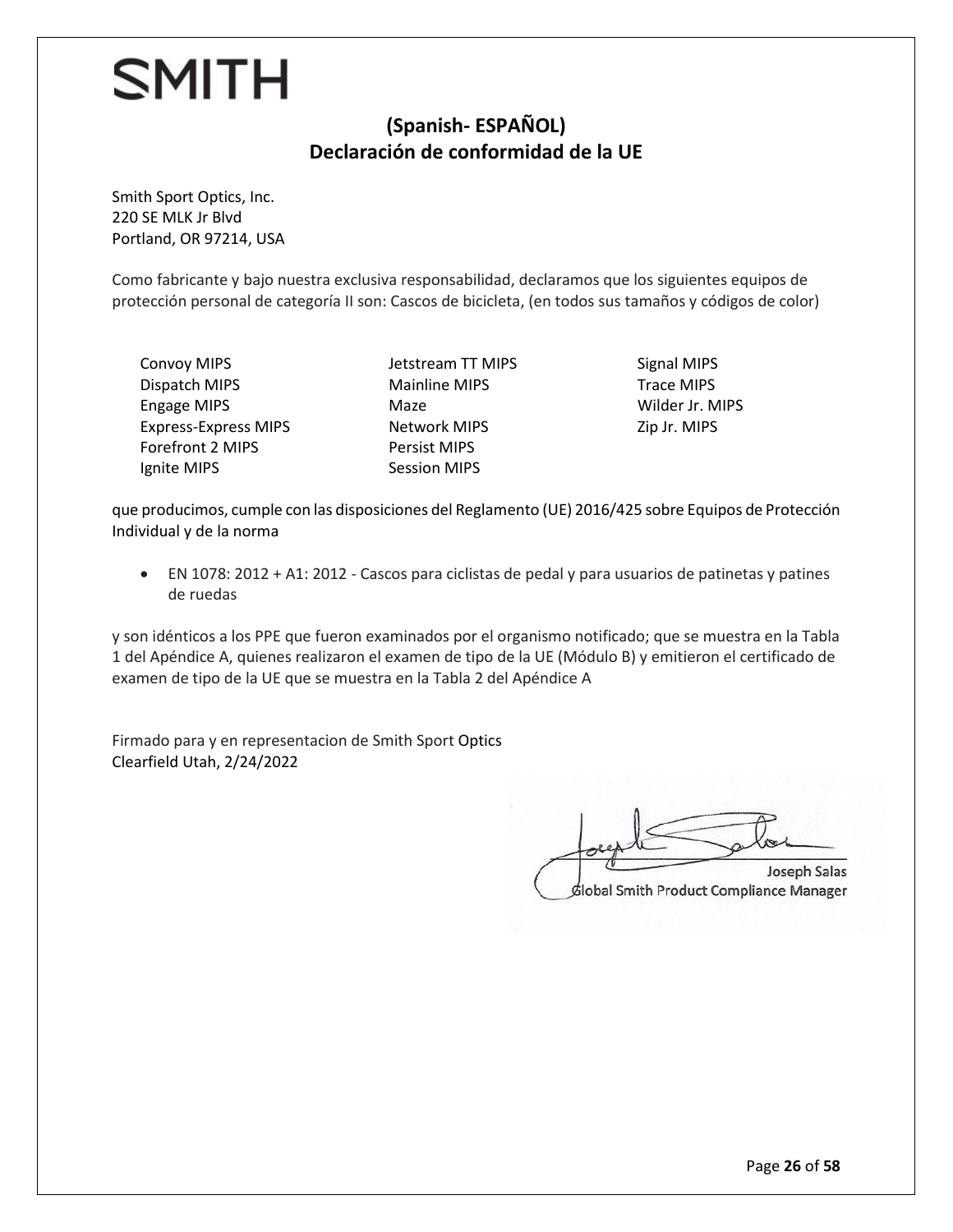SMITH

## (Spanish- ESPAÑOL)
## Declaración de conformidad de la UE

Smith Sport Optics, Inc.
220 SE MLK Jr Blvd
Portland, OR 97214, USA

Como fabricante y bajo nuestra exclusiva responsabilidad, declaramos que los siguientes equipos de protección personal de categoría II son: Cascos de bicicleta, (en todos sus tamaños y códigos de color)

- Convoy MIPS
- Dispatch MIPS
- Engage MIPS
- Express-Express MIPS
- Forefront 2 MIPS
- Ignite MIPS
- Jetstream TT MIPS
- Mainline MIPS
- Maze
- Network MIPS
- Persist MIPS
- Session MIPS
- Signal MIPS
- Trace MIPS
- Wilder Jr. MIPS
- Zip Jr. MIPS

que producimos, cumple con las disposiciones del Reglamento (UE) 2016/425 sobre Equipos de Protección Individual y de la norma

- EN 1078: 2012 + A1: 2012 - Cascos para ciclistas de pedal y para usuarios de patinetas y patines de ruedas

y son idénticos a los PPE que fueron examinados por el organismo notificado; que se muestra en la Tabla 1 del Apéndice A, quienes realizaron el examen de tipo de la UE (Módulo B) y emitieron el certificado de examen de tipo de la UE que se muestra en la Tabla 2 del Apéndice A

Firmado para y en representacion de Smith Sport Optics
Clearfield Utah, 2/24/2022

Joseph Salas
Global Smith Product Compliance Manager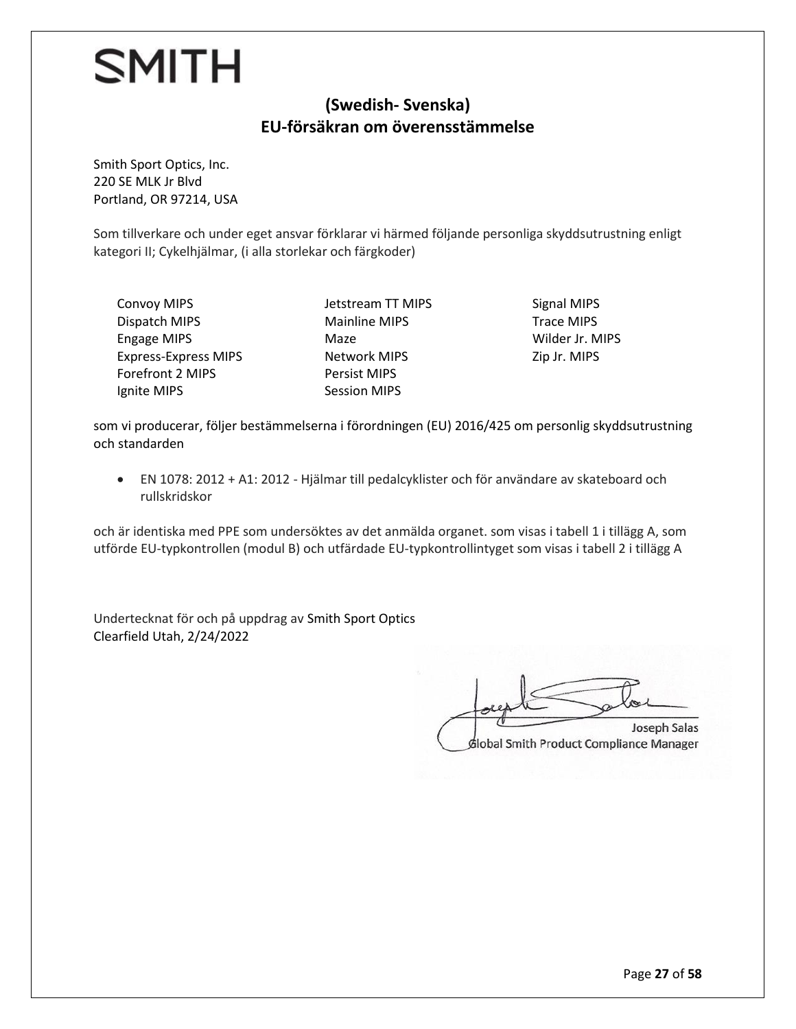**SMITH**

## (Swedish- Svenska)
## EU-försäkran om överensstämmelse

Smith Sport Optics, Inc.
220 SE MLK Jr Blvd
Portland, OR 97214, USA

Som tillverkare och under eget ansvar förklarar vi härmed följande personliga skyddsutrustning enligt kategori II; Cykelhjälmar, (i alla storlekar och färgkoder)

- Convoy MIPS
- Dispatch MIPS
- Engage MIPS
- Express-Express MIPS
- Forefront 2 MIPS
- Ignite MIPS
- Jetstream TT MIPS
- Mainline MIPS
- Maze
- Network MIPS
- Persist MIPS
- Session MIPS
- Signal MIPS
- Trace MIPS
- Wilder Jr. MIPS
- Zip Jr. MIPS

som vi producerar, följer bestämmelserna i förordningen (EU) 2016/425 om personlig skyddsutrustning och standarden

- EN 1078: 2012 + A1: 2012 - Hjälmar till pedalcyklister och för användare av skateboard och rullskridskor

och är identiska med PPE som undersöktes av det anmälda organet. som visas i tabell 1 i tillägg A, som utförde EU-typkontrollen (modul B) och utfärdade EU-typkontrollintyget som visas i tabell 2 i tillägg A

Undertecknat för och på uppdrag av Smith Sport Optics
Clearfield Utah, 2/24/2022

Joseph Salas
Global Smith Product Compliance Manager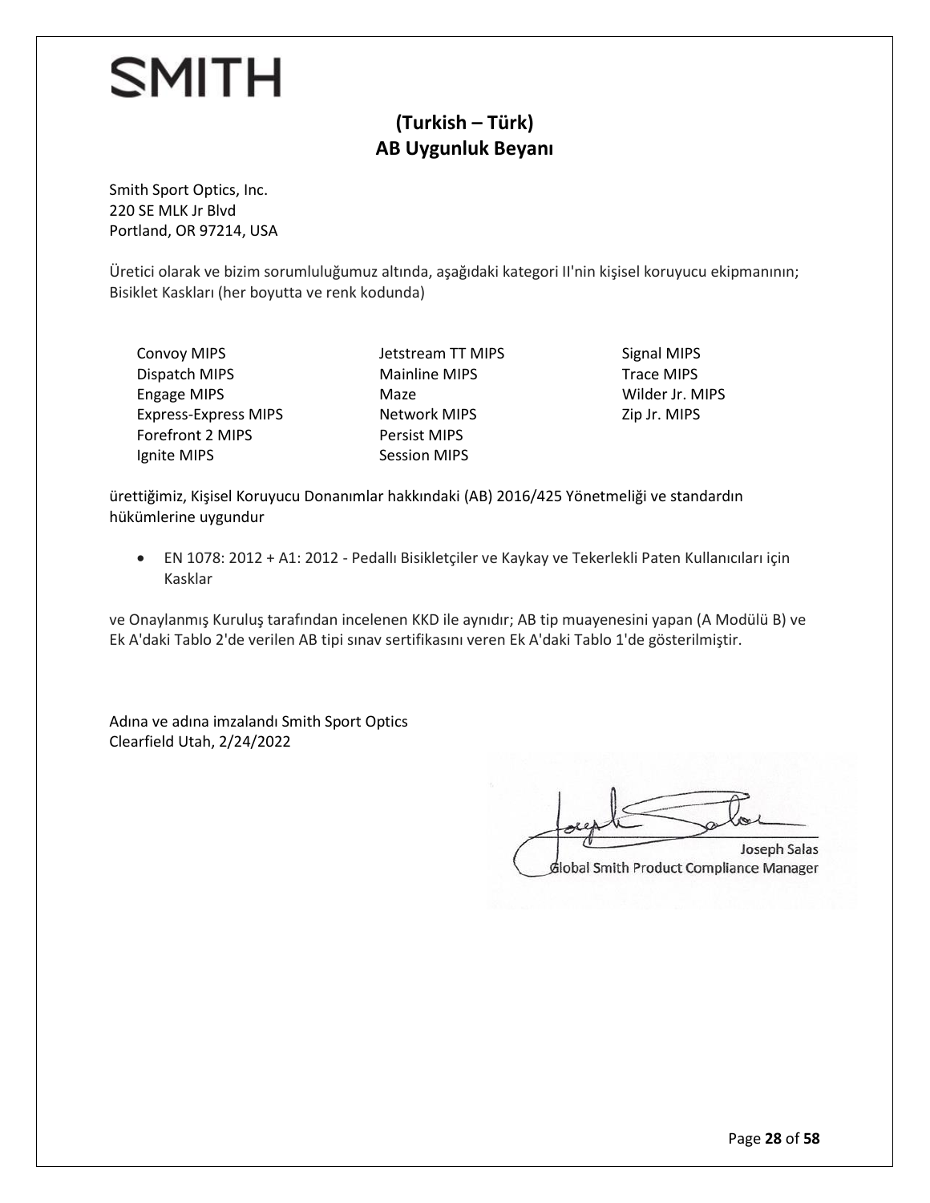SMITH

## (Turkish – Türk)
## AB Uygunluk Beyanı

Smith Sport Optics, Inc.
220 SE MLK Jr Blvd
Portland, OR 97214, USA

Üretici olarak ve bizim sorumluluğumuz altında, aşağıdaki kategori II'nin kişisel koruyucu ekipmanının; Bisiklet Kaskları (her boyutta ve renk kodunda)

- Convoy MIPS
- Dispatch MIPS
- Engage MIPS
- Express-Express MIPS
- Forefront 2 MIPS
- Ignite MIPS
- Jetstream TT MIPS
- Mainline MIPS
- Maze
- Network MIPS
- Persist MIPS
- Session MIPS
- Signal MIPS
- Trace MIPS
- Wilder Jr. MIPS
- Zip Jr. MIPS

ürettiğimiz, Kişisel Koruyucu Donanımlar hakkındaki (AB) 2016/425 Yönetmeliği ve standardın hükümlerine uygundur

- EN 1078: 2012 + A1: 2012 - Pedallı Bisikletçiler ve Kaykay ve Tekerlekli Paten Kullanıcıları için Kasklar

ve Onaylanmış Kuruluş tarafından incelenen KKD ile aynıdır; AB tip muayenesini yapan (A Modülü B) ve Ek A'daki Tablo 2'de verilen AB tipi sınav sertifikasını veren Ek A'daki Tablo 1'de gösterilmiştir.

Adına ve adına imzalandı Smith Sport Optics
Clearfield Utah, 2/24/2022

Joseph Salas
Global Smith Product Compliance Manager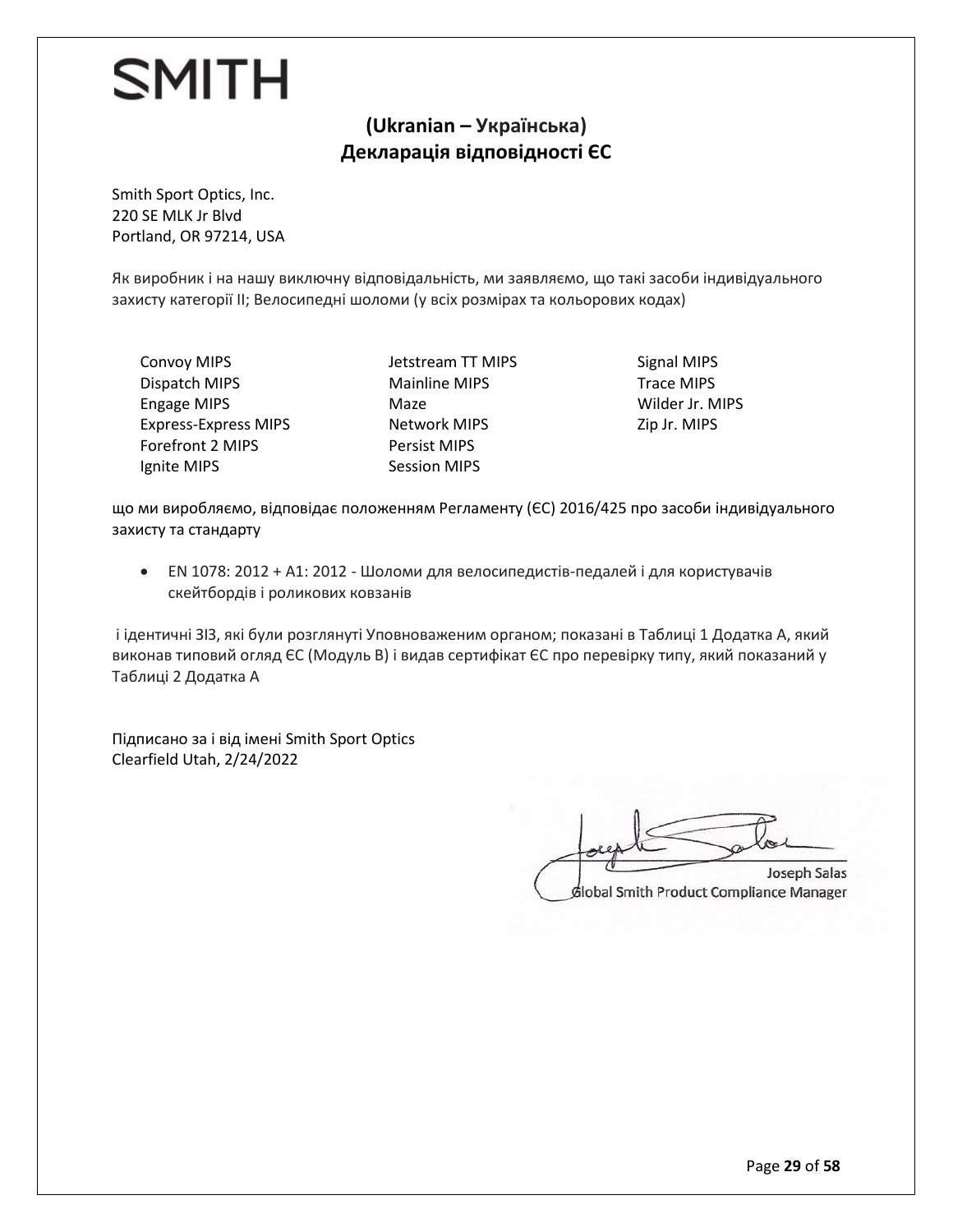SMITH

## (Ukranian – Українська)
## Декларація відповідності ЄС

Smith Sport Optics, Inc.
220 SE MLK Jr Blvd
Portland, OR 97214, USA

Як виробник і на нашу виключну відповідальність, ми заявляємо, що такі засоби індивідуального захисту категорії II; Велосипедні шоломи (у всіх розмірах та кольорових кодах)

- Convoy MIPS
- Dispatch MIPS
- Engage MIPS
- Express-Express MIPS
- Forefront 2 MIPS
- Ignite MIPS
- Jetstream TT MIPS
- Mainline MIPS
- Maze
- Network MIPS
- Persist MIPS
- Session MIPS
- Signal MIPS
- Trace MIPS
- Wilder Jr. MIPS
- Zip Jr. MIPS

що ми виробляємо, відповідає положенням Регламенту (ЄС) 2016/425 про засоби індивідуального захисту та стандарту

- EN 1078: 2012 + A1: 2012 - Шоломи для велосипедистів-педалей і для користувачів скейтбордів і роликових ковзанів

і ідентичні ЗІЗ, які були розглянуті Уповноваженим органом; показані в Таблиці 1 Додатка A, який виконав типовий огляд ЄС (Модуль B) і видав сертифікат ЄС про перевірку типу, який показаний у Таблиці 2 Додатка A

Підписано за і від імені Smith Sport Optics
Clearfield Utah, 2/24/2022

Joseph Salas
Global Smith Product Compliance Manager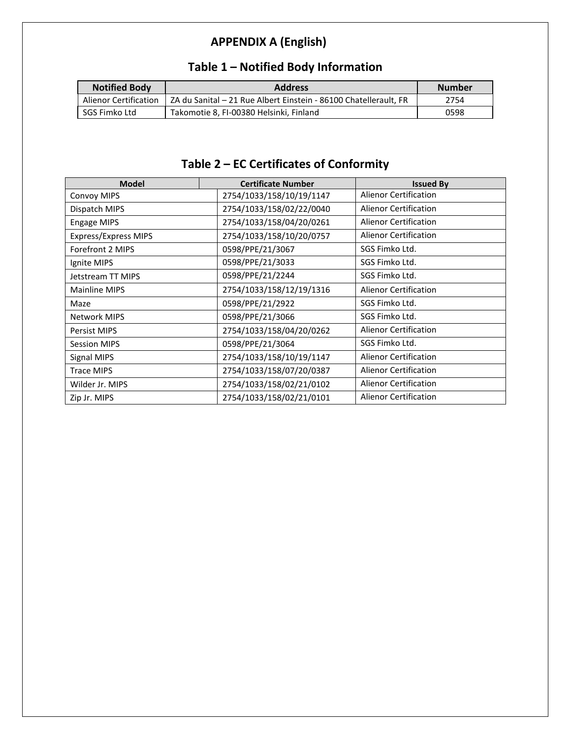# APPENDIX A (English)

## Table 1 – Notified Body Information

| Notified Body | Address | Number |
|---|---|---|
| Alienor Certification | ZA du Sanital – 21 Rue Albert Einstein - 86100 Chatellerault, FR | 2754 |
| SGS Fimko Ltd | Takomotie 8, FI-00380 Helsinki, Finland | 0598 |

## Table 2 – EC Certificates of Conformity

| Model | Certificate Number | Issued By |
|---|---|---|
| Convoy MIPS | 2754/1033/158/10/19/1147 | Alienor Certification |
| Dispatch MIPS | 2754/1033/158/02/22/0040 | Alienor Certification |
| Engage MIPS | 2754/1033/158/04/20/0261 | Alienor Certification |
| Express/Express MIPS | 2754/1033/158/10/20/0757 | Alienor Certification |
| Forefront 2 MIPS | 0598/PPE/21/3067 | SGS Fimko Ltd. |
| Ignite MIPS | 0598/PPE/21/3033 | SGS Fimko Ltd. |
| Jetstream TT MIPS | 0598/PPE/21/2244 | SGS Fimko Ltd. |
| Mainline MIPS | 2754/1033/158/12/19/1316 | Alienor Certification |
| Maze | 0598/PPE/21/2922 | SGS Fimko Ltd. |
| Network MIPS | 0598/PPE/21/3066 | SGS Fimko Ltd. |
| Persist MIPS | 2754/1033/158/04/20/0262 | Alienor Certification |
| Session MIPS | 0598/PPE/21/3064 | SGS Fimko Ltd. |
| Signal MIPS | 2754/1033/158/10/19/1147 | Alienor Certification |
| Trace MIPS | 2754/1033/158/07/20/0387 | Alienor Certification |
| Wilder Jr. MIPS | 2754/1033/158/02/21/0102 | Alienor Certification |
| Zip Jr. MIPS | 2754/1033/158/02/21/0101 | Alienor Certification |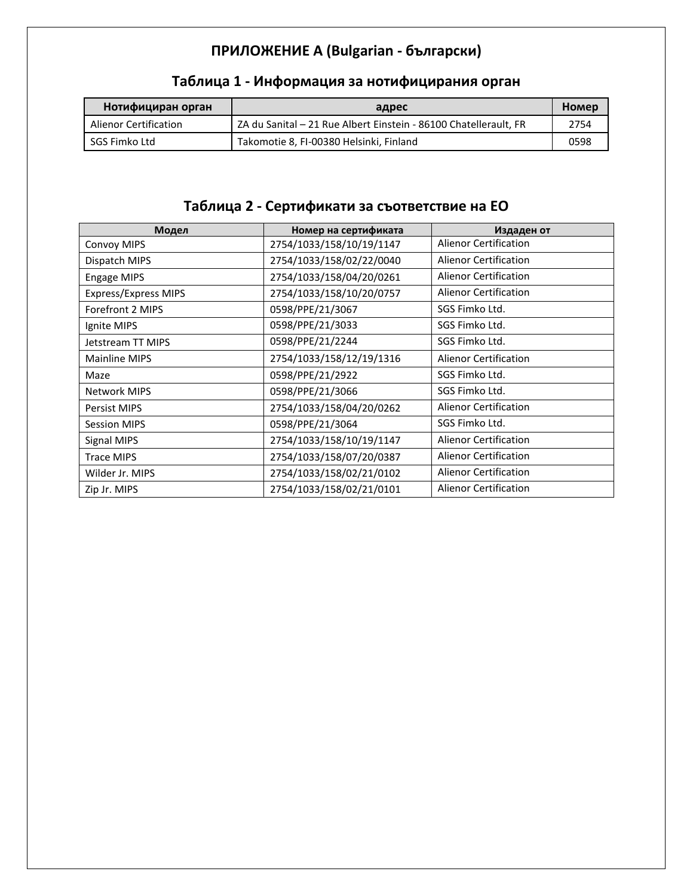# ПРИЛОЖЕНИЕ A (Bulgarian - български)

## Таблица 1 - Информация за нотифицирания орган

| Нотифициран орган | адрес | Номер |
|---|---|---|
| Alienor Certification | ZA du Sanital – 21 Rue Albert Einstein - 86100 Chatelleraut, FR | 2754 |
| SGS Fimko Ltd | Takomotie 8, FI-00380 Helsinki, Finland | 0598 |

## Таблица 2 - Сертификати за съответствие на ЕО

| Модел | Номер на сертификата | Издаден от |
|---|---|---|
| Convoy MIPS | 2754/1033/158/10/19/1147 | Alienor Certification |
| Dispatch MIPS | 2754/1033/158/02/22/0040 | Alienor Certification |
| Engage MIPS | 2754/1033/158/04/20/0261 | Alienor Certification |
| Express/Express MIPS | 2754/1033/158/10/20/0757 | Alienor Certification |
| Forefront 2 MIPS | 0598/PPE/21/3067 | SGS Fimko Ltd. |
| Ignite MIPS | 0598/PPE/21/3033 | SGS Fimko Ltd. |
| Jetstream TT MIPS | 0598/PPE/21/2244 | SGS Fimko Ltd. |
| Mainline MIPS | 2754/1033/158/12/19/1316 | Alienor Certification |
| Maze | 0598/PPE/21/2922 | SGS Fimko Ltd. |
| Network MIPS | 0598/PPE/21/3066 | SGS Fimko Ltd. |
| Persist MIPS | 2754/1033/158/04/20/0262 | Alienor Certification |
| Session MIPS | 0598/PPE/21/3064 | SGS Fimko Ltd. |
| Signal MIPS | 2754/1033/158/10/19/1147 | Alienor Certification |
| Trace MIPS | 2754/1033/158/07/20/0387 | Alienor Certification |
| Wilder Jr. MIPS | 2754/1033/158/02/21/0102 | Alienor Certification |
| Zip Jr. MIPS | 2754/1033/158/02/21/0101 | Alienor Certification |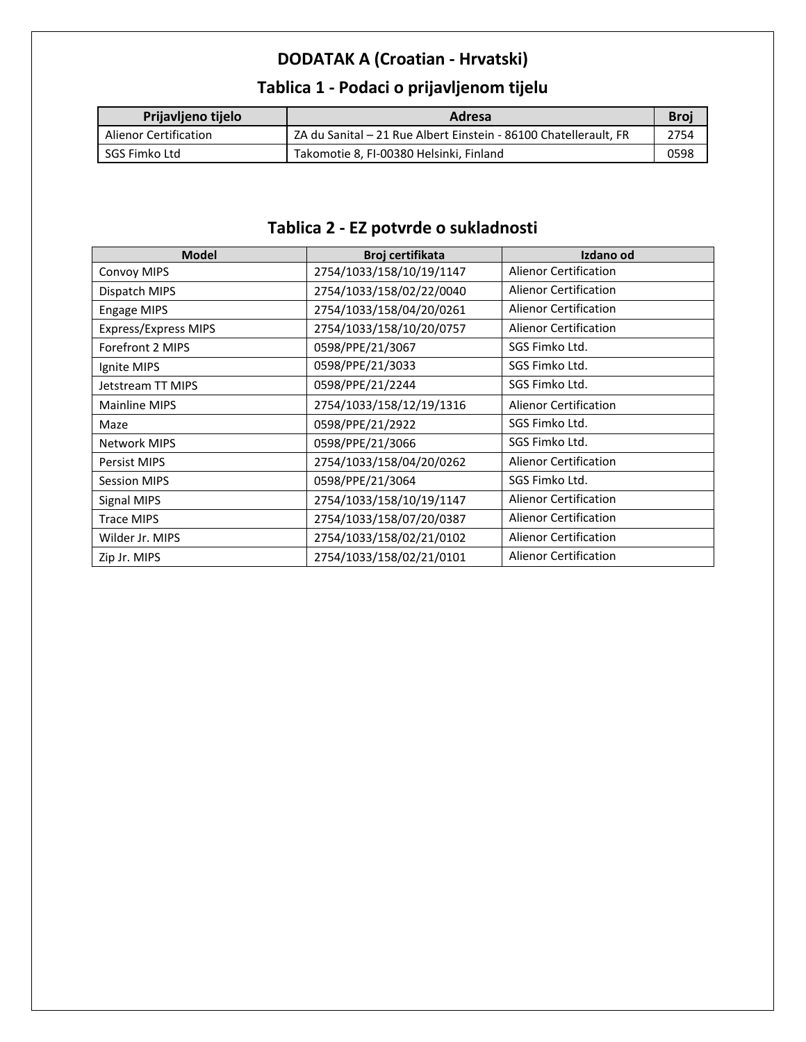# DODATAK A (Croatian - Hrvatski)

## Tablica 1 - Podaci o prijavljenom tijelu

| Prijavljeno tijelo | Adresa | Broj |
|---|---|---|
| Alienor Certification | ZA du Sanital – 21 Rue Albert Einstein - 86100 Chatellerault, FR | 2754 |
| SGS Fimko Ltd | Takomotie 8, FI-00380 Helsinki, Finland | 0598 |

## Tablica 2 - EZ potvrde o sukladnosti

| Model | Broj certifikata | Izdano od |
|---|---|---|
| Convoy MIPS | 2754/1033/158/10/19/1147 | Alienor Certification |
| Dispatch MIPS | 2754/1033/158/02/22/0040 | Alienor Certification |
| Engage MIPS | 2754/1033/158/04/20/0261 | Alienor Certification |
| Express/Express MIPS | 2754/1033/158/10/20/0757 | Alienor Certification |
| Forefront 2 MIPS | 0598/PPE/21/3067 | SGS Fimko Ltd. |
| Ignite MIPS | 0598/PPE/21/3033 | SGS Fimko Ltd. |
| Jetstream TT MIPS | 0598/PPE/21/2244 | SGS Fimko Ltd. |
| Mainline MIPS | 2754/1033/158/12/19/1316 | Alienor Certification |
| Maze | 0598/PPE/21/2922 | SGS Fimko Ltd. |
| Network MIPS | 0598/PPE/21/3066 | SGS Fimko Ltd. |
| Persist MIPS | 2754/1033/158/04/20/0262 | Alienor Certification |
| Session MIPS | 0598/PPE/21/3064 | SGS Fimko Ltd. |
| Signal MIPS | 2754/1033/158/10/19/1147 | Alienor Certification |
| Trace MIPS | 2754/1033/158/07/20/0387 | Alienor Certification |
| Wilder Jr. MIPS | 2754/1033/158/02/21/0102 | Alienor Certification |
| Zip Jr. MIPS | 2754/1033/158/02/21/0101 | Alienor Certification |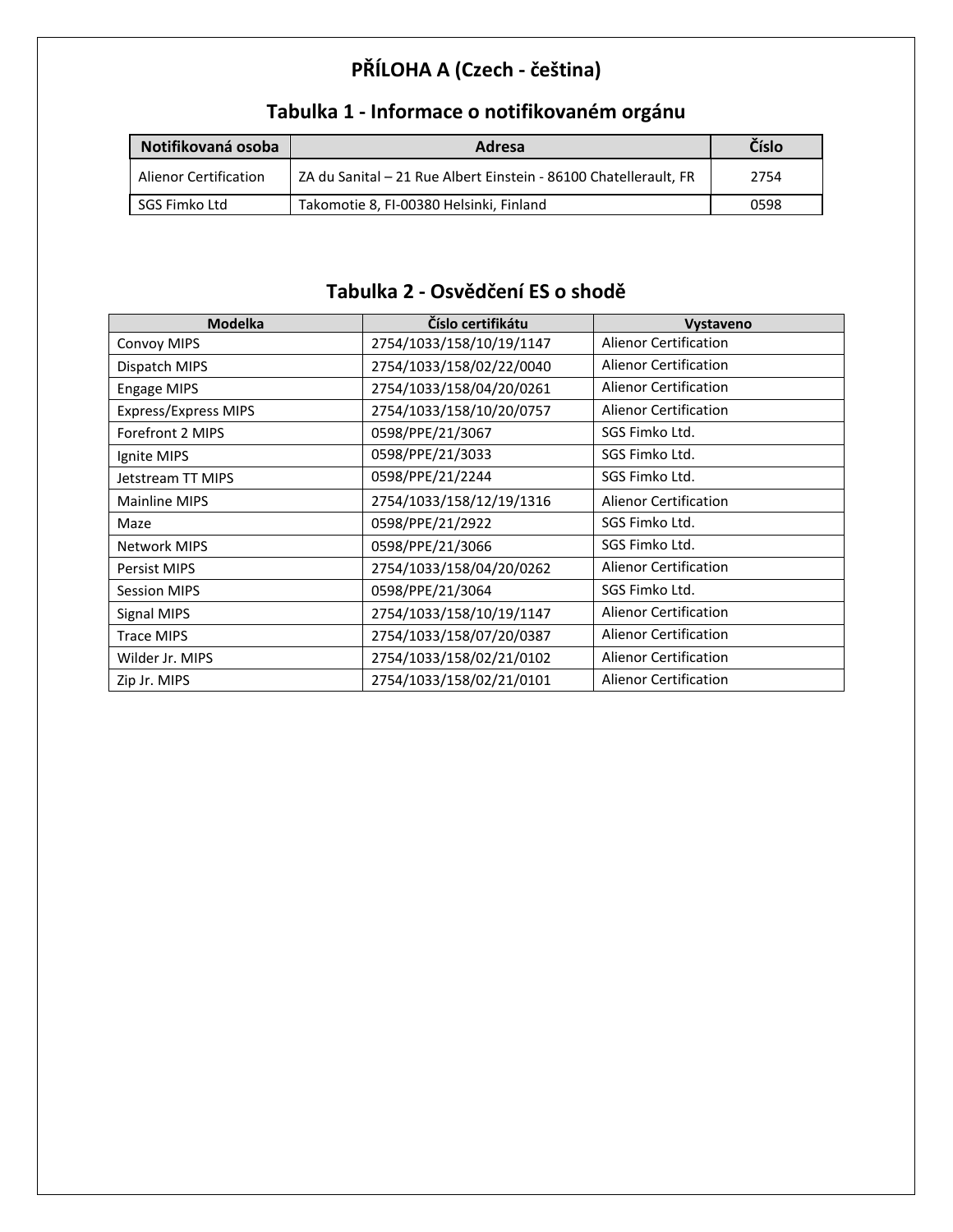# PŘÍLOHA A (Czech - čeština)

## Tabulka 1 - Informace o notifikovaném orgánu

| Notifikovaná osoba | Adresa | Číslo |
|---|---|---|
| Alienor Certification | ZA du Sanital – 21 Rue Albert Einstein - 86100 Chatellerault, FR | 2754 |
| SGS Fimko Ltd | Takomotie 8, FI-00380 Helsinki, Finland | 0598 |

## Tabulka 2 - Osvědčení ES o shodě

| Modelka | Číslo certifikátu | Vystaveno |
|---|---|---|
| Convoy MIPS | 2754/1033/158/10/19/1147 | Alienor Certification |
| Dispatch MIPS | 2754/1033/158/02/22/0040 | Alienor Certification |
| Engage MIPS | 2754/1033/158/04/20/0261 | Alienor Certification |
| Express/Express MIPS | 2754/1033/158/10/20/0757 | Alienor Certification |
| Forefront 2 MIPS | 0598/PPE/21/3067 | SGS Fimko Ltd. |
| Ignite MIPS | 0598/PPE/21/3033 | SGS Fimko Ltd. |
| Jetstream TT MIPS | 0598/PPE/21/2244 | SGS Fimko Ltd. |
| Mainline MIPS | 2754/1033/158/12/19/1316 | Alienor Certification |
| Maze | 0598/PPE/21/2922 | SGS Fimko Ltd. |
| Network MIPS | 0598/PPE/21/3066 | SGS Fimko Ltd. |
| Persist MIPS | 2754/1033/158/04/20/0262 | Alienor Certification |
| Session MIPS | 0598/PPE/21/3064 | SGS Fimko Ltd. |
| Signal MIPS | 2754/1033/158/10/19/1147 | Alienor Certification |
| Trace MIPS | 2754/1033/158/07/20/0387 | Alienor Certification |
| Wilder Jr. MIPS | 2754/1033/158/02/21/0102 | Alienor Certification |
| Zip Jr. MIPS | 2754/1033/158/02/21/0101 | Alienor Certification |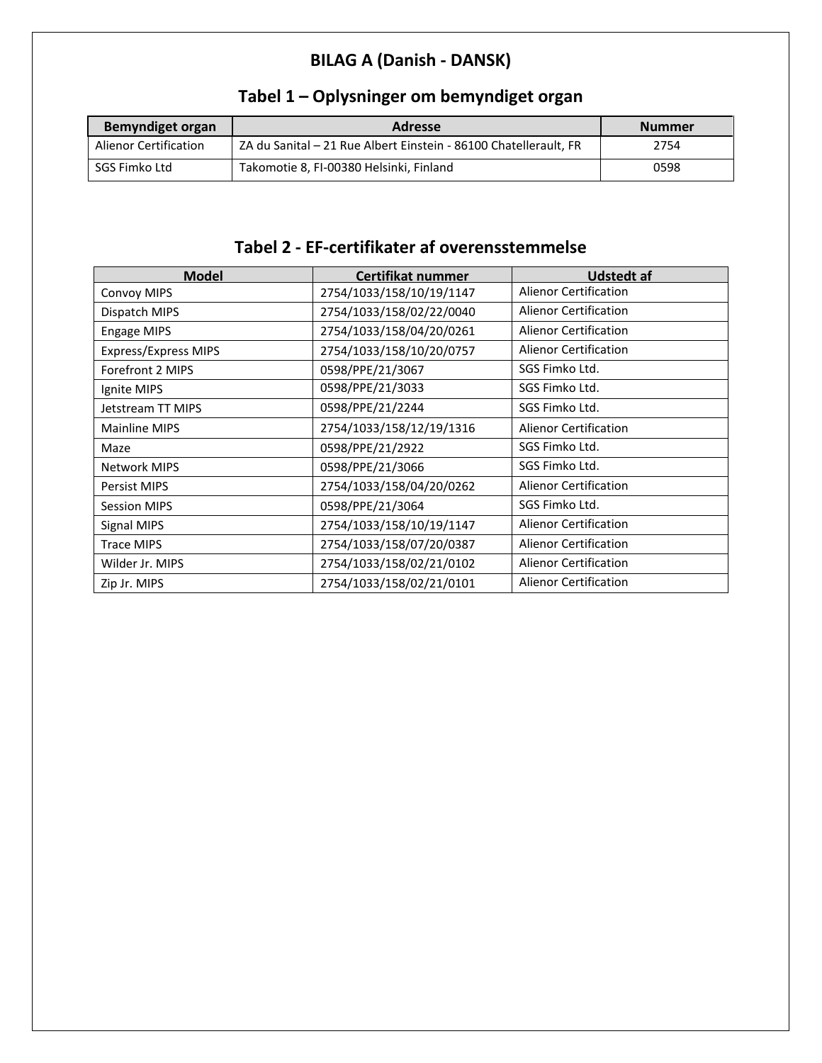# BILAG A (Danish - DANSK)

## Tabel 1 – Oplysninger om bemyndiget organ

| Bemyndiget organ | Adresse | Nummer |
|---|---|---|
| Alienor Certification | ZA du Sanital – 21 Rue Albert Einstein - 86100 Chatellerault, FR | 2754 |
| SGS Fimko Ltd | Takomotie 8, FI-00380 Helsinki, Finland | 0598 |

## Tabel 2 - EF-certifikater af overensstemmelse

| Model | Certifikat nummer | Udstedt af |
|---|---|---|
| Convoy MIPS | 2754/1033/158/10/19/1147 | Alienor Certification |
| Dispatch MIPS | 2754/1033/158/02/22/0040 | Alienor Certification |
| Engage MIPS | 2754/1033/158/04/20/0261 | Alienor Certification |
| Express/Express MIPS | 2754/1033/158/10/20/0757 | Alienor Certification |
| Forefront 2 MIPS | 0598/PPE/21/3067 | SGS Fimko Ltd. |
| Ignite MIPS | 0598/PPE/21/3033 | SGS Fimko Ltd. |
| Jetstream TT MIPS | 0598/PPE/21/2244 | SGS Fimko Ltd. |
| Mainline MIPS | 2754/1033/158/12/19/1316 | Alienor Certification |
| Maze | 0598/PPE/21/2922 | SGS Fimko Ltd. |
| Network MIPS | 0598/PPE/21/3066 | SGS Fimko Ltd. |
| Persist MIPS | 2754/1033/158/04/20/0262 | Alienor Certification |
| Session MIPS | 0598/PPE/21/3064 | SGS Fimko Ltd. |
| Signal MIPS | 2754/1033/158/10/19/1147 | Alienor Certification |
| Trace MIPS | 2754/1033/158/07/20/0387 | Alienor Certification |
| Wilder Jr. MIPS | 2754/1033/158/02/21/0102 | Alienor Certification |
| Zip Jr. MIPS | 2754/1033/158/02/21/0101 | Alienor Certification |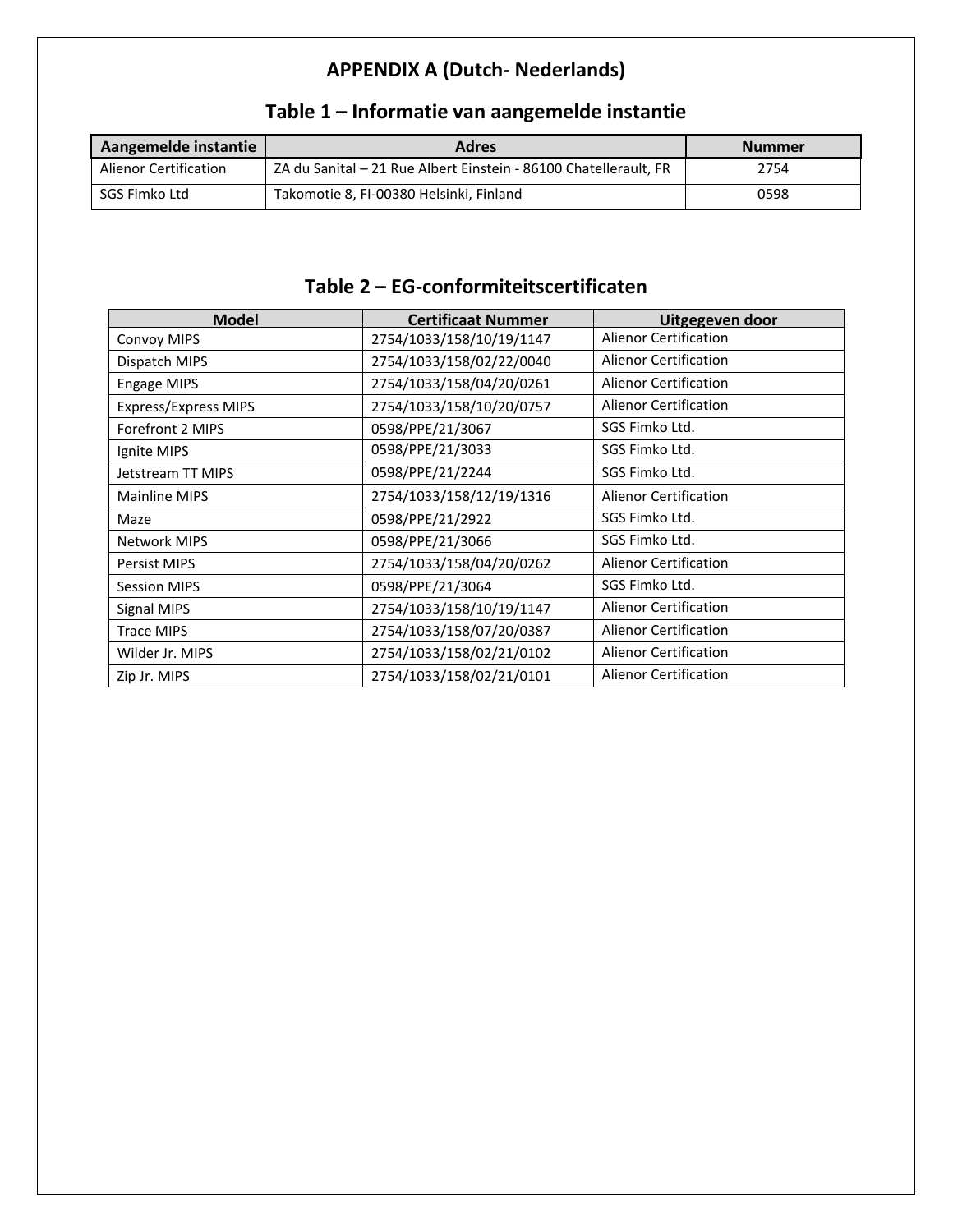# APPENDIX A (Dutch- Nederlands)

## Table 1 – Informatie van aangemelde instantie

| Aangemelde instantie | Adres | Nummer |
|---|---|---|
| Alienor Certification | ZA du Sanital – 21 Rue Albert Einstein - 86100 Chatellerault, FR | 2754 |
| SGS Fimko Ltd | Takomotie 8, FI-00380 Helsinki, Finland | 0598 |

## Table 2 – EG-conformiteitscertificaten

| Model | Certificaat Nummer | Uitgegeven door |
|---|---|---|
| Convoy MIPS | 2754/1033/158/10/19/1147 | Alienor Certification |
| Dispatch MIPS | 2754/1033/158/02/22/0040 | Alienor Certification |
| Engage MIPS | 2754/1033/158/04/20/0261 | Alienor Certification |
| Express/Express MIPS | 2754/1033/158/10/20/0757 | Alienor Certification |
| Forefront 2 MIPS | 0598/PPE/21/3067 | SGS Fimko Ltd. |
| Ignite MIPS | 0598/PPE/21/3033 | SGS Fimko Ltd. |
| Jetstream TT MIPS | 0598/PPE/21/2244 | SGS Fimko Ltd. |
| Mainline MIPS | 2754/1033/158/12/19/1316 | Alienor Certification |
| Maze | 0598/PPE/21/2922 | SGS Fimko Ltd. |
| Network MIPS | 0598/PPE/21/3066 | SGS Fimko Ltd. |
| Persist MIPS | 2754/1033/158/04/20/0262 | Alienor Certification |
| Session MIPS | 0598/PPE/21/3064 | SGS Fimko Ltd. |
| Signal MIPS | 2754/1033/158/10/19/1147 | Alienor Certification |
| Trace MIPS | 2754/1033/158/07/20/0387 | Alienor Certification |
| Wilder Jr. MIPS | 2754/1033/158/02/21/0102 | Alienor Certification |
| Zip Jr. MIPS | 2754/1033/158/02/21/0101 | Alienor Certification |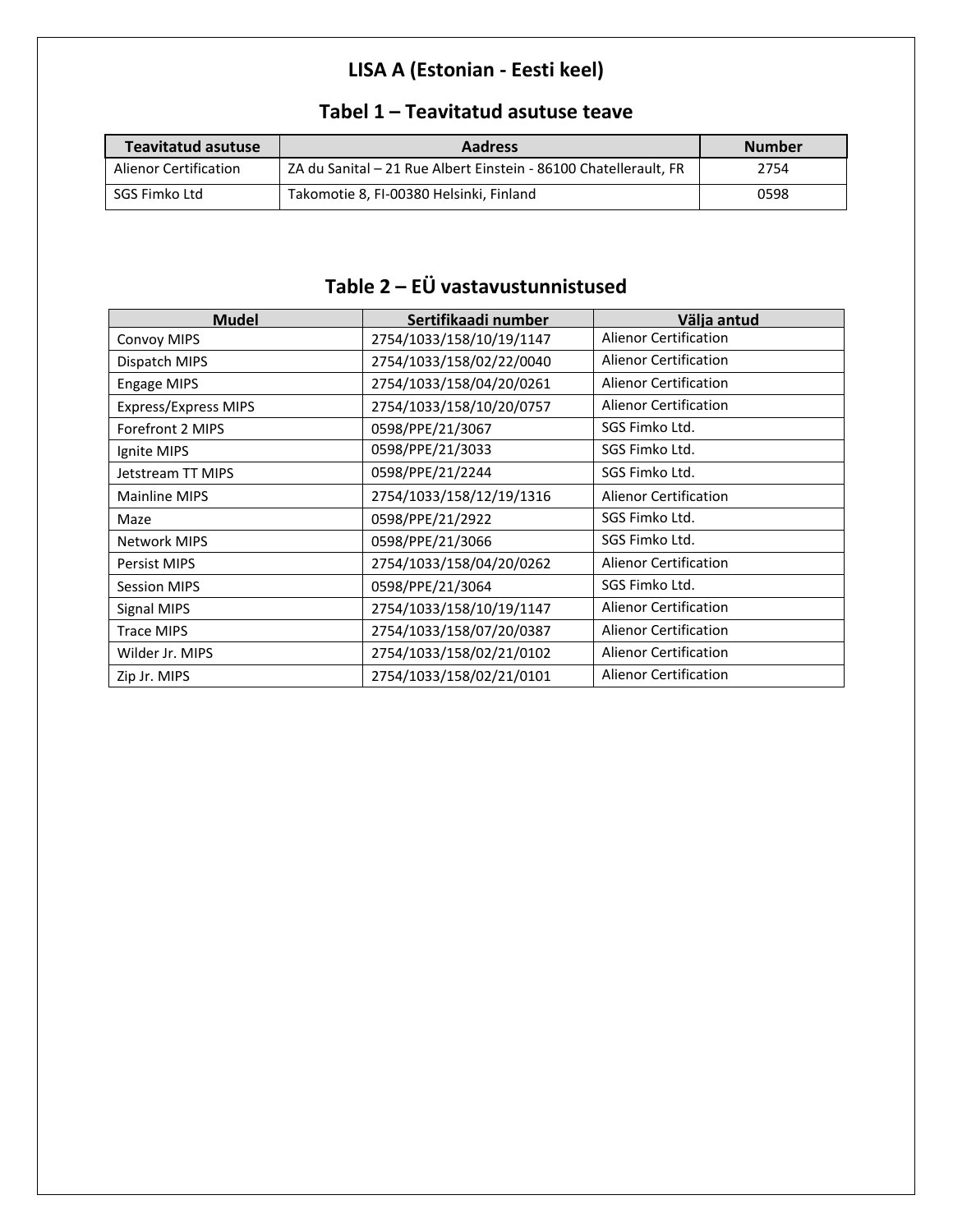# LISA A (Estonian - Eesti keel)

## Tabel 1 – Teavitatud asutuse teave

| Teavitatud asutuse | Aadress | Number |
|---|---|---|
| Alienor Certification | ZA du Sanital – 21 Rue Albert Einstein - 86100 Chatellerault, FR | 2754 |
| SGS Fimko Ltd | Takomotie 8, FI-00380 Helsinki, Finland | 0598 |

## Table 2 – EÜ vastavustunnistused

| Mudel | Sertifikaadi number | Välja antud |
|---|---|---|
| Convoy MIPS | 2754/1033/158/10/19/1147 | Alienor Certification |
| Dispatch MIPS | 2754/1033/158/02/22/0040 | Alienor Certification |
| Engage MIPS | 2754/1033/158/04/20/0261 | Alienor Certification |
| Express/Express MIPS | 2754/1033/158/10/20/0757 | Alienor Certification |
| Forefront 2 MIPS | 0598/PPE/21/3067 | SGS Fimko Ltd. |
| Ignite MIPS | 0598/PPE/21/3033 | SGS Fimko Ltd. |
| Jetstream TT MIPS | 0598/PPE/21/2244 | SGS Fimko Ltd. |
| Mainline MIPS | 2754/1033/158/12/19/1316 | Alienor Certification |
| Maze | 0598/PPE/21/2922 | SGS Fimko Ltd. |
| Network MIPS | 0598/PPE/21/3066 | SGS Fimko Ltd. |
| Persist MIPS | 2754/1033/158/04/20/0262 | Alienor Certification |
| Session MIPS | 0598/PPE/21/3064 | SGS Fimko Ltd. |
| Signal MIPS | 2754/1033/158/10/19/1147 | Alienor Certification |
| Trace MIPS | 2754/1033/158/07/20/0387 | Alienor Certification |
| Wilder Jr. MIPS | 2754/1033/158/02/21/0102 | Alienor Certification |
| Zip Jr. MIPS | 2754/1033/158/02/21/0101 | Alienor Certification |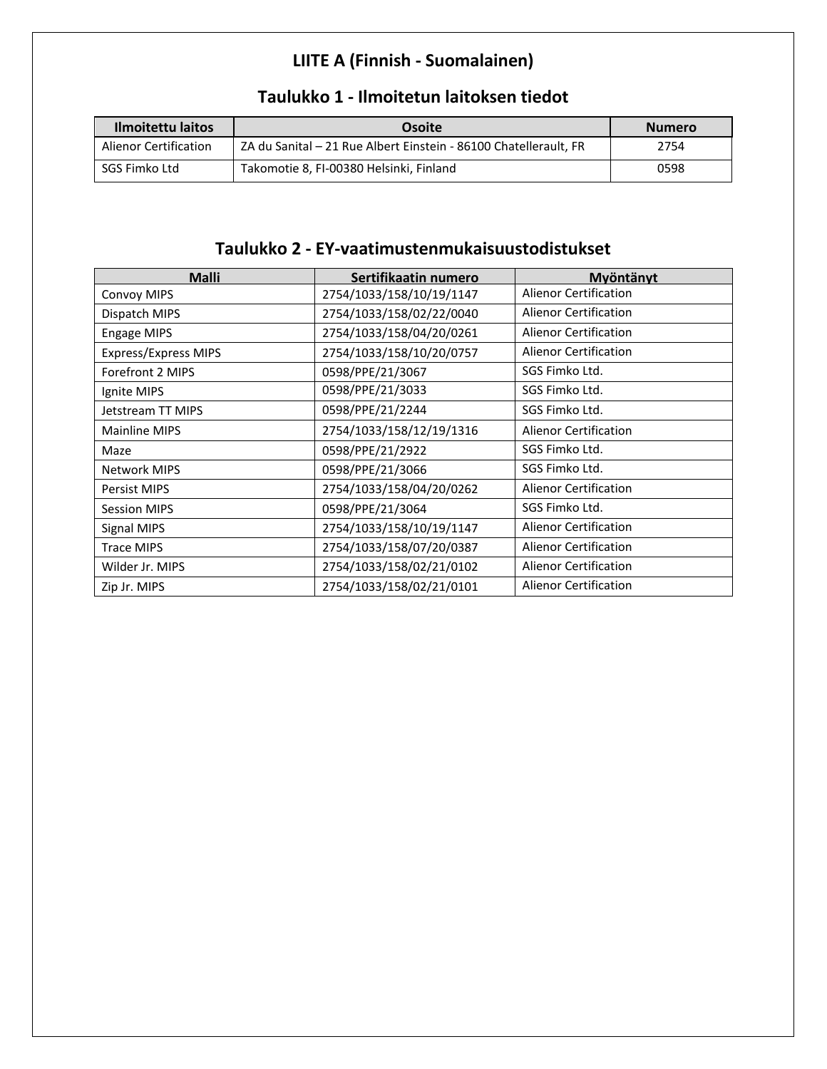# LIITE A (Finnish - Suomalainen)

## Taulukko 1 - Ilmoitetun laitoksen tiedot

| Ilmoitettu laitos | Osoite | Numero |
|---|---|---|
| Alienor Certification | ZA du Sanital – 21 Rue Albert Einstein - 86100 Chatellerault, FR | 2754 |
| SGS Fimko Ltd | Takomotie 8, FI-00380 Helsinki, Finland | 0598 |

## Taulukko 2 - EY-vaatimustenmukaisuustodistukset

| Malli | Sertifikaatin numero | Myöntänyt |
|---|---|---|
| Convoy MIPS | 2754/1033/158/10/19/1147 | Alienor Certification |
| Dispatch MIPS | 2754/1033/158/02/22/0040 | Alienor Certification |
| Engage MIPS | 2754/1033/158/04/20/0261 | Alienor Certification |
| Express/Express MIPS | 2754/1033/158/10/20/0757 | Alienor Certification |
| Forefront 2 MIPS | 0598/PPE/21/3067 | SGS Fimko Ltd. |
| Ignite MIPS | 0598/PPE/21/3033 | SGS Fimko Ltd. |
| Jetstream TT MIPS | 0598/PPE/21/2244 | SGS Fimko Ltd. |
| Mainline MIPS | 2754/1033/158/12/19/1316 | Alienor Certification |
| Maze | 0598/PPE/21/2922 | SGS Fimko Ltd. |
| Network MIPS | 0598/PPE/21/3066 | SGS Fimko Ltd. |
| Persist MIPS | 2754/1033/158/04/20/0262 | Alienor Certification |
| Session MIPS | 0598/PPE/21/3064 | SGS Fimko Ltd. |
| Signal MIPS | 2754/1033/158/10/19/1147 | Alienor Certification |
| Trace MIPS | 2754/1033/158/07/20/0387 | Alienor Certification |
| Wilder Jr. MIPS | 2754/1033/158/02/21/0102 | Alienor Certification |
| Zip Jr. MIPS | 2754/1033/158/02/21/0101 | Alienor Certification |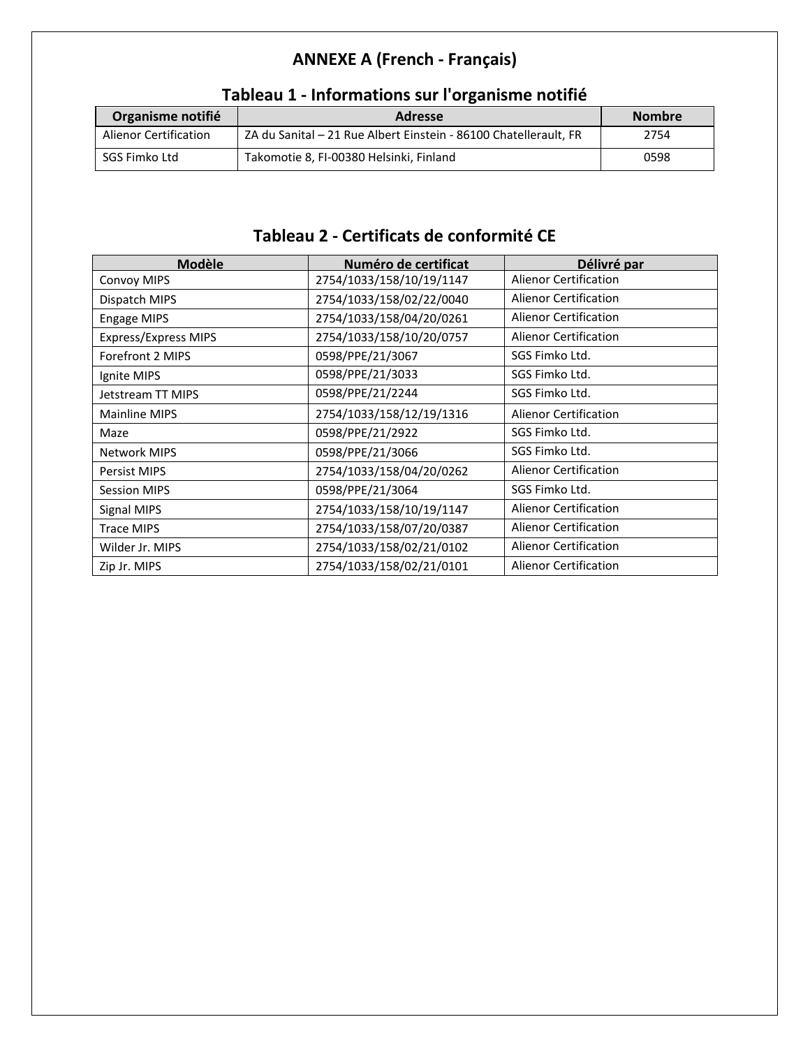# ANNEXE A (French - Français)

## Tableau 1 - Informations sur l'organisme notifié

| Organisme notifié | Adresse | Nombre |
|---|---|---|
| Alienor Certification | ZA du Sanital – 21 Rue Albert Einstein - 86100 Chatellerault, FR | 2754 |
| SGS Fimko Ltd | Takomotie 8, FI-00380 Helsinki, Finland | 0598 |

## Tableau 2 - Certificats de conformité CE

| Modèle | Numéro de certificat | Délivré par |
|---|---|---|
| Convoy MIPS | 2754/1033/158/10/19/1147 | Alienor Certification |
| Dispatch MIPS | 2754/1033/158/02/22/0040 | Alienor Certification |
| Engage MIPS | 2754/1033/158/04/20/0261 | Alienor Certification |
| Express/Express MIPS | 2754/1033/158/10/20/0757 | Alienor Certification |
| Forefront 2 MIPS | 0598/PPE/21/3067 | SGS Fimko Ltd. |
| Ignite MIPS | 0598/PPE/21/3033 | SGS Fimko Ltd. |
| Jetstream TT MIPS | 0598/PPE/21/2244 | SGS Fimko Ltd. |
| Mainline MIPS | 2754/1033/158/12/19/1316 | Alienor Certification |
| Maze | 0598/PPE/21/2922 | SGS Fimko Ltd. |
| Network MIPS | 0598/PPE/21/3066 | SGS Fimko Ltd. |
| Persist MIPS | 2754/1033/158/04/20/0262 | Alienor Certification |
| Session MIPS | 0598/PPE/21/3064 | SGS Fimko Ltd. |
| Signal MIPS | 2754/1033/158/10/19/1147 | Alienor Certification |
| Trace MIPS | 2754/1033/158/07/20/0387 | Alienor Certification |
| Wilder Jr. MIPS | 2754/1033/158/02/21/0102 | Alienor Certification |
| Zip Jr. MIPS | 2754/1033/158/02/21/0101 | Alienor Certification |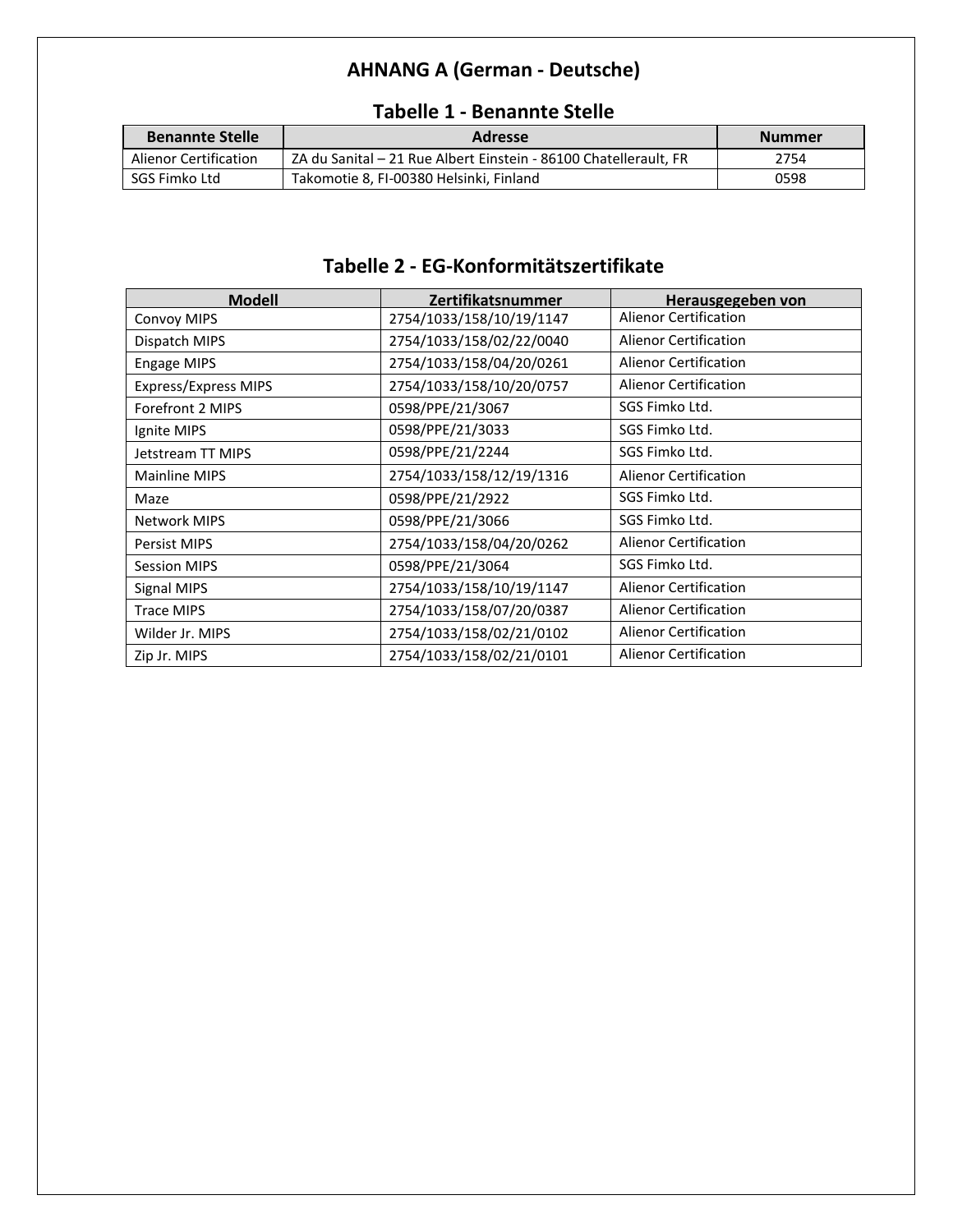# AHNANG A (German - Deutsche)

## Tabelle 1 - Benannte Stelle

| Benannte Stelle | Adresse | Nummer |
|---|---|---|
| Alienor Certification | ZA du Sanital – 21 Rue Albert Einstein - 86100 Chatellerault, FR | 2754 |
| SGS Fimko Ltd | Takomotie 8, FI-00380 Helsinki, Finland | 0598 |

## Tabelle 2 - EG-Konformitätszertifikate

| Modell | Zertifikatsnummer | Herausgegeben von |
|---|---|---|
| Convoy MIPS | 2754/1033/158/10/19/1147 | Alienor Certification |
| Dispatch MIPS | 2754/1033/158/02/22/0040 | Alienor Certification |
| Engage MIPS | 2754/1033/158/04/20/0261 | Alienor Certification |
| Express/Express MIPS | 2754/1033/158/10/20/0757 | Alienor Certification |
| Forefront 2 MIPS | 0598/PPE/21/3067 | SGS Fimko Ltd. |
| Ignite MIPS | 0598/PPE/21/3033 | SGS Fimko Ltd. |
| Jetstream TT MIPS | 0598/PPE/21/2244 | SGS Fimko Ltd. |
| Mainline MIPS | 2754/1033/158/12/19/1316 | Alienor Certification |
| Maze | 0598/PPE/21/2922 | SGS Fimko Ltd. |
| Network MIPS | 0598/PPE/21/3066 | SGS Fimko Ltd. |
| Persist MIPS | 2754/1033/158/04/20/0262 | Alienor Certification |
| Session MIPS | 0598/PPE/21/3064 | SGS Fimko Ltd. |
| Signal MIPS | 2754/1033/158/10/19/1147 | Alienor Certification |
| Trace MIPS | 2754/1033/158/07/20/0387 | Alienor Certification |
| Wilder Jr. MIPS | 2754/1033/158/02/21/0102 | Alienor Certification |
| Zip Jr. MIPS | 2754/1033/158/02/21/0101 | Alienor Certification |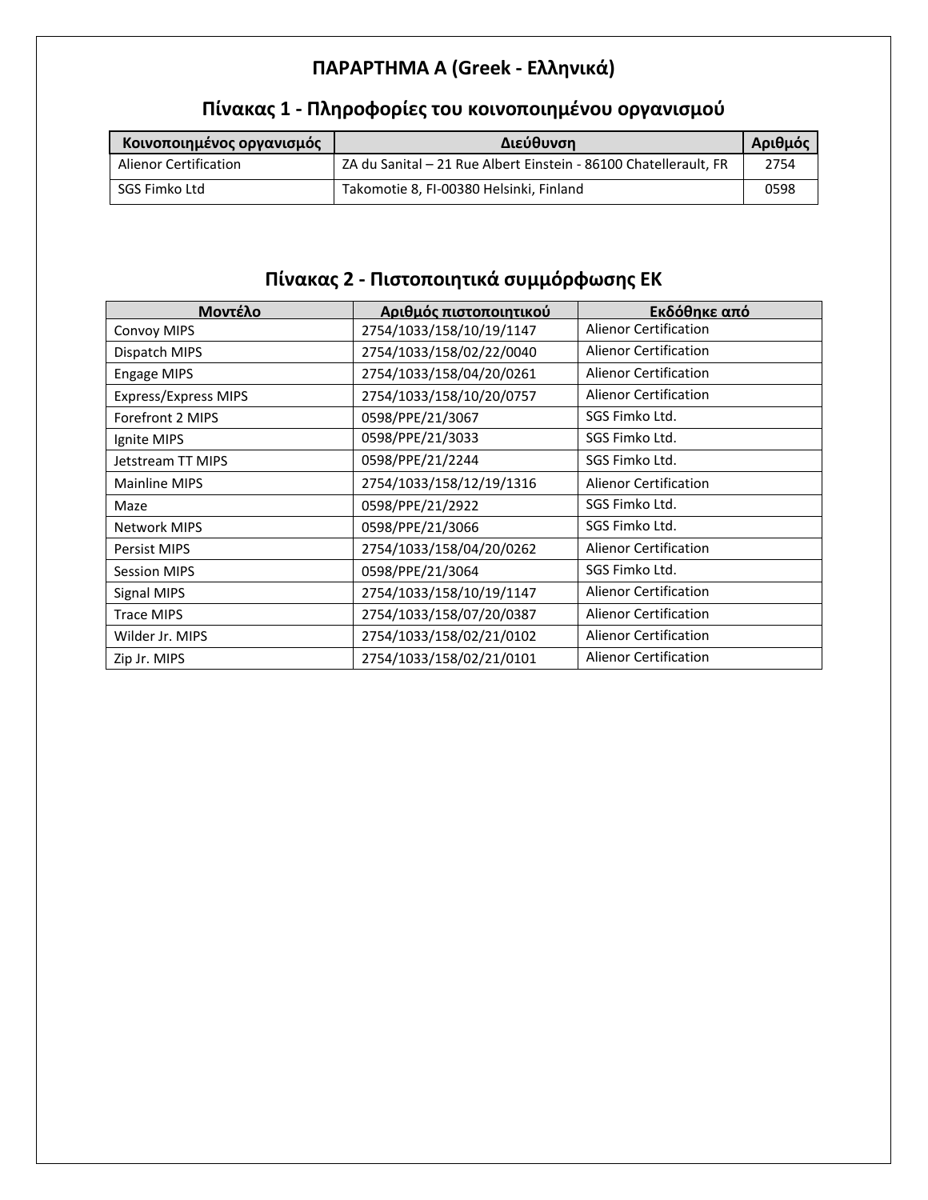# ΠΑΡΑΡΤΗΜΑ Α (Greek - Ελληνικά)

## Πίνακας 1 - Πληροφορίες του κοινοποιημένου οργανισμού

| Κοινοποιημένος οργανισμός | Διεύθυνση | Αριθμός |
|---|---|---|
| Alienor Certification | ZA du Sanital – 21 Rue Albert Einstein - 86100 Chatellerault, FR | 2754 |
| SGS Fimko Ltd | Takomotie 8, FI-00380 Helsinki, Finland | 0598 |

## Πίνακας 2 - Πιστοποιητικά συμμόρφωσης ΕΚ

| Μοντέλο | Αριθμός πιστοποιητικού | Εκδόθηκε από |
|---|---|---|
| Convoy MIPS | 2754/1033/158/10/19/1147 | Alienor Certification |
| Dispatch MIPS | 2754/1033/158/02/22/0040 | Alienor Certification |
| Engage MIPS | 2754/1033/158/04/20/0261 | Alienor Certification |
| Express/Express MIPS | 2754/1033/158/10/20/0757 | Alienor Certification |
| Forefront 2 MIPS | 0598/PPE/21/3067 | SGS Fimko Ltd. |
| Ignite MIPS | 0598/PPE/21/3033 | SGS Fimko Ltd. |
| Jetstream TT MIPS | 0598/PPE/21/2244 | SGS Fimko Ltd. |
| Mainline MIPS | 2754/1033/158/12/19/1316 | Alienor Certification |
| Maze | 0598/PPE/21/2922 | SGS Fimko Ltd. |
| Network MIPS | 0598/PPE/21/3066 | SGS Fimko Ltd. |
| Persist MIPS | 2754/1033/158/04/20/0262 | Alienor Certification |
| Session MIPS | 0598/PPE/21/3064 | SGS Fimko Ltd. |
| Signal MIPS | 2754/1033/158/10/19/1147 | Alienor Certification |
| Trace MIPS | 2754/1033/158/07/20/0387 | Alienor Certification |
| Wilder Jr. MIPS | 2754/1033/158/02/21/0102 | Alienor Certification |
| Zip Jr. MIPS | 2754/1033/158/02/21/0101 | Alienor Certification |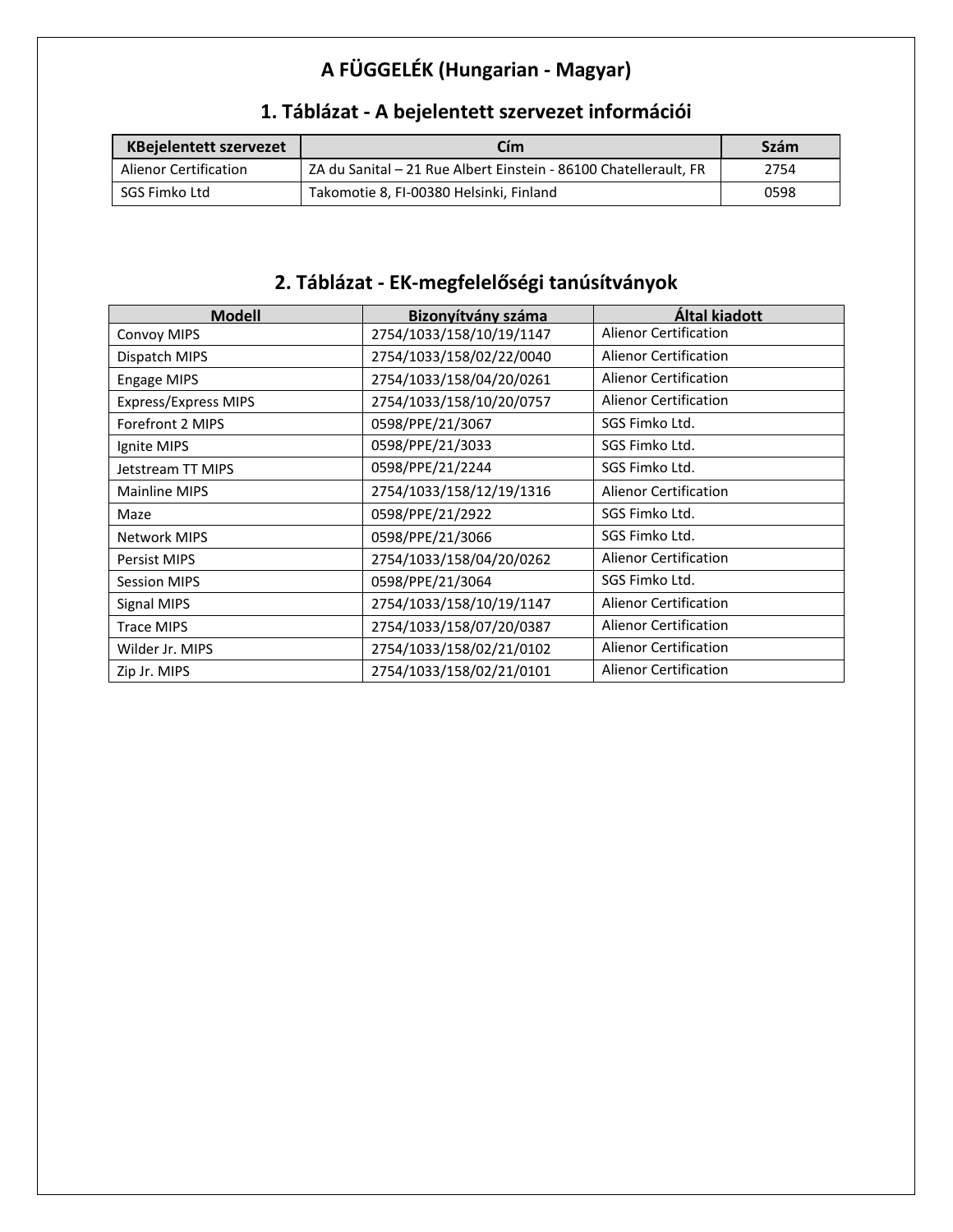# A FÜGGELÉK (Hungarian - Magyar)

## 1. Táblázat - A bejelentett szervezet információi

| KBejelentett szervezet | Cím | Szám |
|---|---|---|
| Alienor Certification | ZA du Sanital – 21 Rue Albert Einstein - 86100 Chatellerault, FR | 2754 |
| SGS Fimko Ltd | Takomotie 8, FI-00380 Helsinki, Finland | 0598 |

## 2. Táblázat - EK-megfelelőségi tanúsítványok

| Modell | Bizonyítvány száma | Által kiadott |
|---|---|---|
| Convoy MIPS | 2754/1033/158/10/19/1147 | Alienor Certification |
| Dispatch MIPS | 2754/1033/158/02/22/0040 | Alienor Certification |
| Engage MIPS | 2754/1033/158/04/20/0261 | Alienor Certification |
| Express/Express MIPS | 2754/1033/158/10/20/0757 | Alienor Certification |
| Forefront 2 MIPS | 0598/PPE/21/3067 | SGS Fimko Ltd. |
| Ignite MIPS | 0598/PPE/21/3033 | SGS Fimko Ltd. |
| Jetstream TT MIPS | 0598/PPE/21/2244 | SGS Fimko Ltd. |
| Mainline MIPS | 2754/1033/158/12/19/1316 | Alienor Certification |
| Maze | 0598/PPE/21/2922 | SGS Fimko Ltd. |
| Network MIPS | 0598/PPE/21/3066 | SGS Fimko Ltd. |
| Persist MIPS | 2754/1033/158/04/20/0262 | Alienor Certification |
| Session MIPS | 0598/PPE/21/3064 | SGS Fimko Ltd. |
| Signal MIPS | 2754/1033/158/10/19/1147 | Alienor Certification |
| Trace MIPS | 2754/1033/158/07/20/0387 | Alienor Certification |
| Wilder Jr. MIPS | 2754/1033/158/02/21/0102 | Alienor Certification |
| Zip Jr. MIPS | 2754/1033/158/02/21/0101 | Alienor Certification |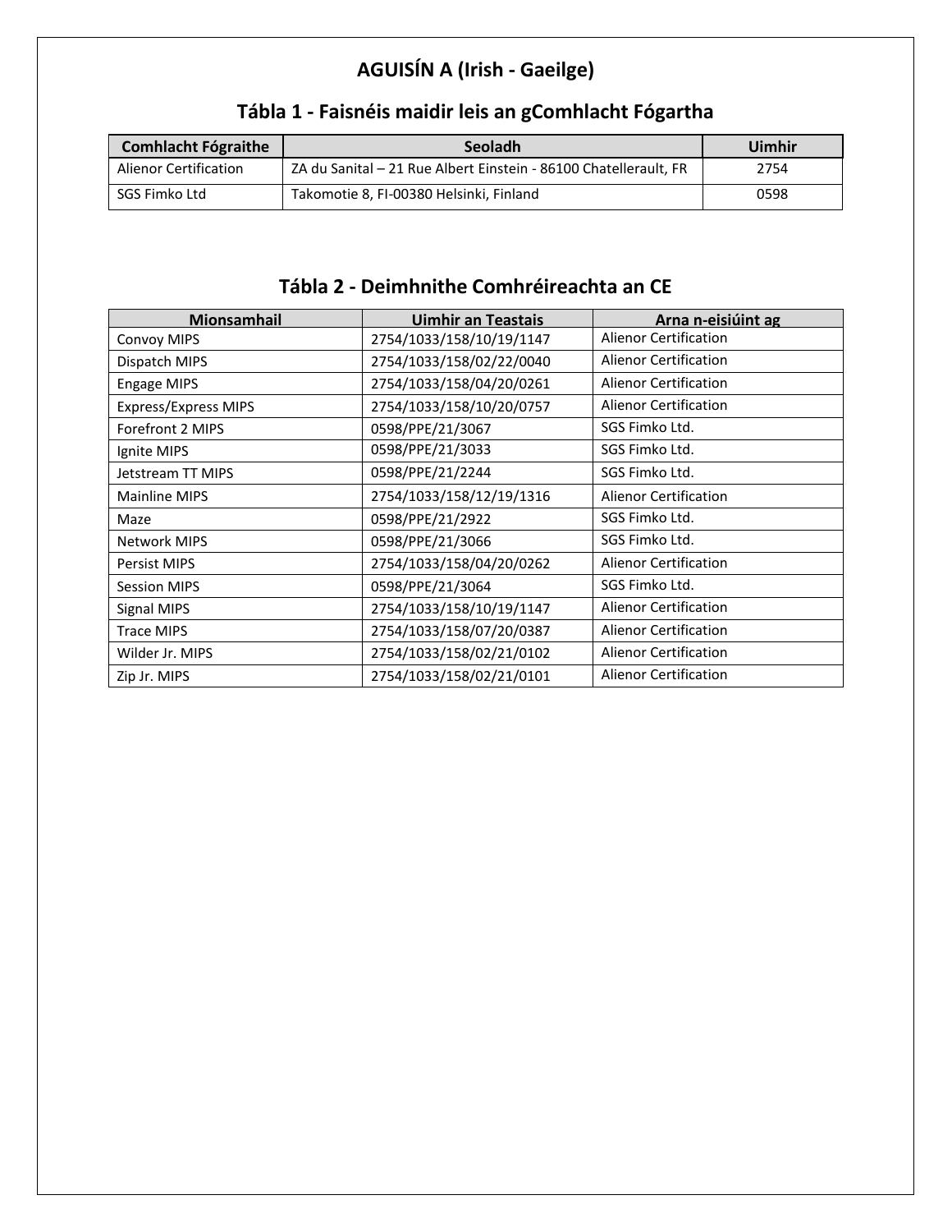# AGUISÍN A (Irish - Gaeilge)

## Tábla 1 - Faisnéis maidir leis an gComhlacht Fógartha

| Comhlacht Fógraithe | Seoladh | Uimhir |
| --- | --- | --- |
| Alienor Certification | ZA du Sanital – 21 Rue Albert Einstein - 86100 Chatellerault, FR | 2754 |
| SGS Fimko Ltd | Takomotie 8, FI-00380 Helsinki, Finland | 0598 |

## Tábla 2 - Deimhnithe Comhréireachta an CE

| Mionsamhail | Uimhir an Teastais | Arna n-eisiúint ag |
| --- | --- | --- |
| Convoy MIPS | 2754/1033/158/10/19/1147 | Alienor Certification |
| Dispatch MIPS | 2754/1033/158/02/22/0040 | Alienor Certification |
| Engage MIPS | 2754/1033/158/04/20/0261 | Alienor Certification |
| Express/Express MIPS | 2754/1033/158/10/20/0757 | Alienor Certification |
| Forefront 2 MIPS | 0598/PPE/21/3067 | SGS Fimko Ltd. |
| Ignite MIPS | 0598/PPE/21/3033 | SGS Fimko Ltd. |
| Jetstream TT MIPS | 0598/PPE/21/2244 | SGS Fimko Ltd. |
| Mainline MIPS | 2754/1033/158/12/19/1316 | Alienor Certification |
| Maze | 0598/PPE/21/2922 | SGS Fimko Ltd. |
| Network MIPS | 0598/PPE/21/3066 | SGS Fimko Ltd. |
| Persist MIPS | 2754/1033/158/04/20/0262 | Alienor Certification |
| Session MIPS | 0598/PPE/21/3064 | SGS Fimko Ltd. |
| Signal MIPS | 2754/1033/158/10/19/1147 | Alienor Certification |
| Trace MIPS | 2754/1033/158/07/20/0387 | Alienor Certification |
| Wilder Jr. MIPS | 2754/1033/158/02/21/0102 | Alienor Certification |
| Zip Jr. MIPS | 2754/1033/158/02/21/0101 | Alienor Certification |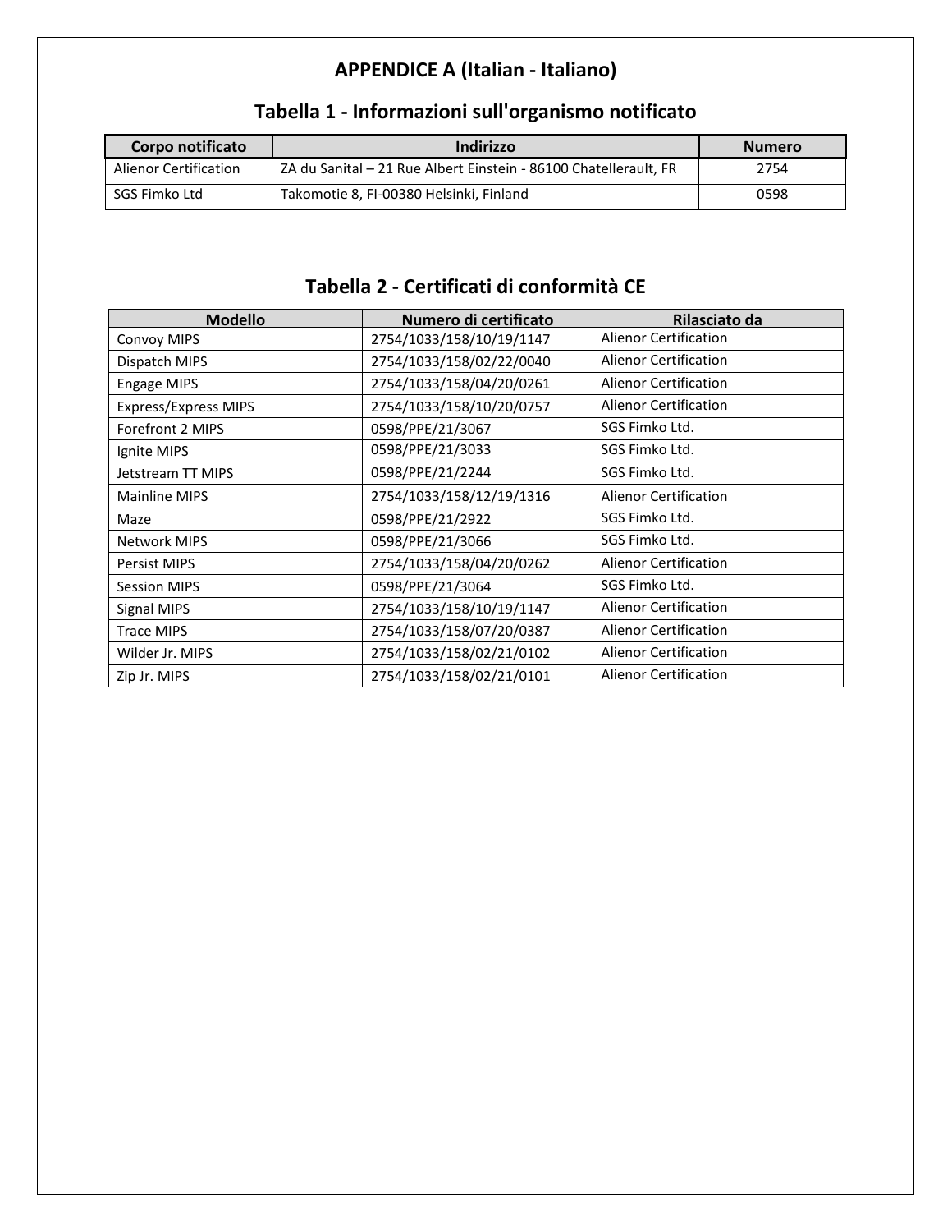# APPENDICE A (Italian - Italiano)

## Tabella 1 - Informazioni sull'organismo notificato

| Corpo notificato | Indirizzo | Numero |
| --- | --- | --- |
| Alienor Certification | ZA du Sanital – 21 Rue Albert Einstein - 86100 Chatellerault, FR | 2754 |
| SGS Fimko Ltd | Takomotie 8, FI-00380 Helsinki, Finland | 0598 |

## Tabella 2 - Certificati di conformità CE

| Modello | Numero di certificato | Rilasciato da |
| --- | --- | --- |
| Convoy MIPS | 2754/1033/158/10/19/1147 | Alienor Certification |
| Dispatch MIPS | 2754/1033/158/02/22/0040 | Alienor Certification |
| Engage MIPS | 2754/1033/158/04/20/0261 | Alienor Certification |
| Express/Express MIPS | 2754/1033/158/10/20/0757 | Alienor Certification |
| Forefront 2 MIPS | 0598/PPE/21/3067 | SGS Fimko Ltd. |
| Ignite MIPS | 0598/PPE/21/3033 | SGS Fimko Ltd. |
| Jetstream TT MIPS | 0598/PPE/21/2244 | SGS Fimko Ltd. |
| Mainline MIPS | 2754/1033/158/12/19/1316 | Alienor Certification |
| Maze | 0598/PPE/21/2922 | SGS Fimko Ltd. |
| Network MIPS | 0598/PPE/21/3066 | SGS Fimko Ltd. |
| Persist MIPS | 2754/1033/158/04/20/0262 | Alienor Certification |
| Session MIPS | 0598/PPE/21/3064 | SGS Fimko Ltd. |
| Signal MIPS | 2754/1033/158/10/19/1147 | Alienor Certification |
| Trace MIPS | 2754/1033/158/07/20/0387 | Alienor Certification |
| Wilder Jr. MIPS | 2754/1033/158/02/21/0102 | Alienor Certification |
| Zip Jr. MIPS | 2754/1033/158/02/21/0101 | Alienor Certification |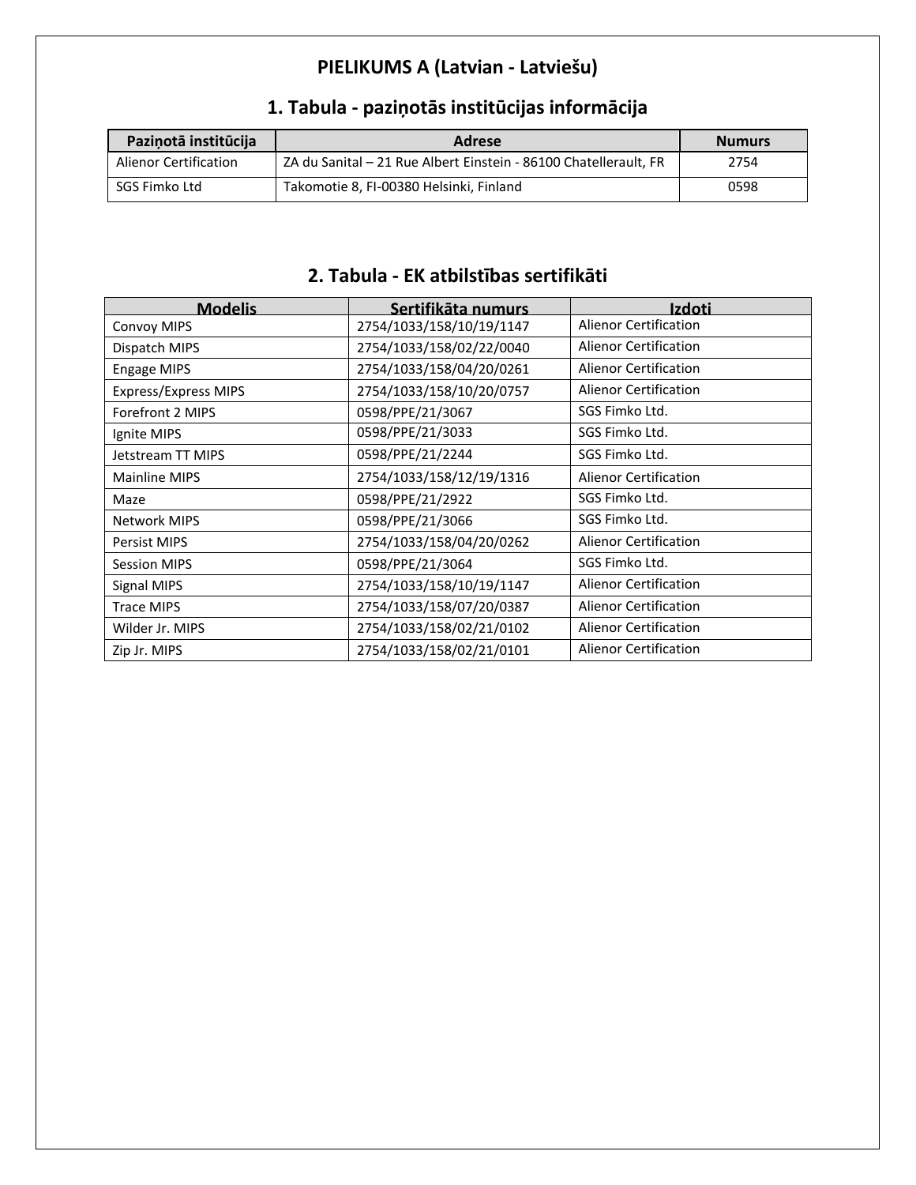# PIELIKUMS A (Latvian - Latviešu)

## 1. Tabula - paziņotās institūcijas informācija

| Paziņotā institūcija | Adrese | Numurs |
|---|---|---|
| Alienor Certification | ZA du Sanital – 21 Rue Albert Einstein - 86100 Chatellerault, FR | 2754 |
| SGS Fimko Ltd | Takomotie 8, FI-00380 Helsinki, Finland | 0598 |

## 2. Tabula - EK atbilstības sertifikāti

| Modelis | Sertifikāta numurs | Izdoti |
|---|---|---|
| Convoy MIPS | 2754/1033/158/10/19/1147 | Alienor Certification |
| Dispatch MIPS | 2754/1033/158/02/22/0040 | Alienor Certification |
| Engage MIPS | 2754/1033/158/04/20/0261 | Alienor Certification |
| Express/Express MIPS | 2754/1033/158/10/20/0757 | Alienor Certification |
| Forefront 2 MIPS | 0598/PPE/21/3067 | SGS Fimko Ltd. |
| Ignite MIPS | 0598/PPE/21/3033 | SGS Fimko Ltd. |
| Jetstream TT MIPS | 0598/PPE/21/2244 | SGS Fimko Ltd. |
| Mainline MIPS | 2754/1033/158/12/19/1316 | Alienor Certification |
| Maze | 0598/PPE/21/2922 | SGS Fimko Ltd. |
| Network MIPS | 0598/PPE/21/3066 | SGS Fimko Ltd. |
| Persist MIPS | 2754/1033/158/04/20/0262 | Alienor Certification |
| Session MIPS | 0598/PPE/21/3064 | SGS Fimko Ltd. |
| Signal MIPS | 2754/1033/158/10/19/1147 | Alienor Certification |
| Trace MIPS | 2754/1033/158/07/20/0387 | Alienor Certification |
| Wilder Jr. MIPS | 2754/1033/158/02/21/0102 | Alienor Certification |
| Zip Jr. MIPS | 2754/1033/158/02/21/0101 | Alienor Certification |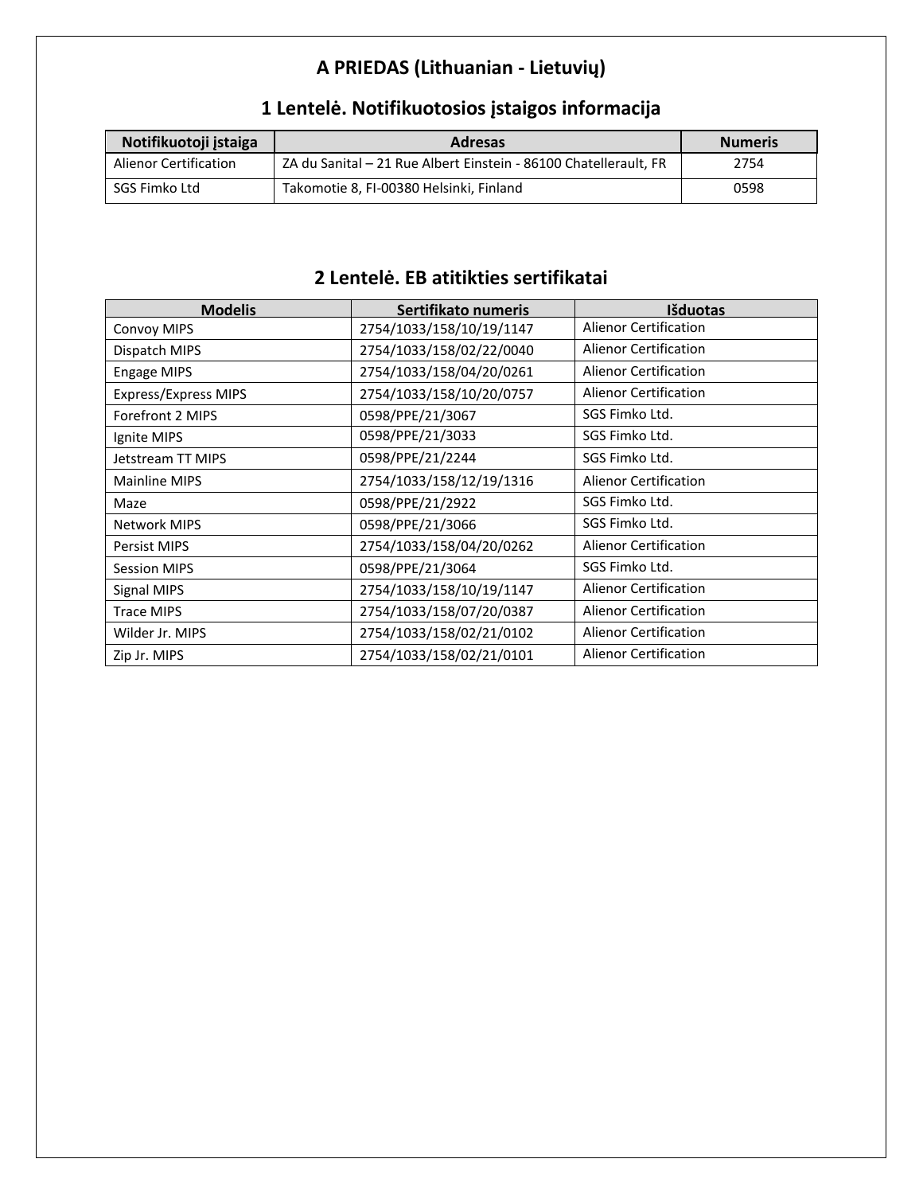# A PRIEDAS (Lithuanian - Lietuvių)

## 1 Lentelė. Notifikuotosios įstaigos informacija

| Notifikuotoji įstaiga | Adresas | Numeris |
|---|---|---|
| Alienor Certification | ZA du Sanital – 21 Rue Albert Einstein - 86100 Chatellerault, FR | 2754 |
| SGS Fimko Ltd | Takomotie 8, FI-00380 Helsinki, Finland | 0598 |

## 2 Lentelė. EB atitikties sertifikatai

| Modelis | Sertifikato numeris | Išduotas |
|---|---|---|
| Convoy MIPS | 2754/1033/158/10/19/1147 | Alienor Certification |
| Dispatch MIPS | 2754/1033/158/02/22/0040 | Alienor Certification |
| Engage MIPS | 2754/1033/158/04/20/0261 | Alienor Certification |
| Express/Express MIPS | 2754/1033/158/10/20/0757 | Alienor Certification |
| Forefront 2 MIPS | 0598/PPE/21/3067 | SGS Fimko Ltd. |
| Ignite MIPS | 0598/PPE/21/3033 | SGS Fimko Ltd. |
| Jetstream TT MIPS | 0598/PPE/21/2244 | SGS Fimko Ltd. |
| Mainline MIPS | 2754/1033/158/12/19/1316 | Alienor Certification |
| Maze | 0598/PPE/21/2922 | SGS Fimko Ltd. |
| Network MIPS | 0598/PPE/21/3066 | SGS Fimko Ltd. |
| Persist MIPS | 2754/1033/158/04/20/0262 | Alienor Certification |
| Session MIPS | 0598/PPE/21/3064 | SGS Fimko Ltd. |
| Signal MIPS | 2754/1033/158/10/19/1147 | Alienor Certification |
| Trace MIPS | 2754/1033/158/07/20/0387 | Alienor Certification |
| Wilder Jr. MIPS | 2754/1033/158/02/21/0102 | Alienor Certification |
| Zip Jr. MIPS | 2754/1033/158/02/21/0101 | Alienor Certification |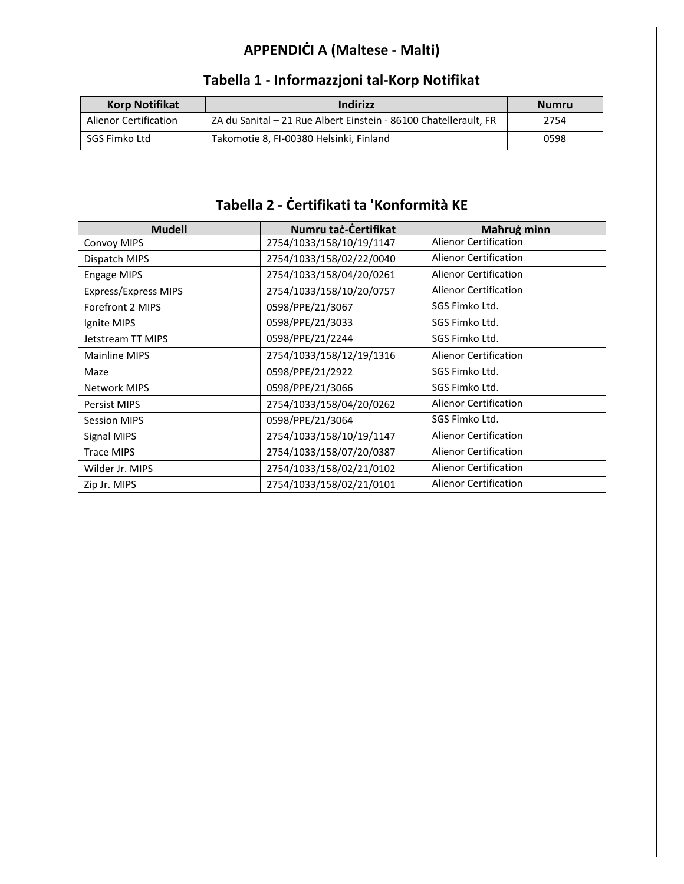# APPENDIĊI A (Maltese - Malti)

## Tabella 1 - Informazzjoni tal-Korp Notifikat

| Korp Notifikat | Indirizz | Numru |
| --- | --- | --- |
| Alienor Certification | ZA du Sanital – 21 Rue Albert Einstein - 86100 Chatellerault, FR | 2754 |
| SGS Fimko Ltd | Takomotie 8, FI-00380 Helsinki, Finland | 0598 |

## Tabella 2 - Ċertifikati ta 'Konformità KE

| Mudell | Numru taċ-Ċertifikat | Maħruġ minn |
| --- | --- | --- |
| Convoy MIPS | 2754/1033/158/10/19/1147 | Alienor Certification |
| Dispatch MIPS | 2754/1033/158/02/22/0040 | Alienor Certification |
| Engage MIPS | 2754/1033/158/04/20/0261 | Alienor Certification |
| Express/Express MIPS | 2754/1033/158/10/20/0757 | Alienor Certification |
| Forefront 2 MIPS | 0598/PPE/21/3067 | SGS Fimko Ltd. |
| Ignite MIPS | 0598/PPE/21/3033 | SGS Fimko Ltd. |
| Jetstream TT MIPS | 0598/PPE/21/2244 | SGS Fimko Ltd. |
| Mainline MIPS | 2754/1033/158/12/19/1316 | Alienor Certification |
| Maze | 0598/PPE/21/2922 | SGS Fimko Ltd. |
| Network MIPS | 0598/PPE/21/3066 | SGS Fimko Ltd. |
| Persist MIPS | 2754/1033/158/04/20/0262 | Alienor Certification |
| Session MIPS | 0598/PPE/21/3064 | SGS Fimko Ltd. |
| Signal MIPS | 2754/1033/158/10/19/1147 | Alienor Certification |
| Trace MIPS | 2754/1033/158/07/20/0387 | Alienor Certification |
| Wilder Jr. MIPS | 2754/1033/158/02/21/0102 | Alienor Certification |
| Zip Jr. MIPS | 2754/1033/158/02/21/0101 | Alienor Certification |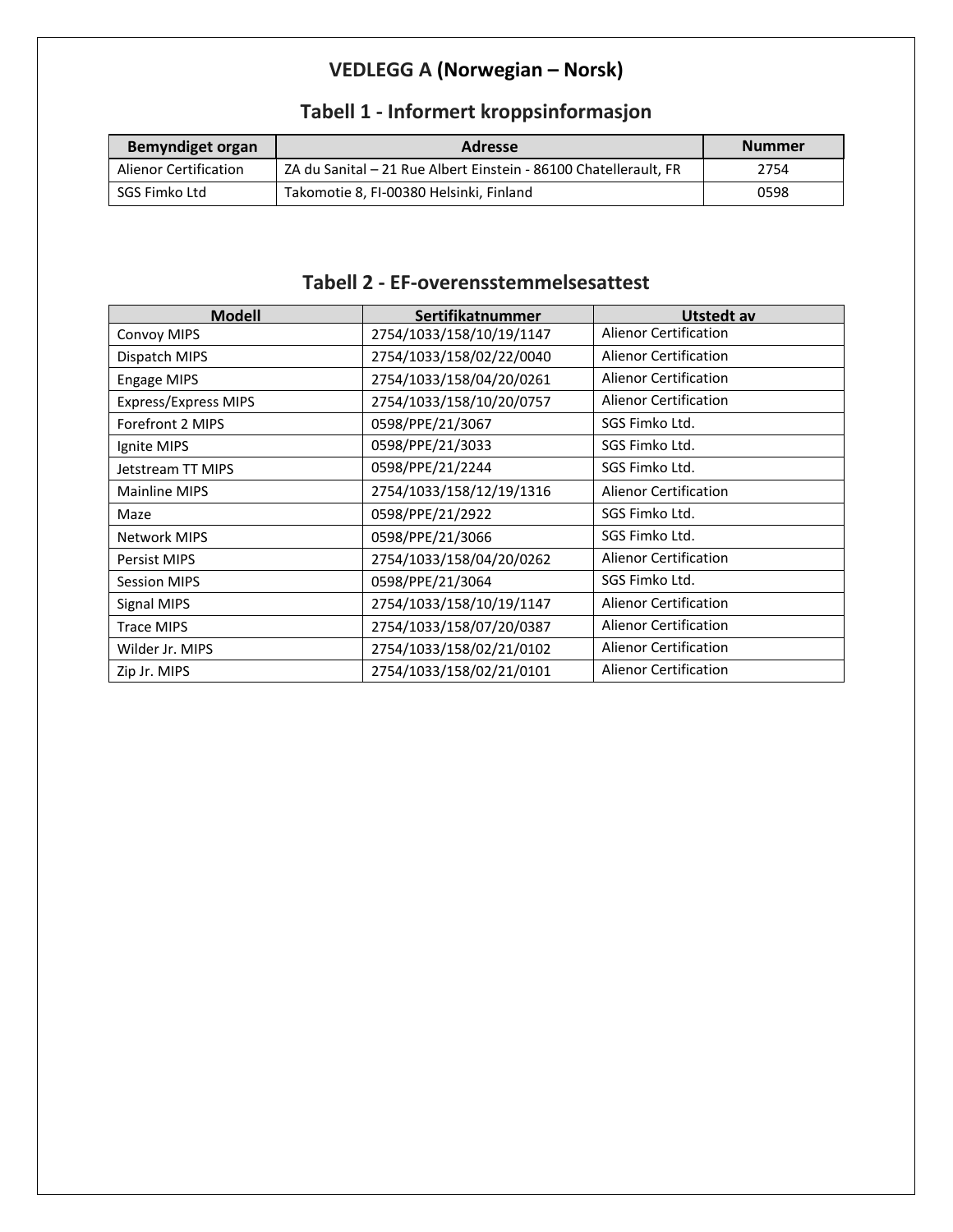# VEDLEGG A (Norwegian – Norsk)

## Tabell 1 - Informert kroppsinformasjon

| Bemyndiget organ | Adresse | Nummer |
|---|---|---|
| Alienor Certification | ZA du Sanital – 21 Rue Albert Einstein - 86100 Chatellerault, FR | 2754 |
| SGS Fimko Ltd | Takomotie 8, FI-00380 Helsinki, Finland | 0598 |

## Tabell 2 - EF-overensstemmelsesattest

| Modell | Sertifikatnummer | Utstedt av |
|---|---|---|
| Convoy MIPS | 2754/1033/158/10/19/1147 | Alienor Certification |
| Dispatch MIPS | 2754/1033/158/02/22/0040 | Alienor Certification |
| Engage MIPS | 2754/1033/158/04/20/0261 | Alienor Certification |
| Express/Express MIPS | 2754/1033/158/10/20/0757 | Alienor Certification |
| Forefront 2 MIPS | 0598/PPE/21/3067 | SGS Fimko Ltd. |
| Ignite MIPS | 0598/PPE/21/3033 | SGS Fimko Ltd. |
| Jetstream TT MIPS | 0598/PPE/21/2244 | SGS Fimko Ltd. |
| Mainline MIPS | 2754/1033/158/12/19/1316 | Alienor Certification |
| Maze | 0598/PPE/21/2922 | SGS Fimko Ltd. |
| Network MIPS | 0598/PPE/21/3066 | SGS Fimko Ltd. |
| Persist MIPS | 2754/1033/158/04/20/0262 | Alienor Certification |
| Session MIPS | 0598/PPE/21/3064 | SGS Fimko Ltd. |
| Signal MIPS | 2754/1033/158/10/19/1147 | Alienor Certification |
| Trace MIPS | 2754/1033/158/07/20/0387 | Alienor Certification |
| Wilder Jr. MIPS | 2754/1033/158/02/21/0102 | Alienor Certification |
| Zip Jr. MIPS | 2754/1033/158/02/21/0101 | Alienor Certification |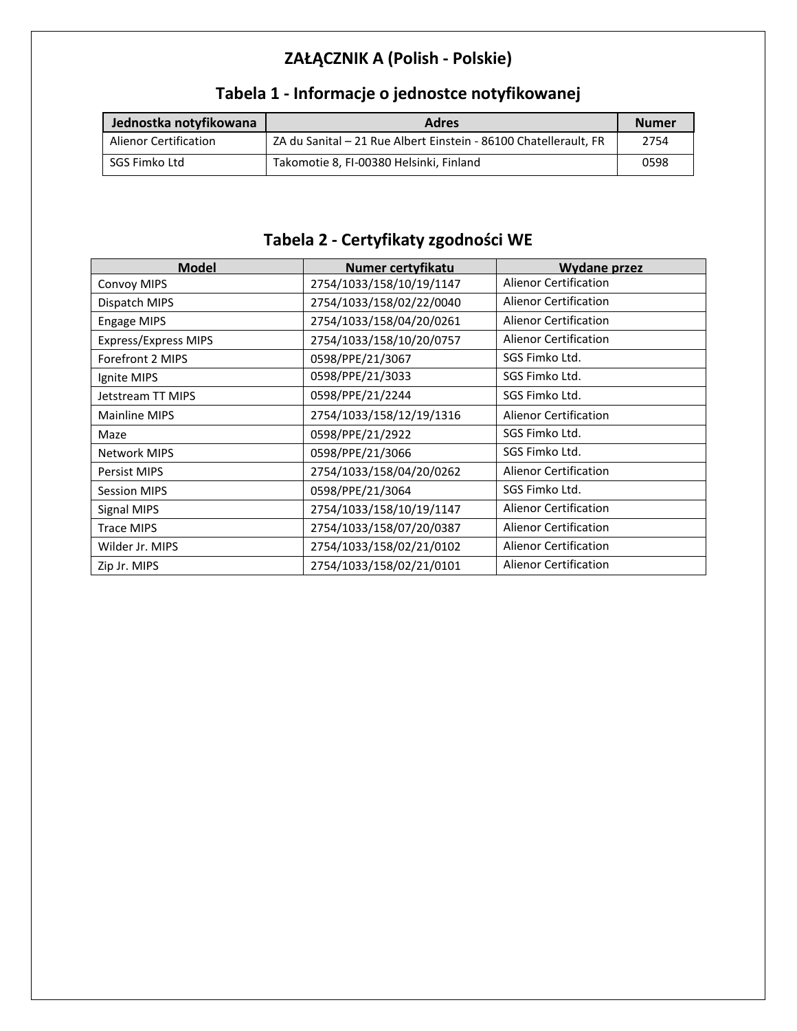# ZAŁĄCZNIK A (Polish - Polskie)

## Tabela 1 - Informacje o jednostce notyfikowanej

| Jednostka notyfikowana | Adres | Numer |
|---|---|---|
| Alienor Certification | ZA du Sanital – 21 Rue Albert Einstein - 86100 Chatellerault, FR | 2754 |
| SGS Fimko Ltd | Takomotie 8, FI-00380 Helsinki, Finland | 0598 |

## Tabela 2 - Certyfikaty zgodności WE

| Model | Numer certyfikatu | Wydane przez |
|---|---|---|
| Convoy MIPS | 2754/1033/158/10/19/1147 | Alienor Certification |
| Dispatch MIPS | 2754/1033/158/02/22/0040 | Alienor Certification |
| Engage MIPS | 2754/1033/158/04/20/0261 | Alienor Certification |
| Express/Express MIPS | 2754/1033/158/10/20/0757 | Alienor Certification |
| Forefront 2 MIPS | 0598/PPE/21/3067 | SGS Fimko Ltd. |
| Ignite MIPS | 0598/PPE/21/3033 | SGS Fimko Ltd. |
| Jetstream TT MIPS | 0598/PPE/21/2244 | SGS Fimko Ltd. |
| Mainline MIPS | 2754/1033/158/12/19/1316 | Alienor Certification |
| Maze | 0598/PPE/21/2922 | SGS Fimko Ltd. |
| Network MIPS | 0598/PPE/21/3066 | SGS Fimko Ltd. |
| Persist MIPS | 2754/1033/158/04/20/0262 | Alienor Certification |
| Session MIPS | 0598/PPE/21/3064 | SGS Fimko Ltd. |
| Signal MIPS | 2754/1033/158/10/19/1147 | Alienor Certification |
| Trace MIPS | 2754/1033/158/07/20/0387 | Alienor Certification |
| Wilder Jr. MIPS | 2754/1033/158/02/21/0102 | Alienor Certification |
| Zip Jr. MIPS | 2754/1033/158/02/21/0101 | Alienor Certification |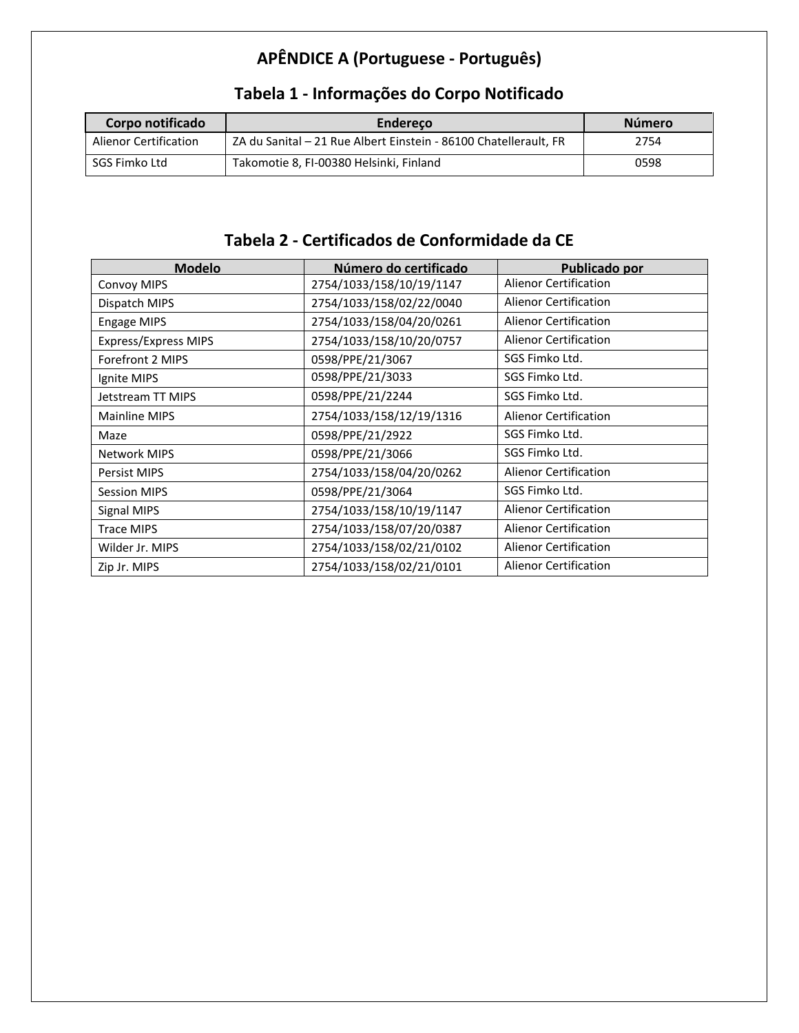# APÊNDICE A (Portuguese - Português)

## Tabela 1 - Informações do Corpo Notificado

| Corpo notificado | Endereço | Número |
|---|---|---|
| Alienor Certification | ZA du Sanital – 21 Rue Albert Einstein - 86100 Chatellerault, FR | 2754 |
| SGS Fimko Ltd | Takomotie 8, FI-00380 Helsinki, Finland | 0598 |

## Tabela 2 - Certificados de Conformidade da CE

| Modelo | Número do certificado | Publicado por |
|---|---|---|
| Convoy MIPS | 2754/1033/158/10/19/1147 | Alienor Certification |
| Dispatch MIPS | 2754/1033/158/02/22/0040 | Alienor Certification |
| Engage MIPS | 2754/1033/158/04/20/0261 | Alienor Certification |
| Express/Express MIPS | 2754/1033/158/10/20/0757 | Alienor Certification |
| Forefront 2 MIPS | 0598/PPE/21/3067 | SGS Fimko Ltd. |
| Ignite MIPS | 0598/PPE/21/3033 | SGS Fimko Ltd. |
| Jetstream TT MIPS | 0598/PPE/21/2244 | SGS Fimko Ltd. |
| Mainline MIPS | 2754/1033/158/12/19/1316 | Alienor Certification |
| Maze | 0598/PPE/21/2922 | SGS Fimko Ltd. |
| Network MIPS | 0598/PPE/21/3066 | SGS Fimko Ltd. |
| Persist MIPS | 2754/1033/158/04/20/0262 | Alienor Certification |
| Session MIPS | 0598/PPE/21/3064 | SGS Fimko Ltd. |
| Signal MIPS | 2754/1033/158/10/19/1147 | Alienor Certification |
| Trace MIPS | 2754/1033/158/07/20/0387 | Alienor Certification |
| Wilder Jr. MIPS | 2754/1033/158/02/21/0102 | Alienor Certification |
| Zip Jr. MIPS | 2754/1033/158/02/21/0101 | Alienor Certification |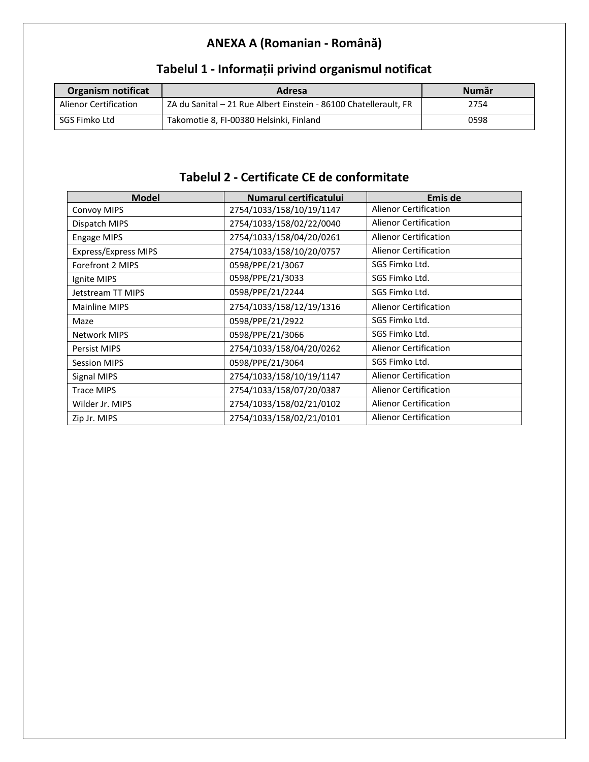# ANEXA A (Romanian - Română)

## Tabelul 1 - Informații privind organismul notificat

| Organism notificat | Adresa | Număr |
|---|---|---|
| Alienor Certification | ZA du Sanital – 21 Rue Albert Einstein - 86100 Chatellerault, FR | 2754 |
| SGS Fimko Ltd | Takomotie 8, FI-00380 Helsinki, Finland | 0598 |

## Tabelul 2 - Certificate CE de conformitate

| Model | Numarul certificatului | Emis de |
|---|---|---|
| Convoy MIPS | 2754/1033/158/10/19/1147 | Alienor Certification |
| Dispatch MIPS | 2754/1033/158/02/22/0040 | Alienor Certification |
| Engage MIPS | 2754/1033/158/04/20/0261 | Alienor Certification |
| Express/Express MIPS | 2754/1033/158/10/20/0757 | Alienor Certification |
| Forefront 2 MIPS | 0598/PPE/21/3067 | SGS Fimko Ltd. |
| Ignite MIPS | 0598/PPE/21/3033 | SGS Fimko Ltd. |
| Jetstream TT MIPS | 0598/PPE/21/2244 | SGS Fimko Ltd. |
| Mainline MIPS | 2754/1033/158/12/19/1316 | Alienor Certification |
| Maze | 0598/PPE/21/2922 | SGS Fimko Ltd. |
| Network MIPS | 0598/PPE/21/3066 | SGS Fimko Ltd. |
| Persist MIPS | 2754/1033/158/04/20/0262 | Alienor Certification |
| Session MIPS | 0598/PPE/21/3064 | SGS Fimko Ltd. |
| Signal MIPS | 2754/1033/158/10/19/1147 | Alienor Certification |
| Trace MIPS | 2754/1033/158/07/20/0387 | Alienor Certification |
| Wilder Jr. MIPS | 2754/1033/158/02/21/0102 | Alienor Certification |
| Zip Jr. MIPS | 2754/1033/158/02/21/0101 | Alienor Certification |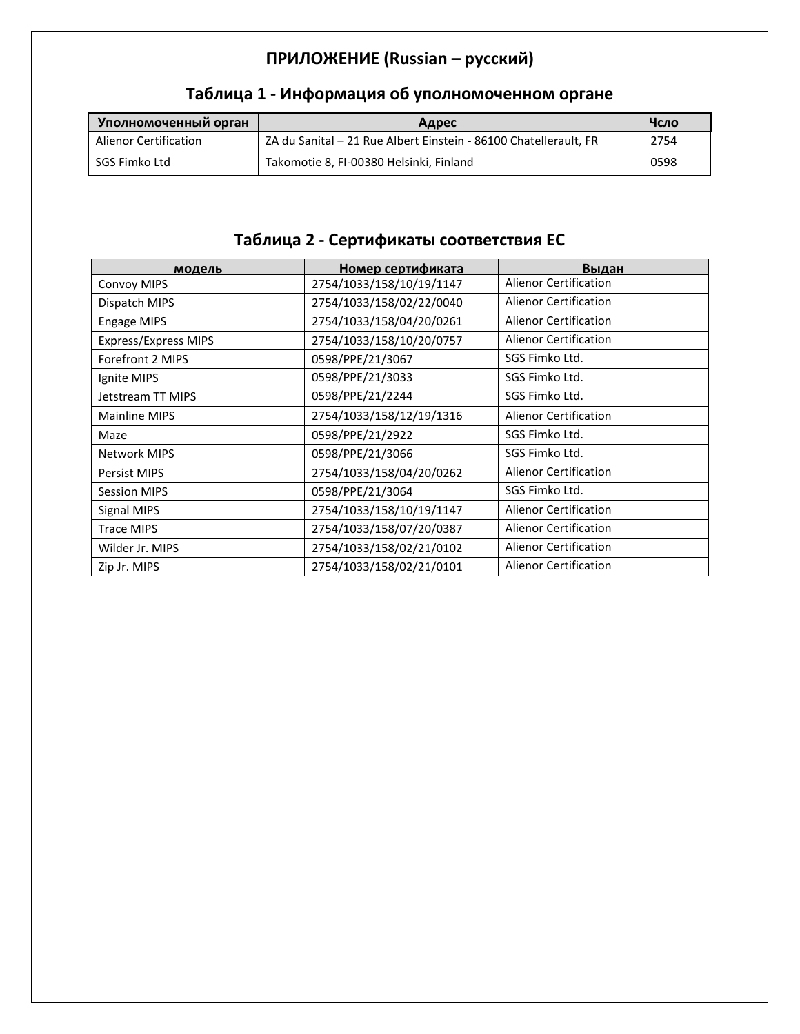# ПРИЛОЖЕНИЕ (Russian – русский)

## Таблица 1 - Информация об уполномоченном органе

| Уполномоченный орган | Адрес | Чсло |
|---|---|---|
| Alienor Certification | ZA du Sanital – 21 Rue Albert Einstein - 86100 Chatellerault, FR | 2754 |
| SGS Fimko Ltd | Takomotie 8, FI-00380 Helsinki, Finland | 0598 |

## Таблица 2 - Сертификаты соответствия ЕС

| модель | Номер сертификата | Выдан |
|---|---|---|
| Convoy MIPS | 2754/1033/158/10/19/1147 | Alienor Certification |
| Dispatch MIPS | 2754/1033/158/02/22/0040 | Alienor Certification |
| Engage MIPS | 2754/1033/158/04/20/0261 | Alienor Certification |
| Express/Express MIPS | 2754/1033/158/10/20/0757 | Alienor Certification |
| Forefront 2 MIPS | 0598/PPE/21/3067 | SGS Fimko Ltd. |
| Ignite MIPS | 0598/PPE/21/3033 | SGS Fimko Ltd. |
| Jetstream TT MIPS | 0598/PPE/21/2244 | SGS Fimko Ltd. |
| Mainline MIPS | 2754/1033/158/12/19/1316 | Alienor Certification |
| Maze | 0598/PPE/21/2922 | SGS Fimko Ltd. |
| Network MIPS | 0598/PPE/21/3066 | SGS Fimko Ltd. |
| Persist MIPS | 2754/1033/158/04/20/0262 | Alienor Certification |
| Session MIPS | 0598/PPE/21/3064 | SGS Fimko Ltd. |
| Signal MIPS | 2754/1033/158/10/19/1147 | Alienor Certification |
| Trace MIPS | 2754/1033/158/07/20/0387 | Alienor Certification |
| Wilder Jr. MIPS | 2754/1033/158/02/21/0102 | Alienor Certification |
| Zip Jr. MIPS | 2754/1033/158/02/21/0101 | Alienor Certification |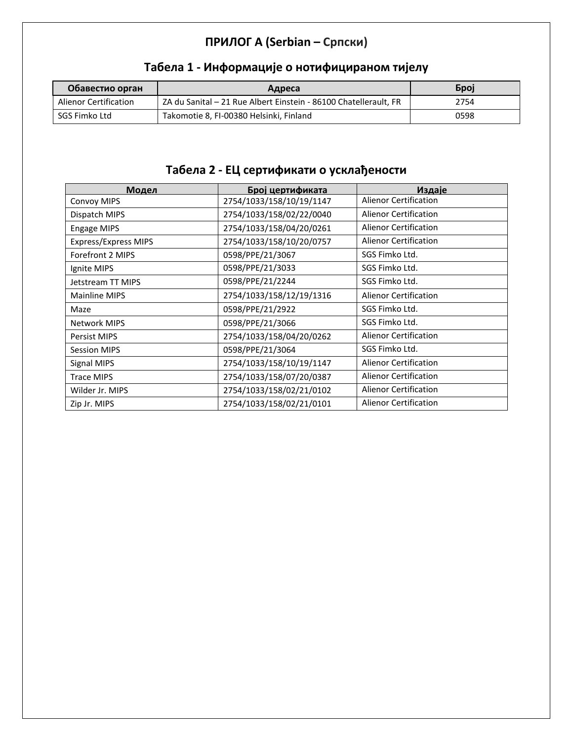# ПРИЛОГ А (Serbian – Српски)

## Табела 1 - Информације о нотифицираном тијелу

| Обавестио орган | Адреса | Број |
|---|---|---|
| Alienor Certification | ZA du Sanital – 21 Rue Albert Einstein - 86100 Chatellerault, FR | 2754 |
| SGS Fimko Ltd | Takomotie 8, FI-00380 Helsinki, Finland | 0598 |

## Табела 2 - ЕЦ сертификати о усклађености

| Модел | Број цертификата | Издаје |
|---|---|---|
| Convoy MIPS | 2754/1033/158/10/19/1147 | Alienor Certification |
| Dispatch MIPS | 2754/1033/158/02/22/0040 | Alienor Certification |
| Engage MIPS | 2754/1033/158/04/20/0261 | Alienor Certification |
| Express/Express MIPS | 2754/1033/158/10/20/0757 | Alienor Certification |
| Forefront 2 MIPS | 0598/PPE/21/3067 | SGS Fimko Ltd. |
| Ignite MIPS | 0598/PPE/21/3033 | SGS Fimko Ltd. |
| Jetstream TT MIPS | 0598/PPE/21/2244 | SGS Fimko Ltd. |
| Mainline MIPS | 2754/1033/158/12/19/1316 | Alienor Certification |
| Maze | 0598/PPE/21/2922 | SGS Fimko Ltd. |
| Network MIPS | 0598/PPE/21/3066 | SGS Fimko Ltd. |
| Persist MIPS | 2754/1033/158/04/20/0262 | Alienor Certification |
| Session MIPS | 0598/PPE/21/3064 | SGS Fimko Ltd. |
| Signal MIPS | 2754/1033/158/10/19/1147 | Alienor Certification |
| Trace MIPS | 2754/1033/158/07/20/0387 | Alienor Certification |
| Wilder Jr. MIPS | 2754/1033/158/02/21/0102 | Alienor Certification |
| Zip Jr. MIPS | 2754/1033/158/02/21/0101 | Alienor Certification |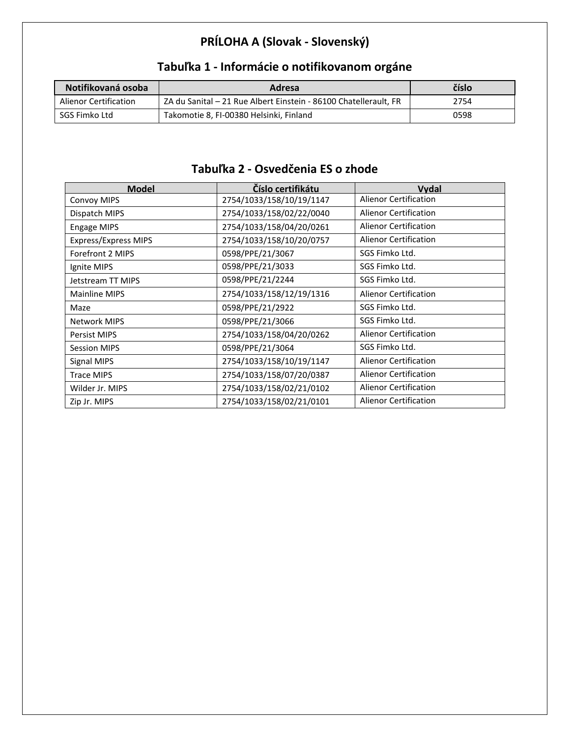# PRÍLOHA A (Slovak - Slovenský)

## Tabuľka 1 - Informácie o notifikovanom orgáne

| Notifikovaná osoba | Adresa | číslo |
|---|---|---|
| Alienor Certification | ZA du Sanital – 21 Rue Albert Einstein - 86100 Chatellerault, FR | 2754 |
| SGS Fimko Ltd | Takomotie 8, FI-00380 Helsinki, Finland | 0598 |

## Tabuľka 2 - Osvedčenia ES o zhode

| Model | Číslo certifikátu | Vydal |
|---|---|---|
| Convoy MIPS | 2754/1033/158/10/19/1147 | Alienor Certification |
| Dispatch MIPS | 2754/1033/158/02/22/0040 | Alienor Certification |
| Engage MIPS | 2754/1033/158/04/20/0261 | Alienor Certification |
| Express/Express MIPS | 2754/1033/158/10/20/0757 | Alienor Certification |
| Forefront 2 MIPS | 0598/PPE/21/3067 | SGS Fimko Ltd. |
| Ignite MIPS | 0598/PPE/21/3033 | SGS Fimko Ltd. |
| Jetstream TT MIPS | 0598/PPE/21/2244 | SGS Fimko Ltd. |
| Mainline MIPS | 2754/1033/158/12/19/1316 | Alienor Certification |
| Maze | 0598/PPE/21/2922 | SGS Fimko Ltd. |
| Network MIPS | 0598/PPE/21/3066 | SGS Fimko Ltd. |
| Persist MIPS | 2754/1033/158/04/20/0262 | Alienor Certification |
| Session MIPS | 0598/PPE/21/3064 | SGS Fimko Ltd. |
| Signal MIPS | 2754/1033/158/10/19/1147 | Alienor Certification |
| Trace MIPS | 2754/1033/158/07/20/0387 | Alienor Certification |
| Wilder Jr. MIPS | 2754/1033/158/02/21/0102 | Alienor Certification |
| Zip Jr. MIPS | 2754/1033/158/02/21/0101 | Alienor Certification |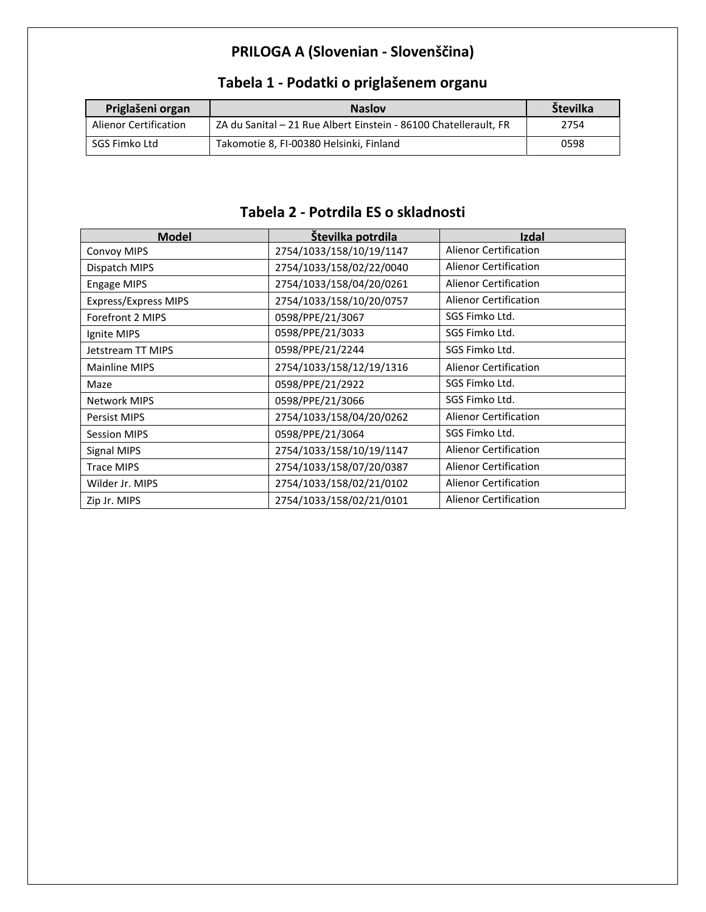# PRILOGA A (Slovenian - Slovenščina)

## Tabela 1 - Podatki o priglašenem organu

| Priglašeni organ | Naslov | Številka |
|---|---|---|
| Alienor Certification | ZA du Sanital – 21 Rue Albert Einstein - 86100 Chatellerault, FR | 2754 |
| SGS Fimko Ltd | Takomotie 8, FI-00380 Helsinki, Finland | 0598 |

## Tabela 2 - Potrdila ES o skladnosti

| Model | Številka potrdila | Izdal |
|---|---|---|
| Convoy MIPS | 2754/1033/158/10/19/1147 | Alienor Certification |
| Dispatch MIPS | 2754/1033/158/02/22/0040 | Alienor Certification |
| Engage MIPS | 2754/1033/158/04/20/0261 | Alienor Certification |
| Express/Express MIPS | 2754/1033/158/10/20/0757 | Alienor Certification |
| Forefront 2 MIPS | 0598/PPE/21/3067 | SGS Fimko Ltd. |
| Ignite MIPS | 0598/PPE/21/3033 | SGS Fimko Ltd. |
| Jetstream TT MIPS | 0598/PPE/21/2244 | SGS Fimko Ltd. |
| Mainline MIPS | 2754/1033/158/12/19/1316 | Alienor Certification |
| Maze | 0598/PPE/21/2922 | SGS Fimko Ltd. |
| Network MIPS | 0598/PPE/21/3066 | SGS Fimko Ltd. |
| Persist MIPS | 2754/1033/158/04/20/0262 | Alienor Certification |
| Session MIPS | 0598/PPE/21/3064 | SGS Fimko Ltd. |
| Signal MIPS | 2754/1033/158/10/19/1147 | Alienor Certification |
| Trace MIPS | 2754/1033/158/07/20/0387 | Alienor Certification |
| Wilder Jr. MIPS | 2754/1033/158/02/21/0102 | Alienor Certification |
| Zip Jr. MIPS | 2754/1033/158/02/21/0101 | Alienor Certification |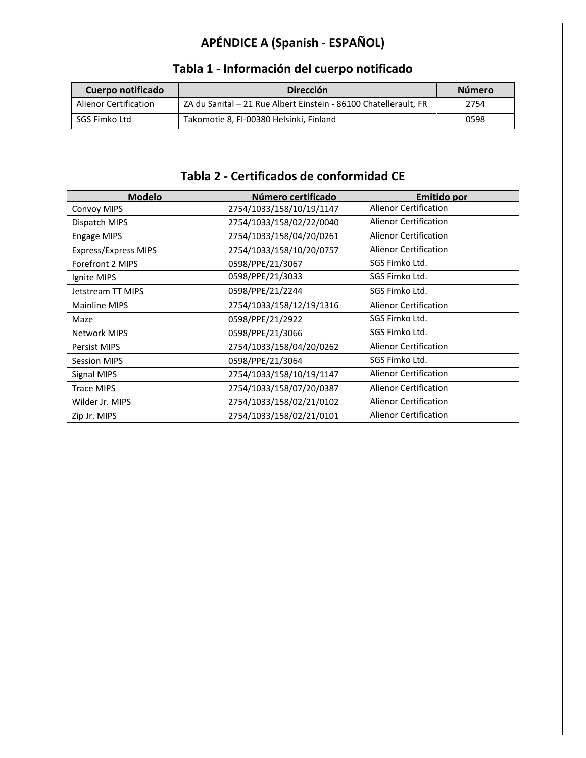# APÉNDICE A (Spanish - ESPAÑOL)

## Tabla 1 - Información del cuerpo notificado

| Cuerpo notificado | Dirección | Número |
|---|---|---|
| Alienor Certification | ZA du Sanital – 21 Rue Albert Einstein - 86100 Chatellerault, FR | 2754 |
| SGS Fimko Ltd | Takomotie 8, FI-00380 Helsinki, Finland | 0598 |

## Tabla 2 - Certificados de conformidad CE

| Modelo | Número certificado | Emitido por |
|---|---|---|
| Convoy MIPS | 2754/1033/158/10/19/1147 | Alienor Certification |
| Dispatch MIPS | 2754/1033/158/02/22/0040 | Alienor Certification |
| Engage MIPS | 2754/1033/158/04/20/0261 | Alienor Certification |
| Express/Express MIPS | 2754/1033/158/10/20/0757 | Alienor Certification |
| Forefront 2 MIPS | 0598/PPE/21/3067 | SGS Fimko Ltd. |
| Ignite MIPS | 0598/PPE/21/3033 | SGS Fimko Ltd. |
| Jetstream TT MIPS | 0598/PPE/21/2244 | SGS Fimko Ltd. |
| Mainline MIPS | 2754/1033/158/12/19/1316 | Alienor Certification |
| Maze | 0598/PPE/21/2922 | SGS Fimko Ltd. |
| Network MIPS | 0598/PPE/21/3066 | SGS Fimko Ltd. |
| Persist MIPS | 2754/1033/158/04/20/0262 | Alienor Certification |
| Session MIPS | 0598/PPE/21/3064 | SGS Fimko Ltd. |
| Signal MIPS | 2754/1033/158/10/19/1147 | Alienor Certification |
| Trace MIPS | 2754/1033/158/07/20/0387 | Alienor Certification |
| Wilder Jr. MIPS | 2754/1033/158/02/21/0102 | Alienor Certification |
| Zip Jr. MIPS | 2754/1033/158/02/21/0101 | Alienor Certification |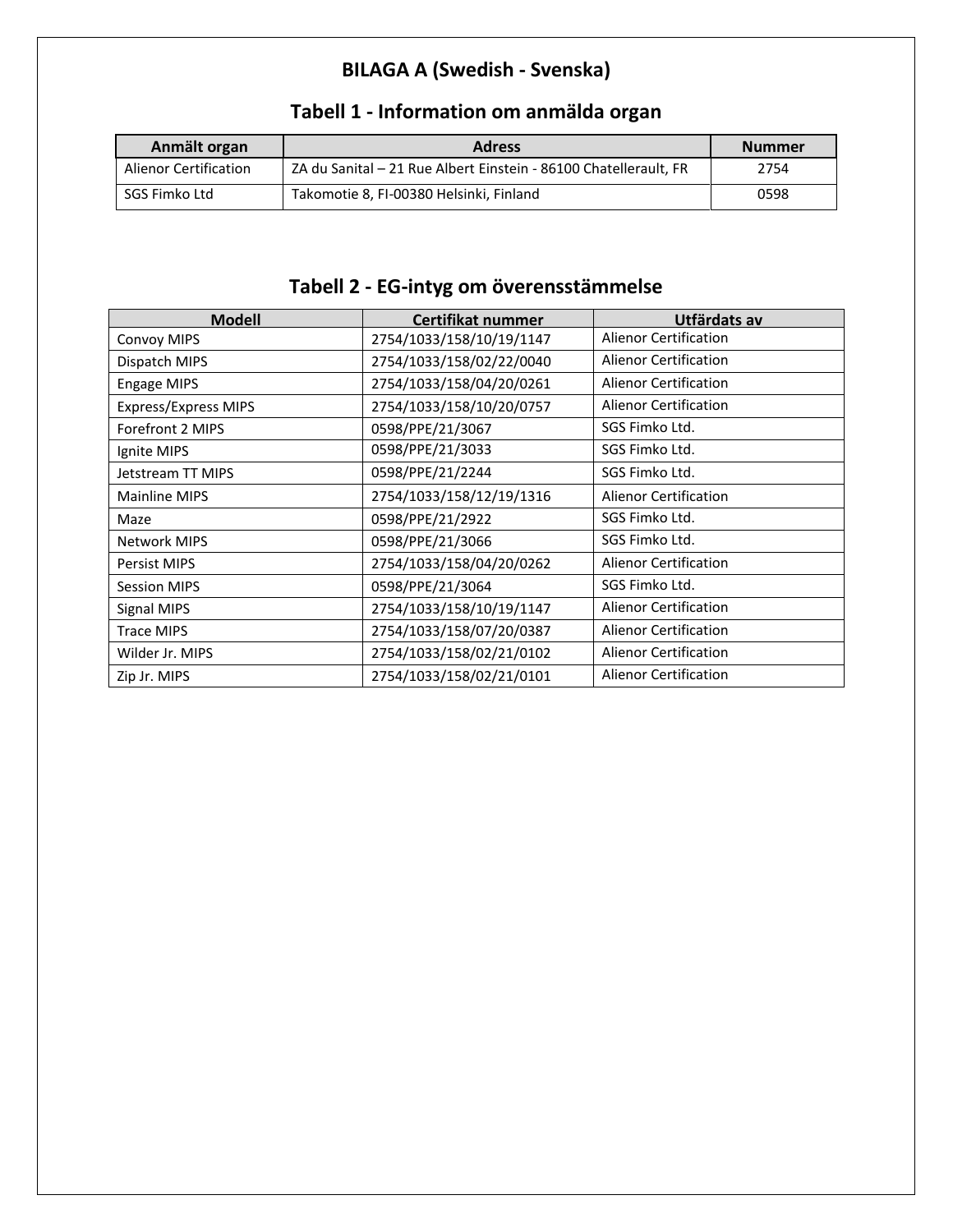# BILAGA A (Swedish - Svenska)

## Tabell 1 - Information om anmälda organ

| Anmält organ | Adress | Nummer |
|---|---|---|
| Alienor Certification | ZA du Sanital – 21 Rue Albert Einstein - 86100 Chatellerault, FR | 2754 |
| SGS Fimko Ltd | Takomotie 8, FI-00380 Helsinki, Finland | 0598 |

## Tabell 2 - EG-intyg om överensstämmelse

| Modell | Certifikat nummer | Utfärdats av |
|---|---|---|
| Convoy MIPS | 2754/1033/158/10/19/1147 | Alienor Certification |
| Dispatch MIPS | 2754/1033/158/02/22/0040 | Alienor Certification |
| Engage MIPS | 2754/1033/158/04/20/0261 | Alienor Certification |
| Express/Express MIPS | 2754/1033/158/10/20/0757 | Alienor Certification |
| Forefront 2 MIPS | 0598/PPE/21/3067 | SGS Fimko Ltd. |
| Ignite MIPS | 0598/PPE/21/3033 | SGS Fimko Ltd. |
| Jetstream TT MIPS | 0598/PPE/21/2244 | SGS Fimko Ltd. |
| Mainline MIPS | 2754/1033/158/12/19/1316 | Alienor Certification |
| Maze | 0598/PPE/21/2922 | SGS Fimko Ltd. |
| Network MIPS | 0598/PPE/21/3066 | SGS Fimko Ltd. |
| Persist MIPS | 2754/1033/158/04/20/0262 | Alienor Certification |
| Session MIPS | 0598/PPE/21/3064 | SGS Fimko Ltd. |
| Signal MIPS | 2754/1033/158/10/19/1147 | Alienor Certification |
| Trace MIPS | 2754/1033/158/07/20/0387 | Alienor Certification |
| Wilder Jr. MIPS | 2754/1033/158/02/21/0102 | Alienor Certification |
| Zip Jr. MIPS | 2754/1033/158/02/21/0101 | Alienor Certification |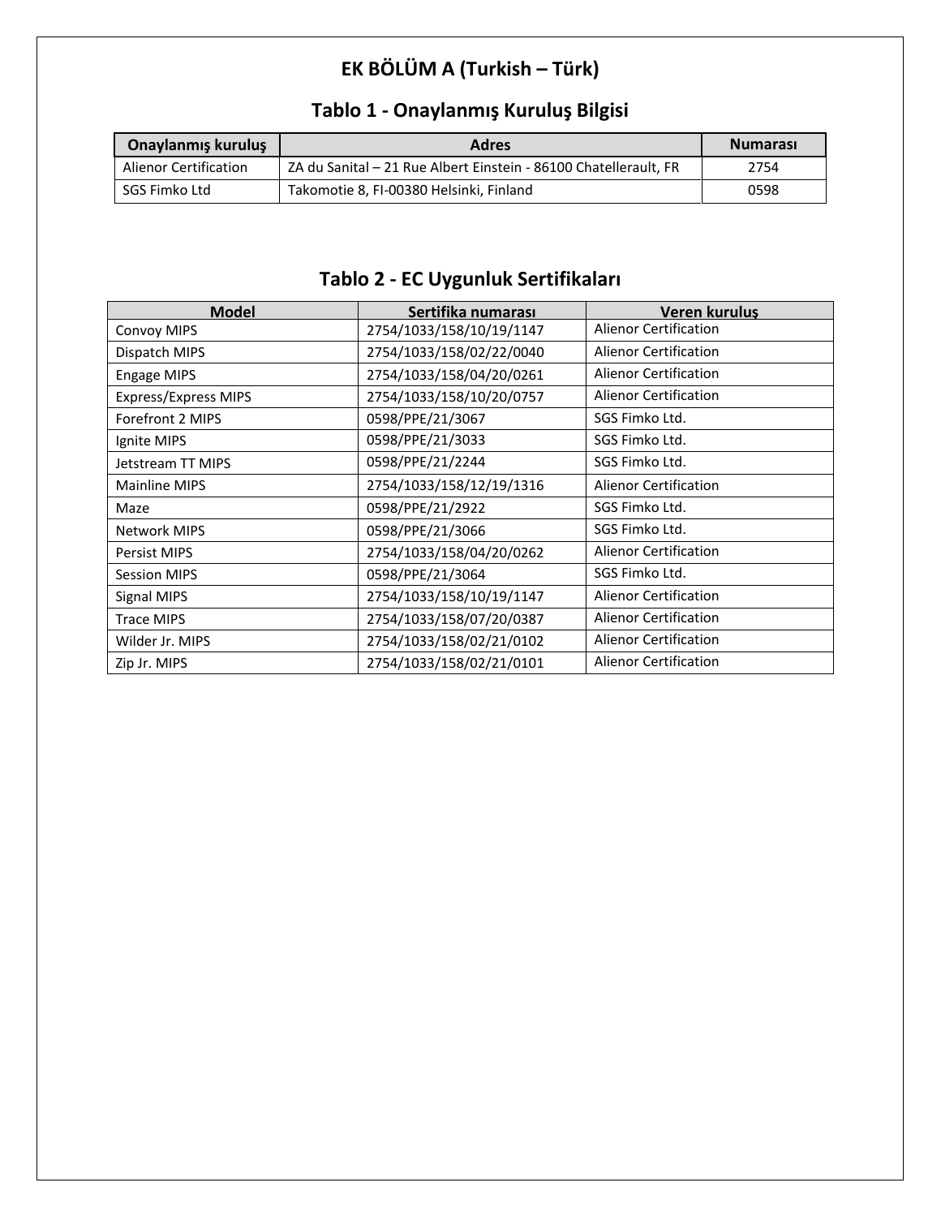# EK BÖLÜM A (Turkish – Türk)

## Tablo 1 - Onaylanmış Kuruluş Bilgisi

| Onaylanmış kuruluş | Adres | Numarası |
|---|---|---|
| Alienor Certification | ZA du Sanital – 21 Rue Albert Einstein - 86100 Chatellerault, FR | 2754 |
| SGS Fimko Ltd | Takomotie 8, FI-00380 Helsinki, Finland | 0598 |

## Tablo 2 - EC Uygunluk Sertifikaları

| Model | Sertifika numarası | Veren kuruluş |
|---|---|---|
| Convoy MIPS | 2754/1033/158/10/19/1147 | Alienor Certification |
| Dispatch MIPS | 2754/1033/158/02/22/0040 | Alienor Certification |
| Engage MIPS | 2754/1033/158/04/20/0261 | Alienor Certification |
| Express/Express MIPS | 2754/1033/158/10/20/0757 | Alienor Certification |
| Forefront 2 MIPS | 0598/PPE/21/3067 | SGS Fimko Ltd. |
| Ignite MIPS | 0598/PPE/21/3033 | SGS Fimko Ltd. |
| Jetstream TT MIPS | 0598/PPE/21/2244 | SGS Fimko Ltd. |
| Mainline MIPS | 2754/1033/158/12/19/1316 | Alienor Certification |
| Maze | 0598/PPE/21/2922 | SGS Fimko Ltd. |
| Network MIPS | 0598/PPE/21/3066 | SGS Fimko Ltd. |
| Persist MIPS | 2754/1033/158/04/20/0262 | Alienor Certification |
| Session MIPS | 0598/PPE/21/3064 | SGS Fimko Ltd. |
| Signal MIPS | 2754/1033/158/10/19/1147 | Alienor Certification |
| Trace MIPS | 2754/1033/158/07/20/0387 | Alienor Certification |
| Wilder Jr. MIPS | 2754/1033/158/02/21/0102 | Alienor Certification |
| Zip Jr. MIPS | 2754/1033/158/02/21/0101 | Alienor Certification |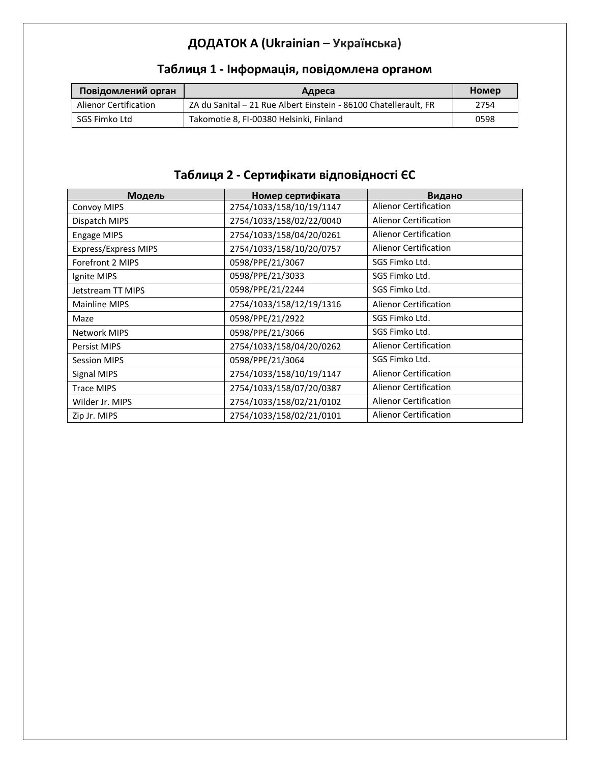## ДОДАТОК A (Ukrainian – Українська)

### Таблиця 1 - Інформація, повідомлена органом

| Повідомлений орган | Адреса | Номер |
|---|---|---|
| Alienor Certification | ZA du Sanital – 21 Rue Albert Einstein - 86100 Chatellerault, FR | 2754 |
| SGS Fimko Ltd | Takomotie 8, FI-00380 Helsinki, Finland | 0598 |

### Таблиця 2 - Сертифікати відповідності ЄС

| Модель | Номер сертифіката | Видано |
|---|---|---|
| Convoy MIPS | 2754/1033/158/10/19/1147 | Alienor Certification |
| Dispatch MIPS | 2754/1033/158/02/22/0040 | Alienor Certification |
| Engage MIPS | 2754/1033/158/04/20/0261 | Alienor Certification |
| Express/Express MIPS | 2754/1033/158/10/20/0757 | Alienor Certification |
| Forefront 2 MIPS | 0598/PPE/21/3067 | SGS Fimko Ltd. |
| Ignite MIPS | 0598/PPE/21/3033 | SGS Fimko Ltd. |
| Jetstream TT MIPS | 0598/PPE/21/2244 | SGS Fimko Ltd. |
| Mainline MIPS | 2754/1033/158/12/19/1316 | Alienor Certification |
| Maze | 0598/PPE/21/2922 | SGS Fimko Ltd. |
| Network MIPS | 0598/PPE/21/3066 | SGS Fimko Ltd. |
| Persist MIPS | 2754/1033/158/04/20/0262 | Alienor Certification |
| Session MIPS | 0598/PPE/21/3064 | SGS Fimko Ltd. |
| Signal MIPS | 2754/1033/158/10/19/1147 | Alienor Certification |
| Trace MIPS | 2754/1033/158/07/20/0387 | Alienor Certification |
| Wilder Jr. MIPS | 2754/1033/158/02/21/0102 | Alienor Certification |
| Zip Jr. MIPS | 2754/1033/158/02/21/0101 | Alienor Certification |